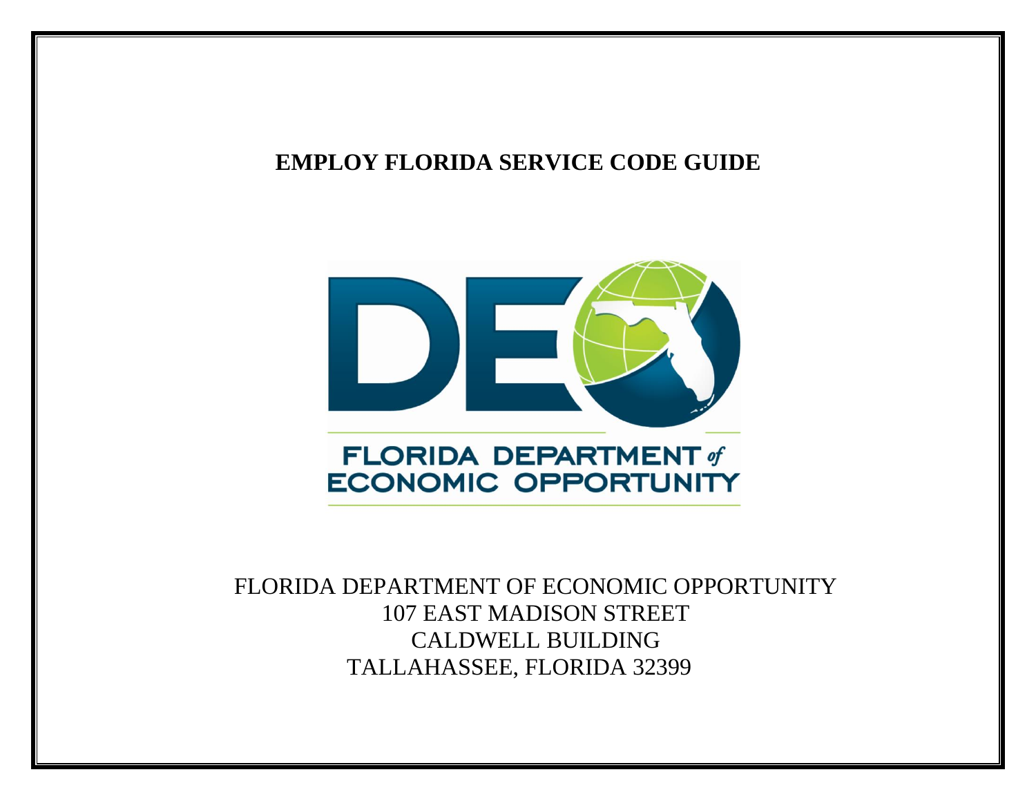# EMPLOY FLORIDA SERVICE CODE GUIDE

FLORIDA DEPARTMENT of ECONOMIC OPPORTUNITY

FLORIDA DEPARTMENT OF ECONOMIC OPPORTUNITY
107 EAST MADISON STREET
CALDWELL BUILDING
TALLAHASSEE, FLORIDA 32399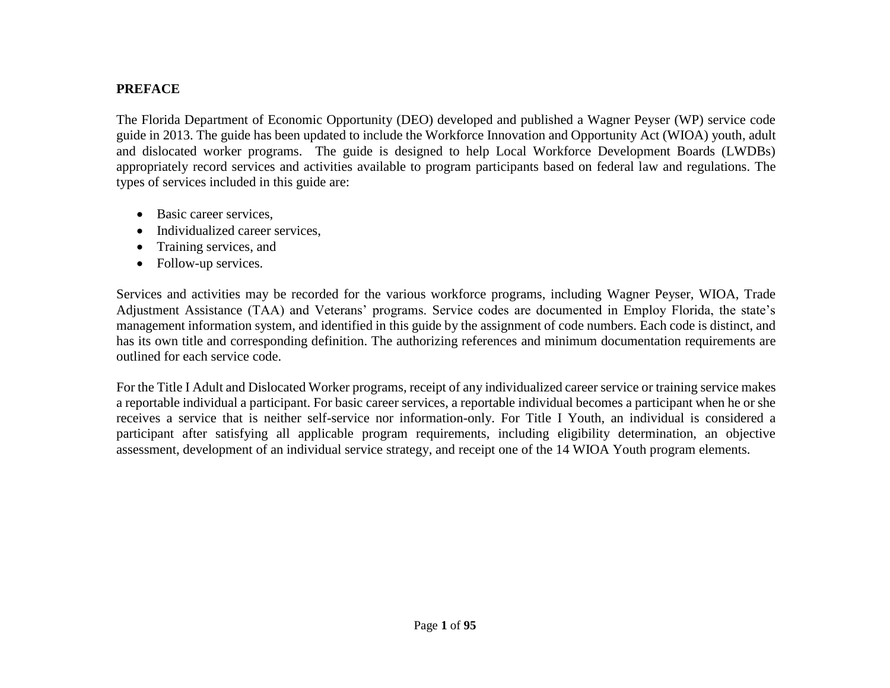## PREFACE

The Florida Department of Economic Opportunity (DEO) developed and published a Wagner Peyser (WP) service code guide in 2013. The guide has been updated to include the Workforce Innovation and Opportunity Act (WIOA) youth, adult and dislocated worker programs. The guide is designed to help Local Workforce Development Boards (LWDBs) appropriately record services and activities available to program participants based on federal law and regulations. The types of services included in this guide are:

- Basic career services,
- Individualized career services,
- Training services, and
- Follow-up services.

Services and activities may be recorded for the various workforce programs, including Wagner Peyser, WIOA, Trade Adjustment Assistance (TAA) and Veterans' programs. Service codes are documented in Employ Florida, the state's management information system, and identified in this guide by the assignment of code numbers. Each code is distinct, and has its own title and corresponding definition. The authorizing references and minimum documentation requirements are outlined for each service code.

For the Title I Adult and Dislocated Worker programs, receipt of any individualized career service or training service makes a reportable individual a participant. For basic career services, a reportable individual becomes a participant when he or she receives a service that is neither self-service nor information-only. For Title I Youth, an individual is considered a participant after satisfying all applicable program requirements, including eligibility determination, an objective assessment, development of an individual service strategy, and receipt one of the 14 WIOA Youth program elements.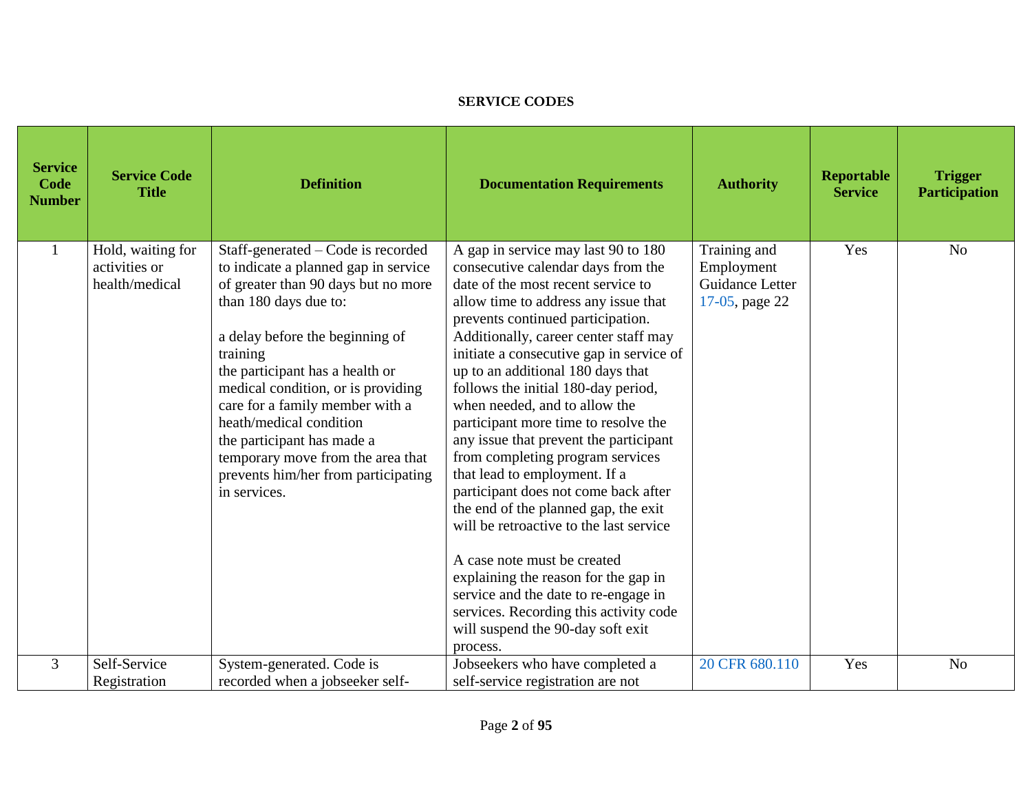**SERVICE CODES**

| Service Code Number | Service Code Title | Definition | Documentation Requirements | Authority | Reportable Service | Trigger Participation |
|---|---|---|---|---|---|---|
| 1 | Hold, waiting for activities or health/medical | Staff-generated – Code is recorded to indicate a planned gap in service of greater than 90 days but no more than 180 days due to:<br><br>a delay before the beginning of training<br>the participant has a health or medical condition, or is providing care for a family member with a heath/medical condition<br>the participant has made a temporary move from the area that prevents him/her from participating in services. | A gap in service may last 90 to 180 consecutive calendar days from the date of the most recent service to allow time to address any issue that prevents continued participation. Additionally, career center staff may initiate a consecutive gap in service of up to an additional 180 days that follows the initial 180-day period, when needed, and to allow the participant more time to resolve the any issue that prevent the participant from completing program services that lead to employment. If a participant does not come back after the end of the planned gap, the exit will be retroactive to the last service<br><br>A case note must be created explaining the reason for the gap in service and the date to re-engage in services. Recording this activity code will suspend the 90-day soft exit process. | Training and Employment Guidance Letter 17-05, page 22 | Yes | No |
| 3 | Self-Service Registration | System-generated. Code is recorded when a jobseeker self- | Jobseekers who have completed a self-service registration are not | 20 CFR 680.110 | Yes | No |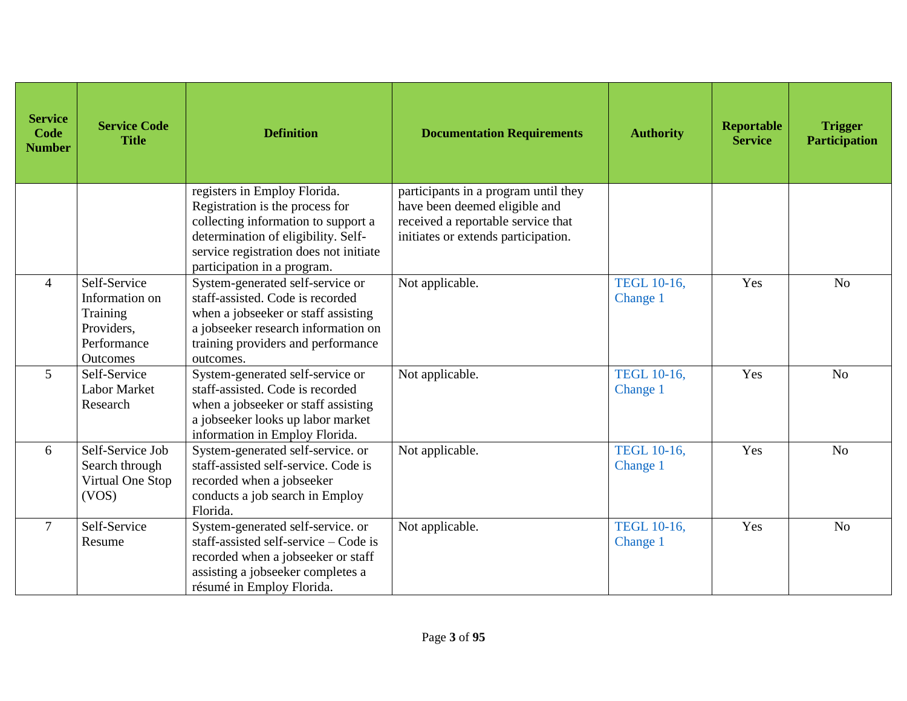| Service Code Number | Service Code Title | Definition | Documentation Requirements | Authority | Reportable Service | Trigger Participation |
|---|---|---|---|---|---|---|
| | | registers in Employ Florida. Registration is the process for collecting information to support a determination of eligibility. Self-service registration does not initiate participation in a program. | participants in a program until they have been deemed eligible and received a reportable service that initiates or extends participation. | | | |
| 4 | Self-Service Information on Training Providers, Performance Outcomes | System-generated self-service or staff-assisted. Code is recorded when a jobseeker or staff assisting a jobseeker research information on training providers and performance outcomes. | Not applicable. | TEGL 10-16, Change 1 | Yes | No |
| 5 | Self-Service Labor Market Research | System-generated self-service or staff-assisted. Code is recorded when a jobseeker or staff assisting a jobseeker looks up labor market information in Employ Florida. | Not applicable. | TEGL 10-16, Change 1 | Yes | No |
| 6 | Self-Service Job Search through Virtual One Stop (VOS) | System-generated self-service. or staff-assisted self-service. Code is recorded when a jobseeker conducts a job search in Employ Florida. | Not applicable. | TEGL 10-16, Change 1 | Yes | No |
| 7 | Self-Service Resume | System-generated self-service. or staff-assisted self-service – Code is recorded when a jobseeker or staff assisting a jobseeker completes a résumé in Employ Florida. | Not applicable. | TEGL 10-16, Change 1 | Yes | No |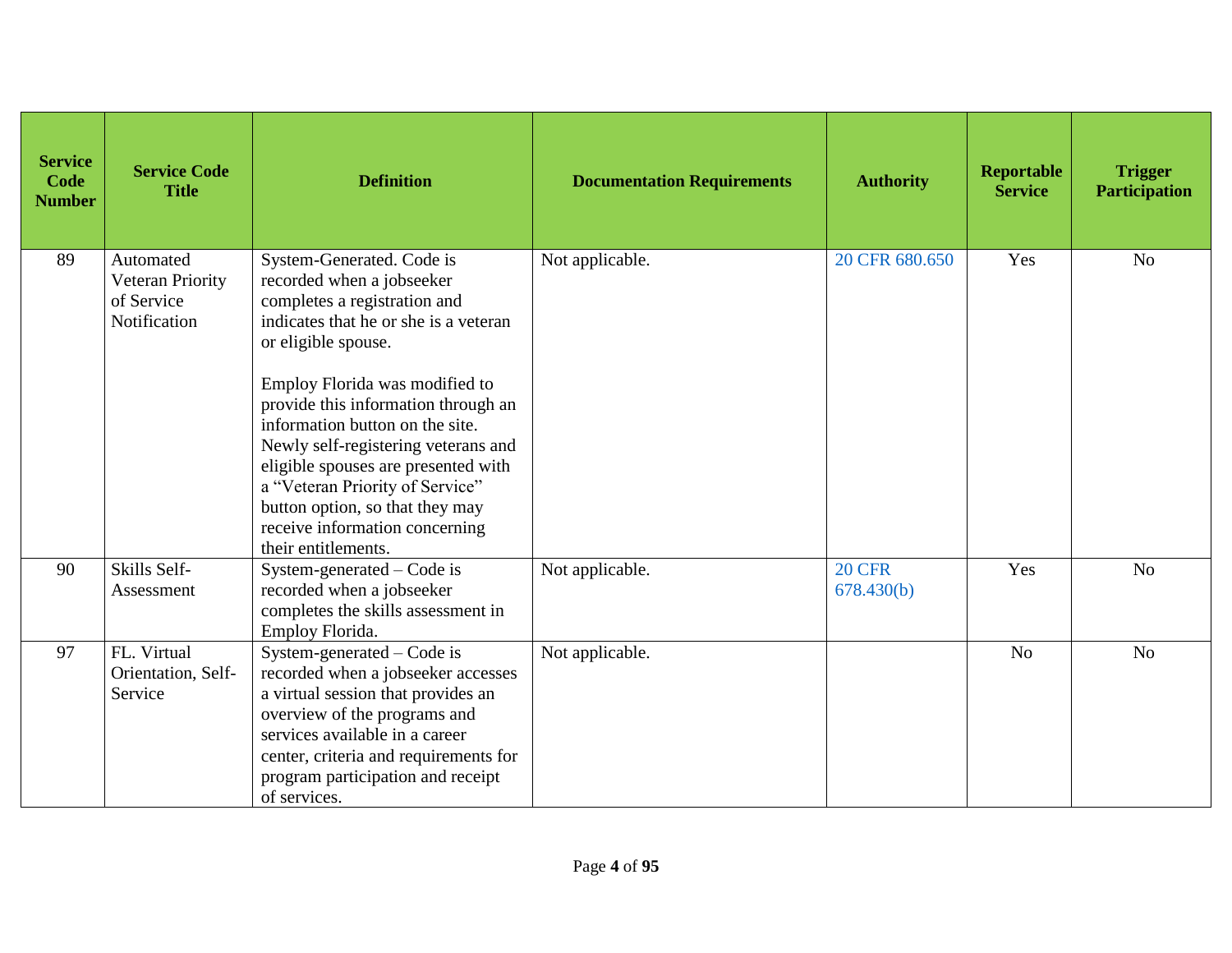| Service Code Number | Service Code Title | Definition | Documentation Requirements | Authority | Reportable Service | Trigger Participation |
|---|---|---|---|---|---|---|
| 89 | Automated Veteran Priority of Service Notification | System-Generated. Code is recorded when a jobseeker completes a registration and indicates that he or she is a veteran or eligible spouse.<br><br>Employ Florida was modified to provide this information through an information button on the site. Newly self-registering veterans and eligible spouses are presented with a "Veteran Priority of Service" button option, so that they may receive information concerning their entitlements. | Not applicable. | 20 CFR 680.650 | Yes | No |
| 90 | Skills Self-Assessment | System-generated – Code is recorded when a jobseeker completes the skills assessment in Employ Florida. | Not applicable. | 20 CFR 678.430(b) | Yes | No |
| 97 | FL. Virtual Orientation, Self-Service | System-generated – Code is recorded when a jobseeker accesses a virtual session that provides an overview of the programs and services available in a career center, criteria and requirements for program participation and receipt of services. | Not applicable. | | No | No |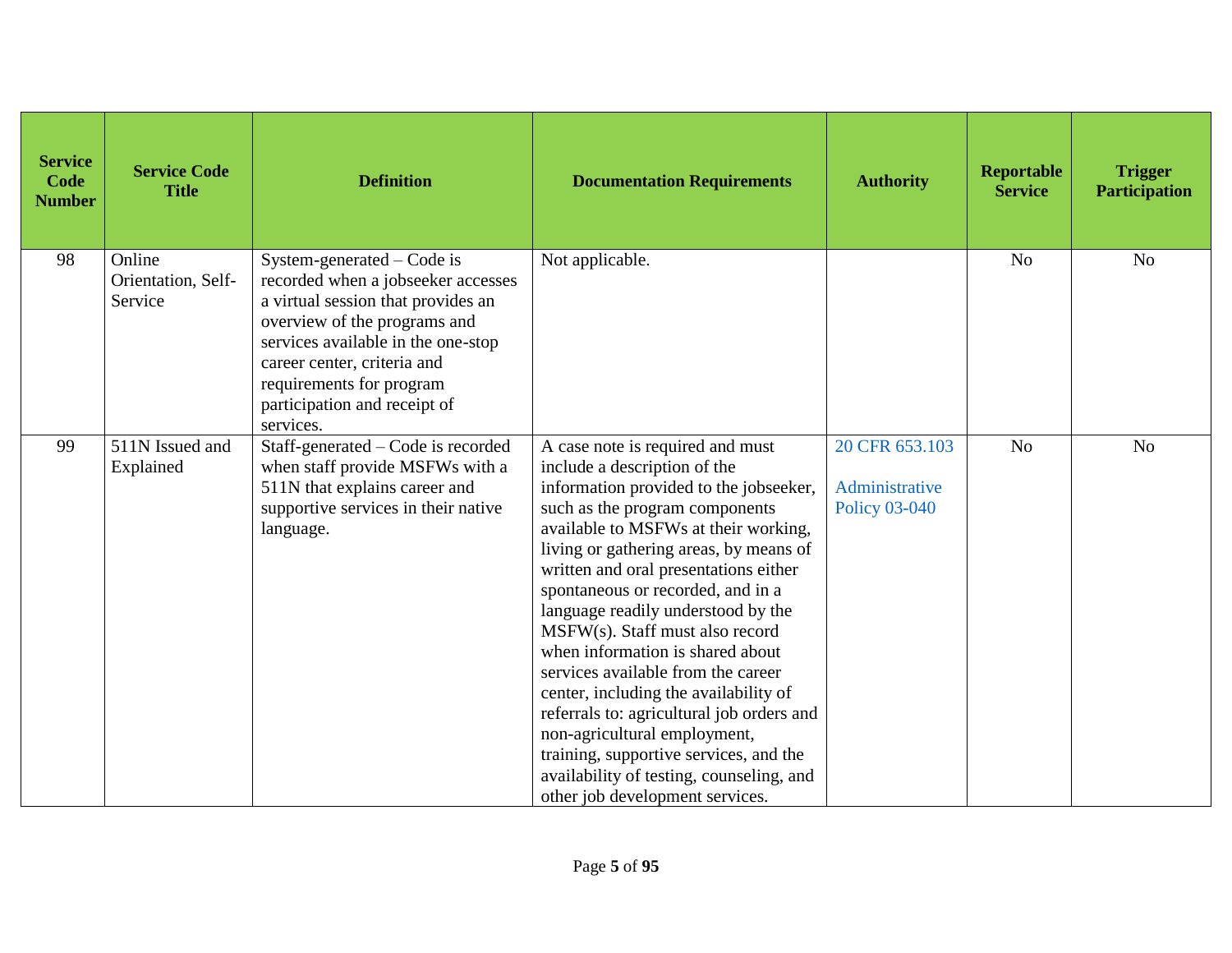| Service Code Number | Service Code Title | Definition | Documentation Requirements | Authority | Reportable Service | Trigger Participation |
|---|---|---|---|---|---|---|
| 98 | Online Orientation, Self-Service | System-generated – Code is recorded when a jobseeker accesses a virtual session that provides an overview of the programs and services available in the one-stop career center, criteria and requirements for program participation and receipt of services. | Not applicable. | | No | No |
| 99 | 511N Issued and Explained | Staff-generated – Code is recorded when staff provide MSFWs with a 511N that explains career and supportive services in their native language. | A case note is required and must include a description of the information provided to the jobseeker, such as the program components available to MSFWs at their working, living or gathering areas, by means of written and oral presentations either spontaneous or recorded, and in a language readily understood by the MSFW(s). Staff must also record when information is shared about services available from the career center, including the availability of referrals to: agricultural job orders and non-agricultural employment, training, supportive services, and the availability of testing, counseling, and other job development services. | 20 CFR 653.103<br><br>Administrative Policy 03-040 | No | No |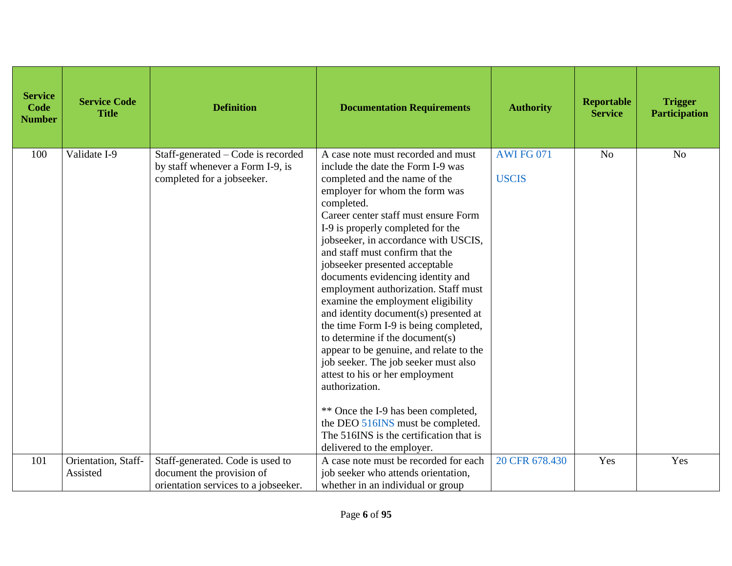| Service Code Number | Service Code Title | Definition | Documentation Requirements | Authority | Reportable Service | Trigger Participation |
|---|---|---|---|---|---|---|
| 100 | Validate I-9 | Staff-generated – Code is recorded by staff whenever a Form I-9, is completed for a jobseeker. | A case note must recorded and must include the date the Form I-9 was completed and the name of the employer for whom the form was completed.<br>Career center staff must ensure Form I-9 is properly completed for the jobseeker, in accordance with USCIS, and staff must confirm that the jobseeker presented acceptable documents evidencing identity and employment authorization. Staff must examine the employment eligibility and identity document(s) presented at the time Form I-9 is being completed, to determine if the document(s) appear to be genuine, and relate to the job seeker. The job seeker must also attest to his or her employment authorization.<br><br>** Once the I-9 has been completed, the DEO 516INS must be completed. The 516INS is the certification that is delivered to the employer. | AWI FG 071<br><br>USCIS | No | No |
| 101 | Orientation, Staff-Assisted | Staff-generated. Code is used to document the provision of orientation services to a jobseeker. | A case note must be recorded for each job seeker who attends orientation, whether in an individual or group | 20 CFR 678.430 | Yes | Yes |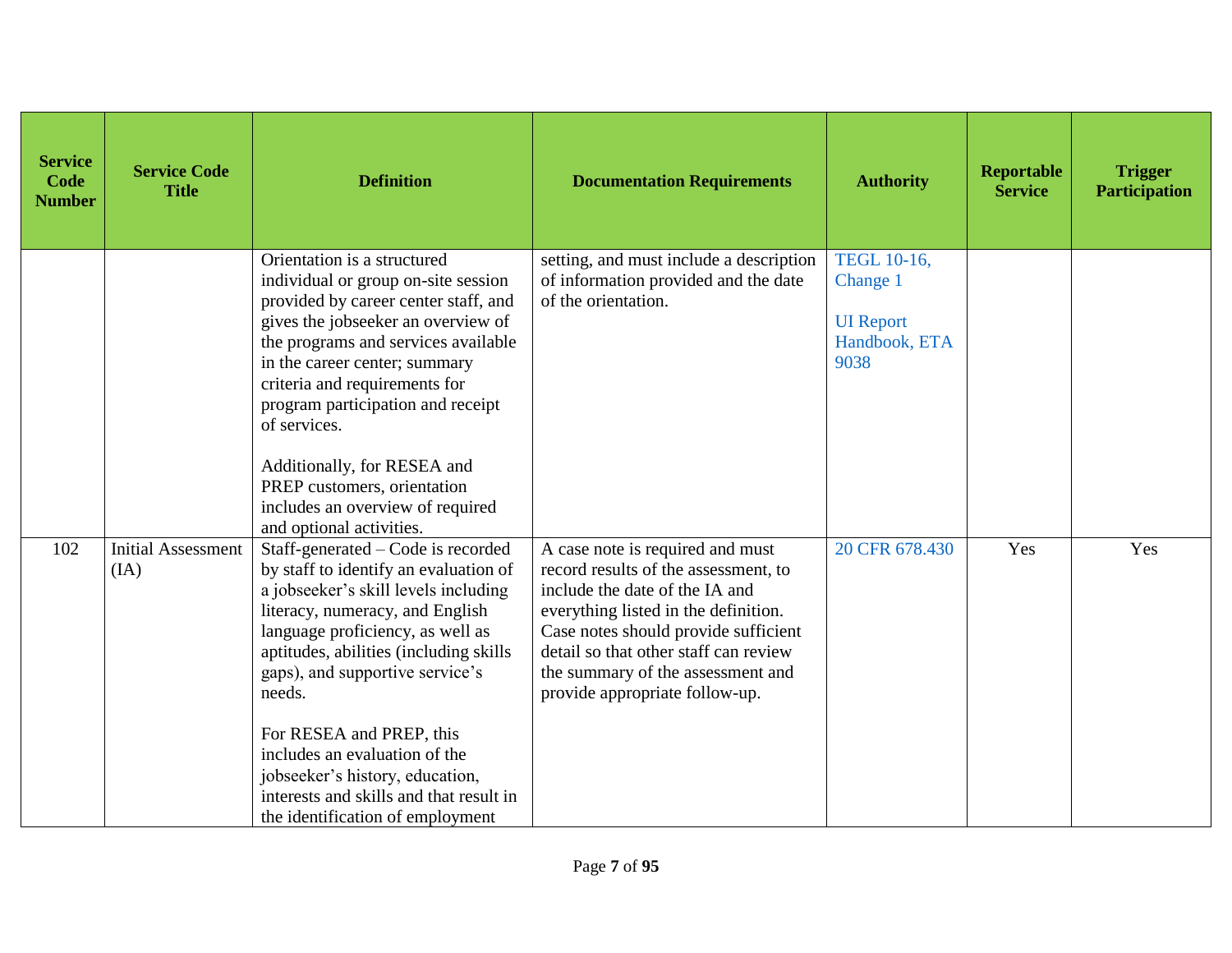| Service Code Number | Service Code Title | Definition | Documentation Requirements | Authority | Reportable Service | Trigger Participation |
|---|---|---|---|---|---|---|
| | | Orientation is a structured individual or group on-site session provided by career center staff, and gives the jobseeker an overview of the programs and services available in the career center; summary criteria and requirements for program participation and receipt of services.<br><br>Additionally, for RESEA and PREP customers, orientation includes an overview of required and optional activities. | setting, and must include a description of information provided and the date of the orientation. | TEGL 10-16, Change 1<br><br>UI Report Handbook, ETA 9038 | | |
| 102 | Initial Assessment (IA) | Staff-generated – Code is recorded by staff to identify an evaluation of a jobseeker's skill levels including literacy, numeracy, and English language proficiency, as well as aptitudes, abilities (including skills gaps), and supportive service's needs.<br><br>For RESEA and PREP, this includes an evaluation of the jobseeker's history, education, interests and skills and that result in the identification of employment | A case note is required and must record results of the assessment, to include the date of the IA and everything listed in the definition. Case notes should provide sufficient detail so that other staff can review the summary of the assessment and provide appropriate follow-up. | 20 CFR 678.430 | Yes | Yes |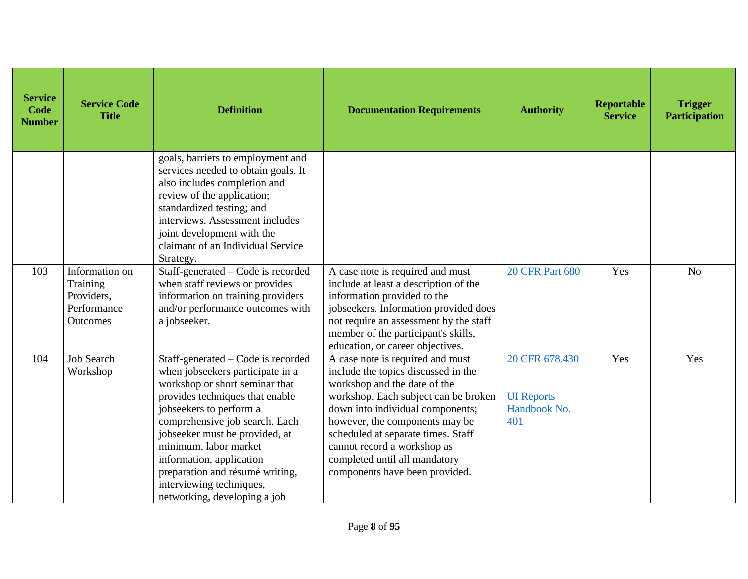| Service Code Number | Service Code Title | Definition | Documentation Requirements | Authority | Reportable Service | Trigger Participation |
|---|---|---|---|---|---|---|
| | | goals, barriers to employment and services needed to obtain goals. It also includes completion and review of the application; standardized testing; and interviews. Assessment includes joint development with the claimant of an Individual Service Strategy. | | | | |
| 103 | Information on Training Providers, Performance Outcomes | Staff-generated – Code is recorded when staff reviews or provides information on training providers and/or performance outcomes with a jobseeker. | A case note is required and must include at least a description of the information provided to the jobseekers. Information provided does not require an assessment by the staff member of the participant's skills, education, or career objectives. | 20 CFR Part 680 | Yes | No |
| 104 | Job Search Workshop | Staff-generated – Code is recorded when jobseekers participate in a workshop or short seminar that provides techniques that enable jobseekers to perform a comprehensive job search. Each jobseeker must be provided, at minimum, labor market information, application preparation and résumé writing, interviewing techniques, networking, developing a job | A case note is required and must include the topics discussed in the workshop and the date of the workshop. Each subject can be broken down into individual components; however, the components may be scheduled at separate times. Staff cannot record a workshop as completed until all mandatory components have been provided. | 20 CFR 678.430<br><br>UI Reports Handbook No. 401 | Yes | Yes |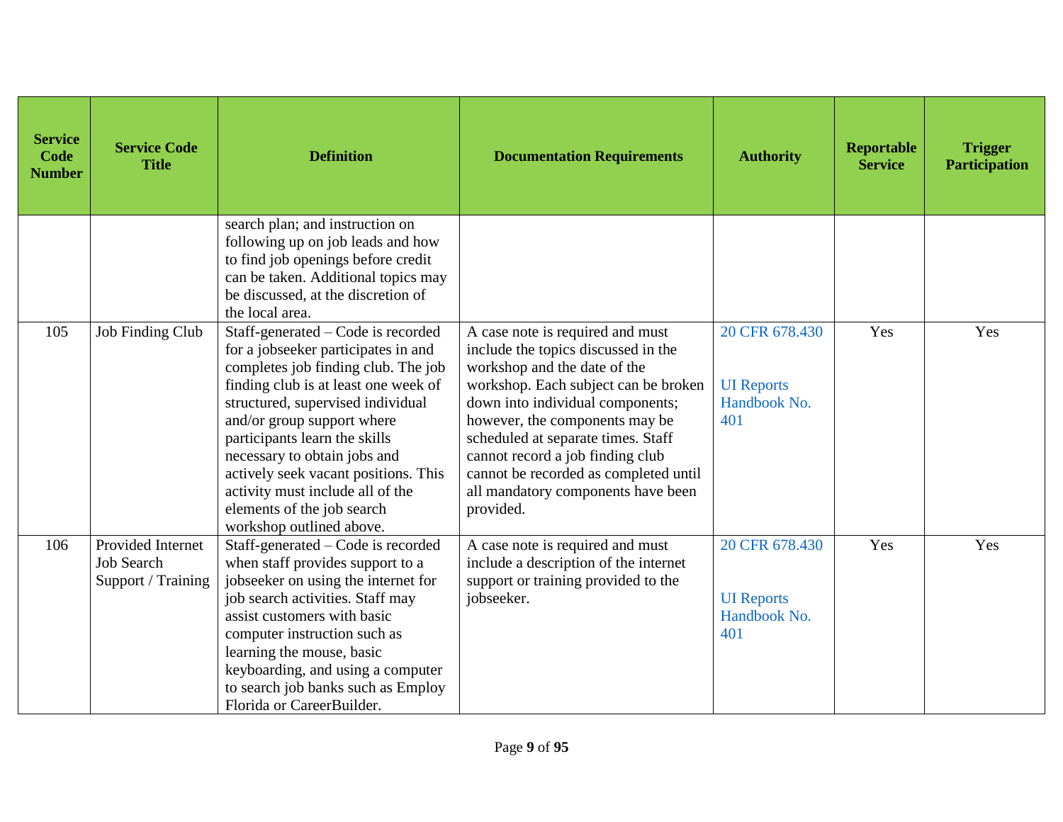| Service Code Number | Service Code Title | Definition | Documentation Requirements | Authority | Reportable Service | Trigger Participation |
|---|---|---|---|---|---|---|
| | | search plan; and instruction on following up on job leads and how to find job openings before credit can be taken. Additional topics may be discussed, at the discretion of the local area. | | | | |
| 105 | Job Finding Club | Staff-generated – Code is recorded for a jobseeker participates in and completes job finding club. The job finding club is at least one week of structured, supervised individual and/or group support where participants learn the skills necessary to obtain jobs and actively seek vacant positions. This activity must include all of the elements of the job search workshop outlined above. | A case note is required and must include the topics discussed in the workshop and the date of the workshop. Each subject can be broken down into individual components; however, the components may be scheduled at separate times. Staff cannot record a job finding club cannot be recorded as completed until all mandatory components have been provided. | 20 CFR 678.430<br><br>UI Reports Handbook No. 401 | Yes | Yes |
| 106 | Provided Internet Job Search Support / Training | Staff-generated – Code is recorded when staff provides support to a jobseeker on using the internet for job search activities. Staff may assist customers with basic computer instruction such as learning the mouse, basic keyboarding, and using a computer to search job banks such as Employ Florida or CareerBuilder. | A case note is required and must include a description of the internet support or training provided to the jobseeker. | 20 CFR 678.430<br><br>UI Reports Handbook No. 401 | Yes | Yes |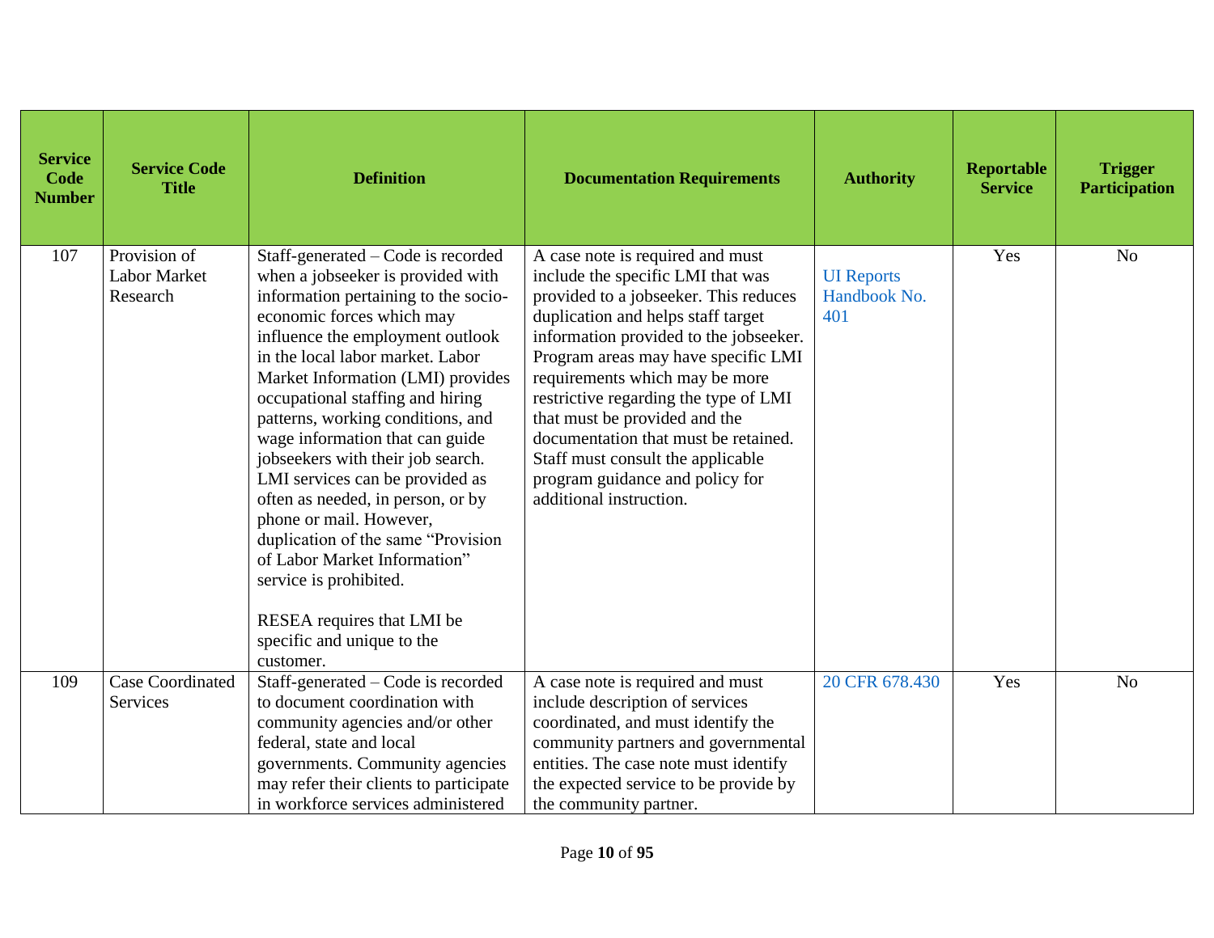| Service Code Number | Service Code Title | Definition | Documentation Requirements | Authority | Reportable Service | Trigger Participation |
|---|---|---|---|---|---|---|
| 107 | Provision of Labor Market Research | Staff-generated – Code is recorded when a jobseeker is provided with information pertaining to the socio-economic forces which may influence the employment outlook in the local labor market. Labor Market Information (LMI) provides occupational staffing and hiring patterns, working conditions, and wage information that can guide jobseekers with their job search. LMI services can be provided as often as needed, in person, or by phone or mail. However, duplication of the same "Provision of Labor Market Information" service is prohibited.<br><br>RESEA requires that LMI be specific and unique to the customer. | A case note is required and must include the specific LMI that was provided to a jobseeker. This reduces duplication and helps staff target information provided to the jobseeker. Program areas may have specific LMI requirements which may be more restrictive regarding the type of LMI that must be provided and the documentation that must be retained. Staff must consult the applicable program guidance and policy for additional instruction. | UI Reports Handbook No. 401 | Yes | No |
| 109 | Case Coordinated Services | Staff-generated – Code is recorded to document coordination with community agencies and/or other federal, state and local governments. Community agencies may refer their clients to participate in workforce services administered | A case note is required and must include description of services coordinated, and must identify the community partners and governmental entities. The case note must identify the expected service to be provide by the community partner. | 20 CFR 678.430 | Yes | No |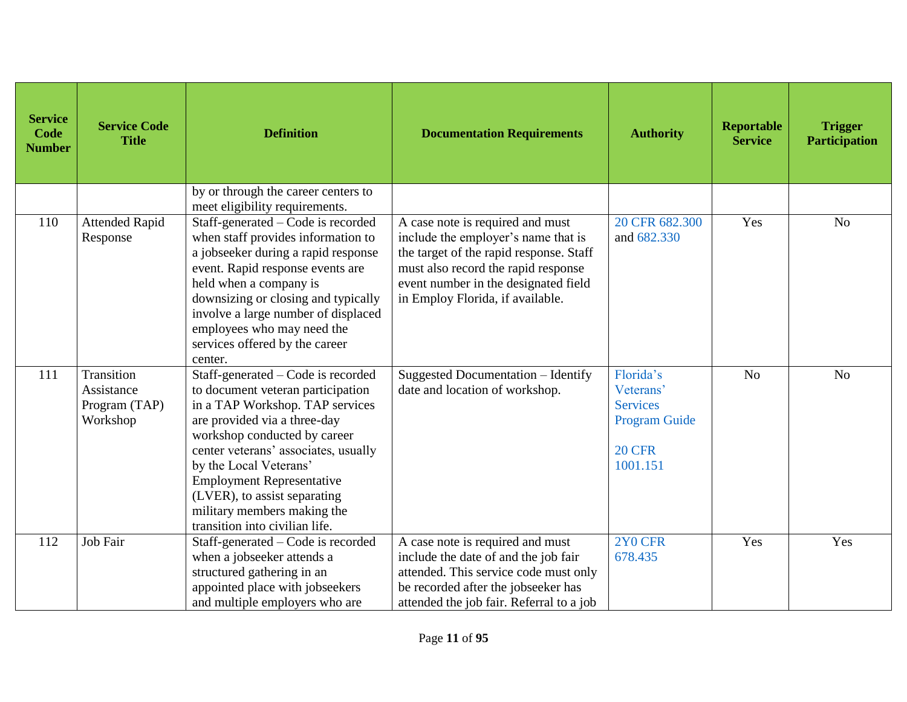| Service Code Number | Service Code Title | Definition | Documentation Requirements | Authority | Reportable Service | Trigger Participation |
|---|---|---|---|---|---|---|
| | | by or through the career centers to meet eligibility requirements. | | | | |
| 110 | Attended Rapid Response | Staff-generated – Code is recorded when staff provides information to a jobseeker during a rapid response event. Rapid response events are held when a company is downsizing or closing and typically involve a large number of displaced employees who may need the services offered by the career center. | A case note is required and must include the employer's name that is the target of the rapid response. Staff must also record the rapid response event number in the designated field in Employ Florida, if available. | 20 CFR 682.300 and 682.330 | Yes | No |
| 111 | Transition Assistance Program (TAP) Workshop | Staff-generated – Code is recorded to document veteran participation in a TAP Workshop. TAP services are provided via a three-day workshop conducted by career center veterans' associates, usually by the Local Veterans' Employment Representative (LVER), to assist separating military members making the transition into civilian life. | Suggested Documentation – Identify date and location of workshop. | Florida's Veterans' Services Program Guide<br><br>20 CFR 1001.151 | No | No |
| 112 | Job Fair | Staff-generated – Code is recorded when a jobseeker attends a structured gathering in an appointed place with jobseekers and multiple employers who are | A case note is required and must include the date of and the job fair attended. This service code must only be recorded after the jobseeker has attended the job fair. Referral to a job | 2Y0 CFR 678.435 | Yes | Yes |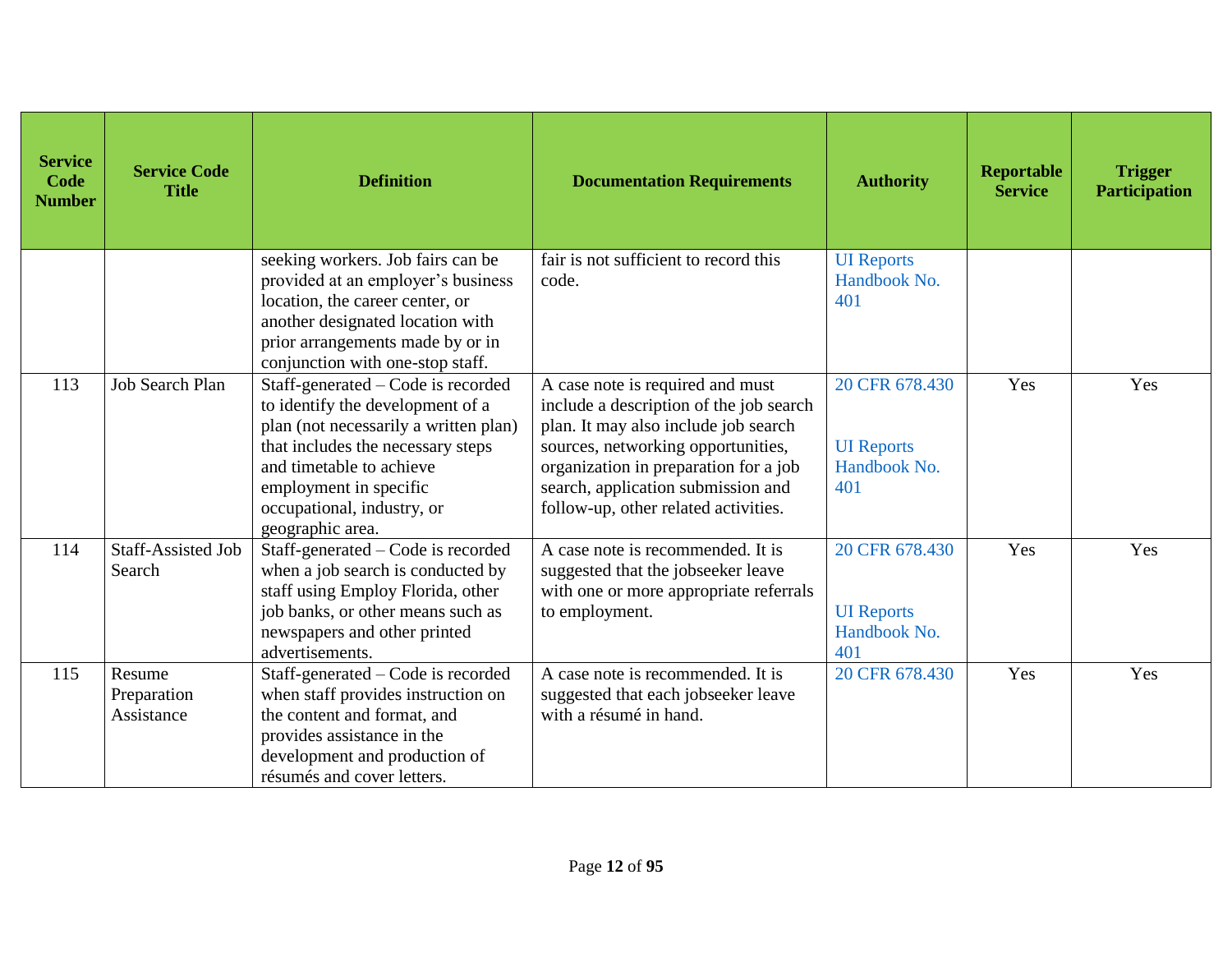| Service Code Number | Service Code Title | Definition | Documentation Requirements | Authority | Reportable Service | Trigger Participation |
|---|---|---|---|---|---|---|
| | | seeking workers. Job fairs can be provided at an employer's business location, the career center, or another designated location with prior arrangements made by or in conjunction with one-stop staff. | fair is not sufficient to record this code. | UI Reports Handbook No. 401 | | |
| 113 | Job Search Plan | Staff-generated – Code is recorded to identify the development of a plan (not necessarily a written plan) that includes the necessary steps and timetable to achieve employment in specific occupational, industry, or geographic area. | A case note is required and must include a description of the job search plan. It may also include job search sources, networking opportunities, organization in preparation for a job search, application submission and follow-up, other related activities. | 20 CFR 678.430<br><br>UI Reports Handbook No. 401 | Yes | Yes |
| 114 | Staff-Assisted Job Search | Staff-generated – Code is recorded when a job search is conducted by staff using Employ Florida, other job banks, or other means such as newspapers and other printed advertisements. | A case note is recommended. It is suggested that the jobseeker leave with one or more appropriate referrals to employment. | 20 CFR 678.430<br><br>UI Reports Handbook No. 401 | Yes | Yes |
| 115 | Resume Preparation Assistance | Staff-generated – Code is recorded when staff provides instruction on the content and format, and provides assistance in the development and production of résumés and cover letters. | A case note is recommended. It is suggested that each jobseeker leave with a résumé in hand. | 20 CFR 678.430 | Yes | Yes |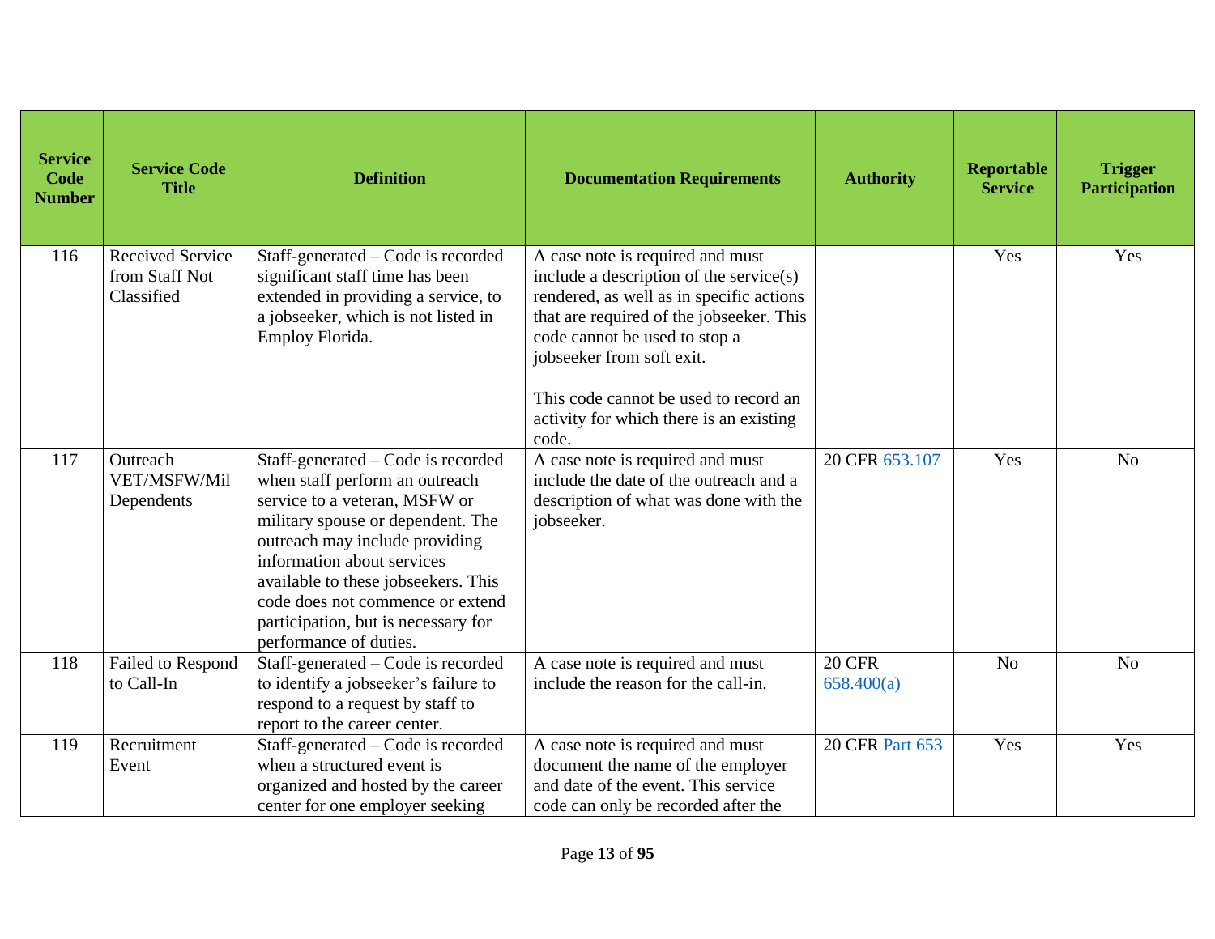| Service Code Number | Service Code Title | Definition | Documentation Requirements | Authority | Reportable Service | Trigger Participation |
|---|---|---|---|---|---|---|
| 116 | Received Service from Staff Not Classified | Staff-generated – Code is recorded significant staff time has been extended in providing a service, to a jobseeker, which is not listed in Employ Florida. | A case note is required and must include a description of the service(s) rendered, as well as in specific actions that are required of the jobseeker. This code cannot be used to stop a jobseeker from soft exit.<br><br>This code cannot be used to record an activity for which there is an existing code. | | Yes | Yes |
| 117 | Outreach VET/MSFW/Mil Dependents | Staff-generated – Code is recorded when staff perform an outreach service to a veteran, MSFW or military spouse or dependent. The outreach may include providing information about services available to these jobseekers. This code does not commence or extend participation, but is necessary for performance of duties. | A case note is required and must include the date of the outreach and a description of what was done with the jobseeker. | 20 CFR 653.107 | Yes | No |
| 118 | Failed to Respond to Call-In | Staff-generated – Code is recorded to identify a jobseeker's failure to respond to a request by staff to report to the career center. | A case note is required and must include the reason for the call-in. | 20 CFR 658.400(a) | No | No |
| 119 | Recruitment Event | Staff-generated – Code is recorded when a structured event is organized and hosted by the career center for one employer seeking | A case note is required and must document the name of the employer and date of the event. This service code can only be recorded after the | 20 CFR Part 653 | Yes | Yes |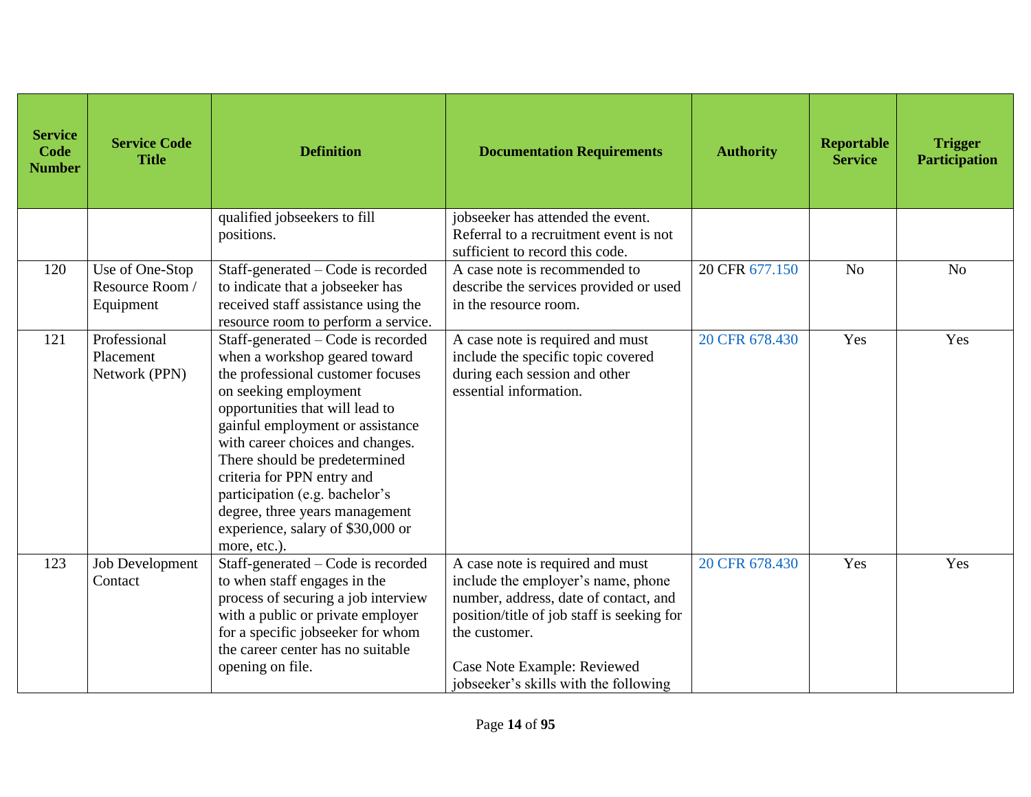| Service Code Number | Service Code Title | Definition | Documentation Requirements | Authority | Reportable Service | Trigger Participation |
|---|---|---|---|---|---|---|
| | | qualified jobseekers to fill positions. | jobseeker has attended the event. Referral to a recruitment event is not sufficient to record this code. | | | |
| 120 | Use of One-Stop Resource Room / Equipment | Staff-generated – Code is recorded to indicate that a jobseeker has received staff assistance using the resource room to perform a service. | A case note is recommended to describe the services provided or used in the resource room. | 20 CFR 677.150 | No | No |
| 121 | Professional Placement Network (PPN) | Staff-generated – Code is recorded when a workshop geared toward the professional customer focuses on seeking employment opportunities that will lead to gainful employment or assistance with career choices and changes. There should be predetermined criteria for PPN entry and participation (e.g. bachelor's degree, three years management experience, salary of $30,000 or more, etc.). | A case note is required and must include the specific topic covered during each session and other essential information. | 20 CFR 678.430 | Yes | Yes |
| 123 | Job Development Contact | Staff-generated – Code is recorded to when staff engages in the process of securing a job interview with a public or private employer for a specific jobseeker for whom the career center has no suitable opening on file. | A case note is required and must include the employer's name, phone number, address, date of contact, and position/title of job staff is seeking for the customer.<br><br>Case Note Example: Reviewed jobseeker's skills with the following | 20 CFR 678.430 | Yes | Yes |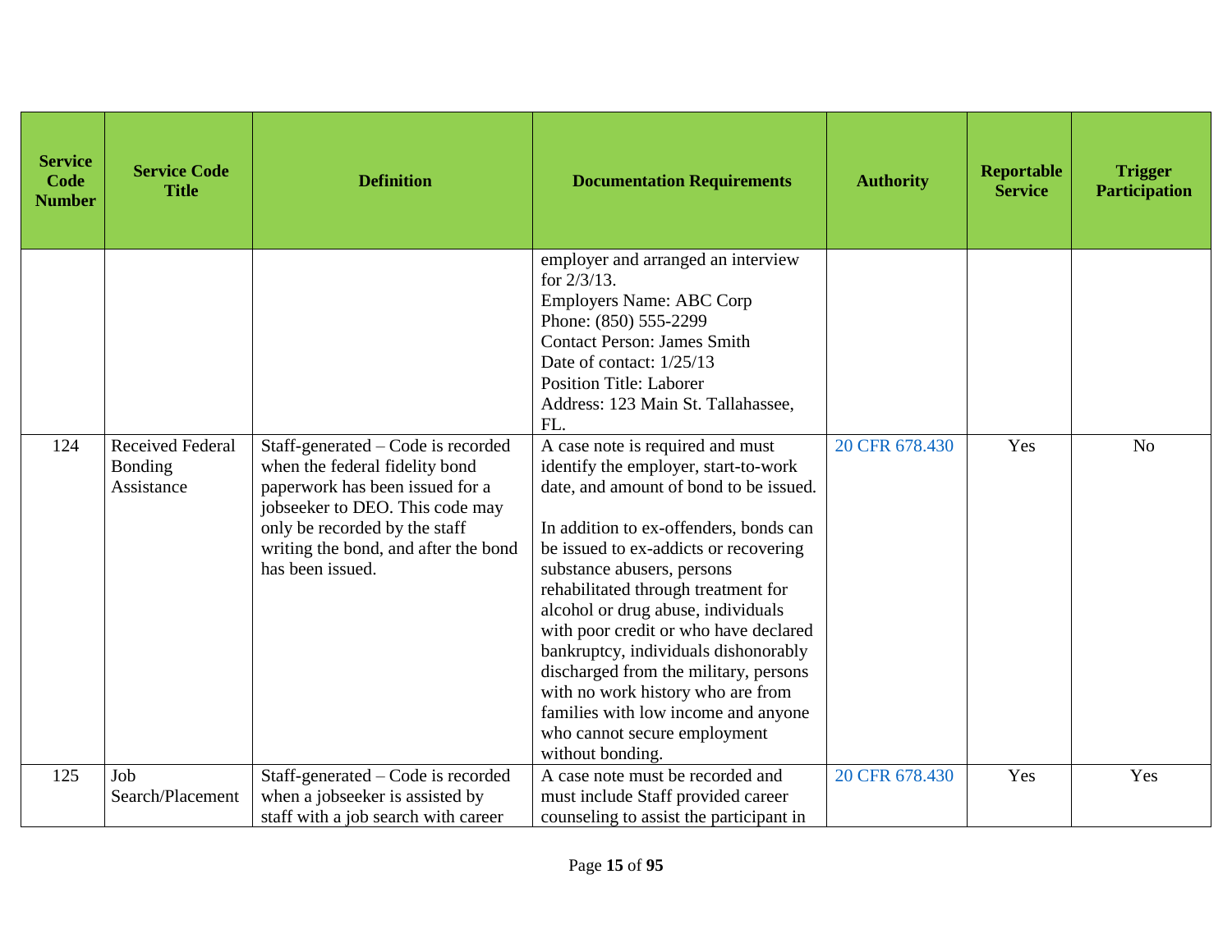| Service Code Number | Service Code Title | Definition | Documentation Requirements | Authority | Reportable Service | Trigger Participation |
|---|---|---|---|---|---|---|
| | | | employer and arranged an interview for 2/3/13.<br>Employers Name: ABC Corp<br>Phone: (850) 555-2299<br>Contact Person: James Smith<br>Date of contact: 1/25/13<br>Position Title: Laborer<br>Address: 123 Main St. Tallahassee, FL. | | | |
| 124 | Received Federal Bonding Assistance | Staff-generated – Code is recorded when the federal fidelity bond paperwork has been issued for a jobseeker to DEO. This code may only be recorded by the staff writing the bond, and after the bond has been issued. | A case note is required and must identify the employer, start-to-work date, and amount of bond to be issued.<br><br>In addition to ex-offenders, bonds can be issued to ex-addicts or recovering substance abusers, persons rehabilitated through treatment for alcohol or drug abuse, individuals with poor credit or who have declared bankruptcy, individuals dishonorably discharged from the military, persons with no work history who are from families with low income and anyone who cannot secure employment without bonding. | 20 CFR 678.430 | Yes | No |
| 125 | Job Search/Placement | Staff-generated – Code is recorded when a jobseeker is assisted by staff with a job search with career | A case note must be recorded and must include Staff provided career counseling to assist the participant in | 20 CFR 678.430 | Yes | Yes |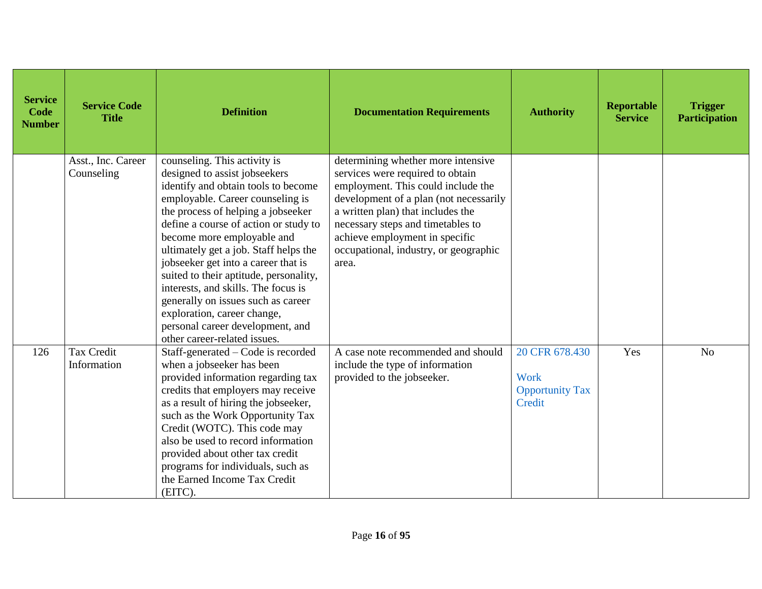| Service Code Number | Service Code Title | Definition | Documentation Requirements | Authority | Reportable Service | Trigger Participation |
|---|---|---|---|---|---|---|
| | Asst., Inc. Career Counseling | counseling. This activity is designed to assist jobseekers identify and obtain tools to become employable. Career counseling is the process of helping a jobseeker define a course of action or study to become more employable and ultimately get a job. Staff helps the jobseeker get into a career that is suited to their aptitude, personality, interests, and skills. The focus is generally on issues such as career exploration, career change, personal career development, and other career-related issues. | determining whether more intensive services were required to obtain employment. This could include the development of a plan (not necessarily a written plan) that includes the necessary steps and timetables to achieve employment in specific occupational, industry, or geographic area. | | | |
| 126 | Tax Credit Information | Staff-generated – Code is recorded when a jobseeker has been provided information regarding tax credits that employers may receive as a result of hiring the jobseeker, such as the Work Opportunity Tax Credit (WOTC). This code may also be used to record information provided about other tax credit programs for individuals, such as the Earned Income Tax Credit (EITC). | A case note recommended and should include the type of information provided to the jobseeker. | 20 CFR 678.430<br><br>Work Opportunity Tax Credit | Yes | No |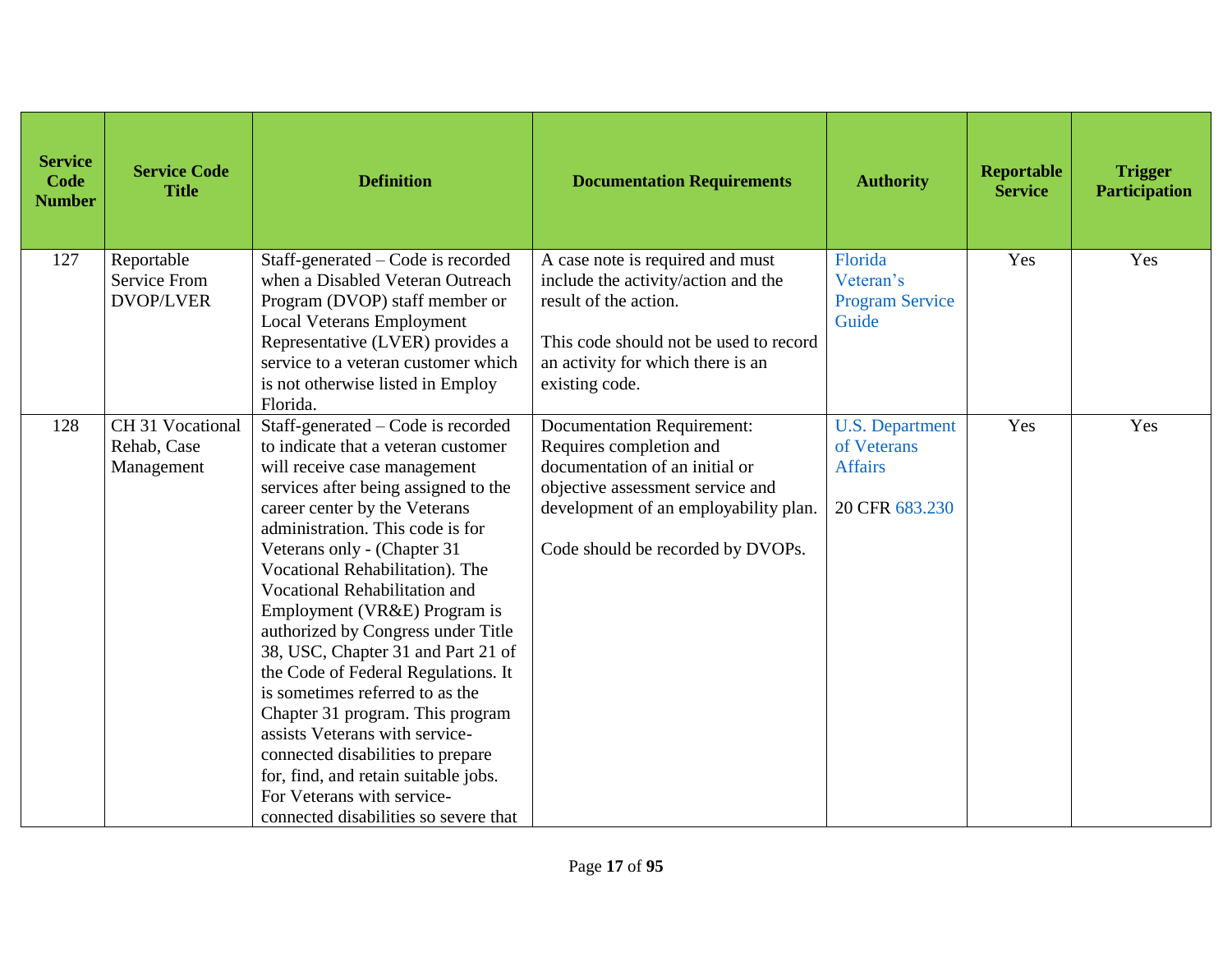| Service Code Number | Service Code Title | Definition | Documentation Requirements | Authority | Reportable Service | Trigger Participation |
|---|---|---|---|---|---|---|
| 127 | Reportable Service From DVOP/LVER | Staff-generated – Code is recorded when a Disabled Veteran Outreach Program (DVOP) staff member or Local Veterans Employment Representative (LVER) provides a service to a veteran customer which is not otherwise listed in Employ Florida. | A case note is required and must include the activity/action and the result of the action.<br><br>This code should not be used to record an activity for which there is an existing code. | Florida Veteran's Program Service Guide | Yes | Yes |
| 128 | CH 31 Vocational Rehab, Case Management | Staff-generated – Code is recorded to indicate that a veteran customer will receive case management services after being assigned to the career center by the Veterans administration. This code is for Veterans only - (Chapter 31 Vocational Rehabilitation). The Vocational Rehabilitation and Employment (VR&E) Program is authorized by Congress under Title 38, USC, Chapter 31 and Part 21 of the Code of Federal Regulations. It is sometimes referred to as the Chapter 31 program. This program assists Veterans with service-connected disabilities to prepare for, find, and retain suitable jobs. For Veterans with service-connected disabilities so severe that | Documentation Requirement: Requires completion and documentation of an initial or objective assessment service and development of an employability plan.<br><br>Code should be recorded by DVOPs. | U.S. Department of Veterans Affairs<br><br>20 CFR 683.230 | Yes | Yes |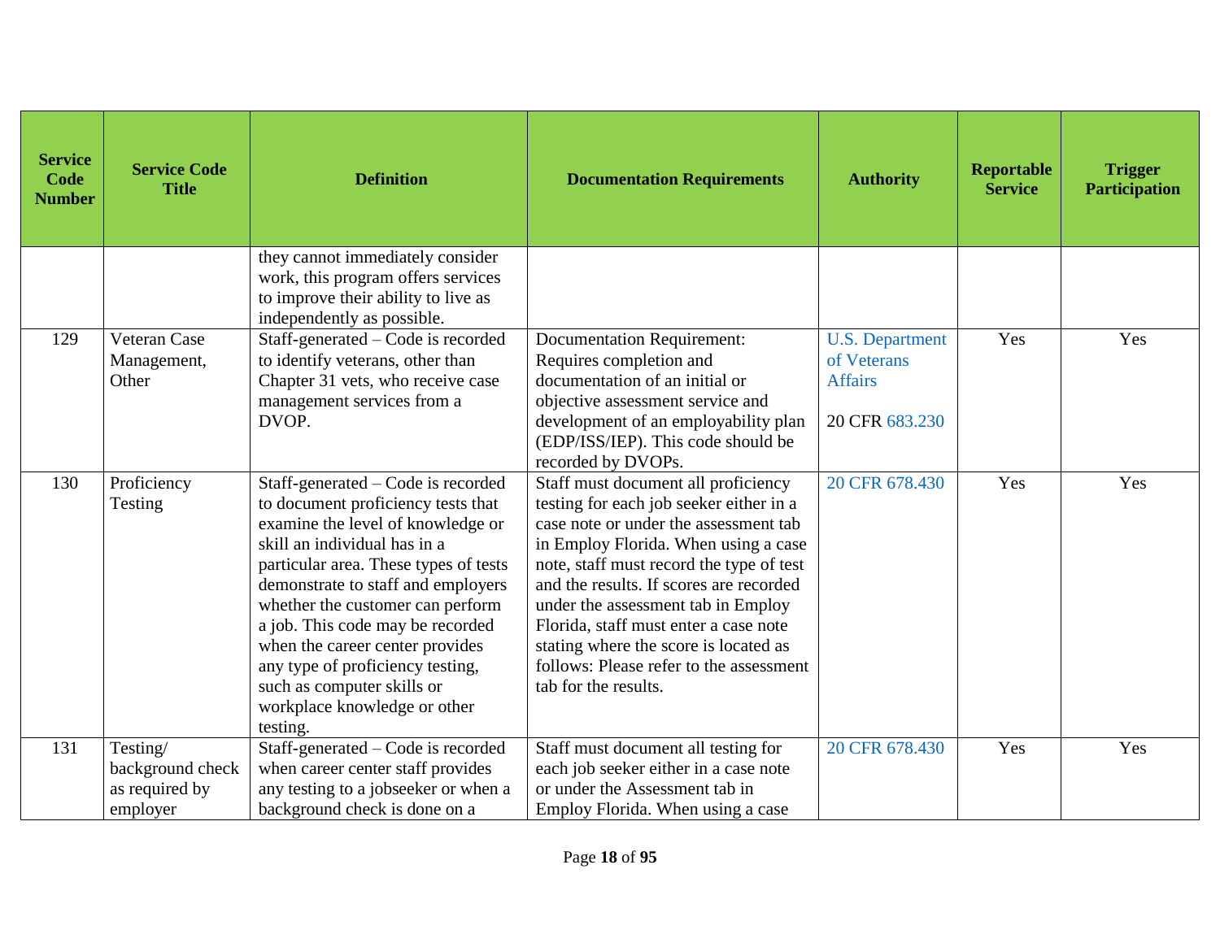| Service Code Number | Service Code Title | Definition | Documentation Requirements | Authority | Reportable Service | Trigger Participation |
|---|---|---|---|---|---|---|
| | | they cannot immediately consider work, this program offers services to improve their ability to live as independently as possible. | | | | |
| 129 | Veteran Case Management, Other | Staff-generated – Code is recorded to identify veterans, other than Chapter 31 vets, who receive case management services from a DVOP. | Documentation Requirement: Requires completion and documentation of an initial or objective assessment service and development of an employability plan (EDP/ISS/IEP). This code should be recorded by DVOPs. | U.S. Department of Veterans Affairs<br><br>20 CFR 683.230 | Yes | Yes |
| 130 | Proficiency Testing | Staff-generated – Code is recorded to document proficiency tests that examine the level of knowledge or skill an individual has in a particular area. These types of tests demonstrate to staff and employers whether the customer can perform a job. This code may be recorded when the career center provides any type of proficiency testing, such as computer skills or workplace knowledge or other testing. | Staff must document all proficiency testing for each job seeker either in a case note or under the assessment tab in Employ Florida. When using a case note, staff must record the type of test and the results. If scores are recorded under the assessment tab in Employ Florida, staff must enter a case note stating where the score is located as follows: Please refer to the assessment tab for the results. | 20 CFR 678.430 | Yes | Yes |
| 131 | Testing/ background check as required by employer | Staff-generated – Code is recorded when career center staff provides any testing to a jobseeker or when a background check is done on a | Staff must document all testing for each job seeker either in a case note or under the Assessment tab in Employ Florida. When using a case | 20 CFR 678.430 | Yes | Yes |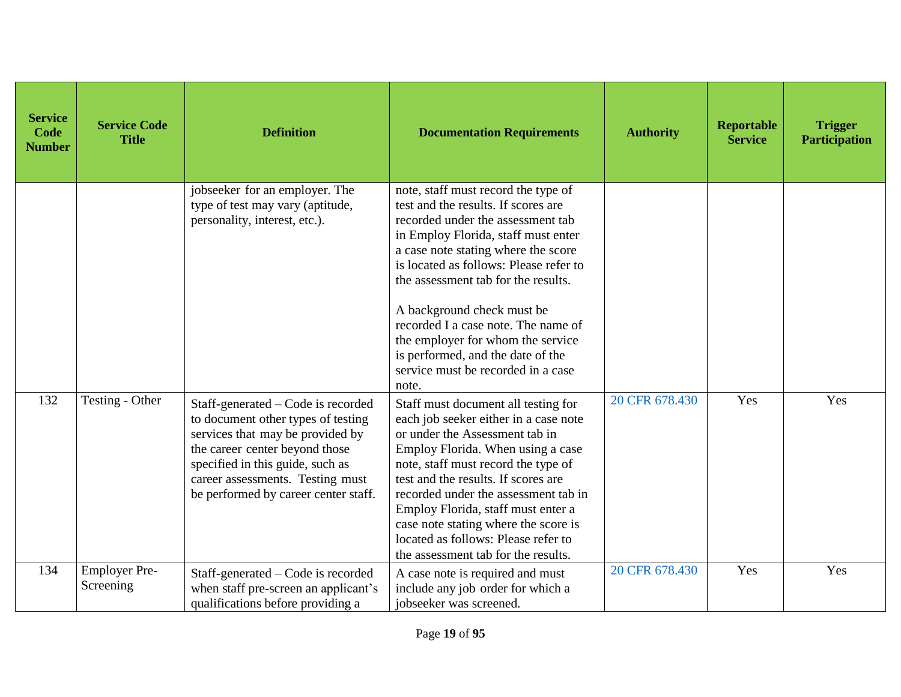| Service Code Number | Service Code Title | Definition | Documentation Requirements | Authority | Reportable Service | Trigger Participation |
|---|---|---|---|---|---|---|
| | | jobseeker for an employer. The type of test may vary (aptitude, personality, interest, etc.). | note, staff must record the type of test and the results. If scores are recorded under the assessment tab in Employ Florida, staff must enter a case note stating where the score is located as follows: Please refer to the assessment tab for the results.<br><br>A background check must be recorded I a case note. The name of the employer for whom the service is performed, and the date of the service must be recorded in a case note. | | | |
| 132 | Testing - Other | Staff-generated – Code is recorded to document other types of testing services that may be provided by the career center beyond those specified in this guide, such as career assessments. Testing must be performed by career center staff. | Staff must document all testing for each job seeker either in a case note or under the Assessment tab in Employ Florida. When using a case note, staff must record the type of test and the results. If scores are recorded under the assessment tab in Employ Florida, staff must enter a case note stating where the score is located as follows: Please refer to the assessment tab for the results. | 20 CFR 678.430 | Yes | Yes |
| 134 | Employer Pre-Screening | Staff-generated – Code is recorded when staff pre-screen an applicant's qualifications before providing a | A case note is required and must include any job order for which a jobseeker was screened. | 20 CFR 678.430 | Yes | Yes |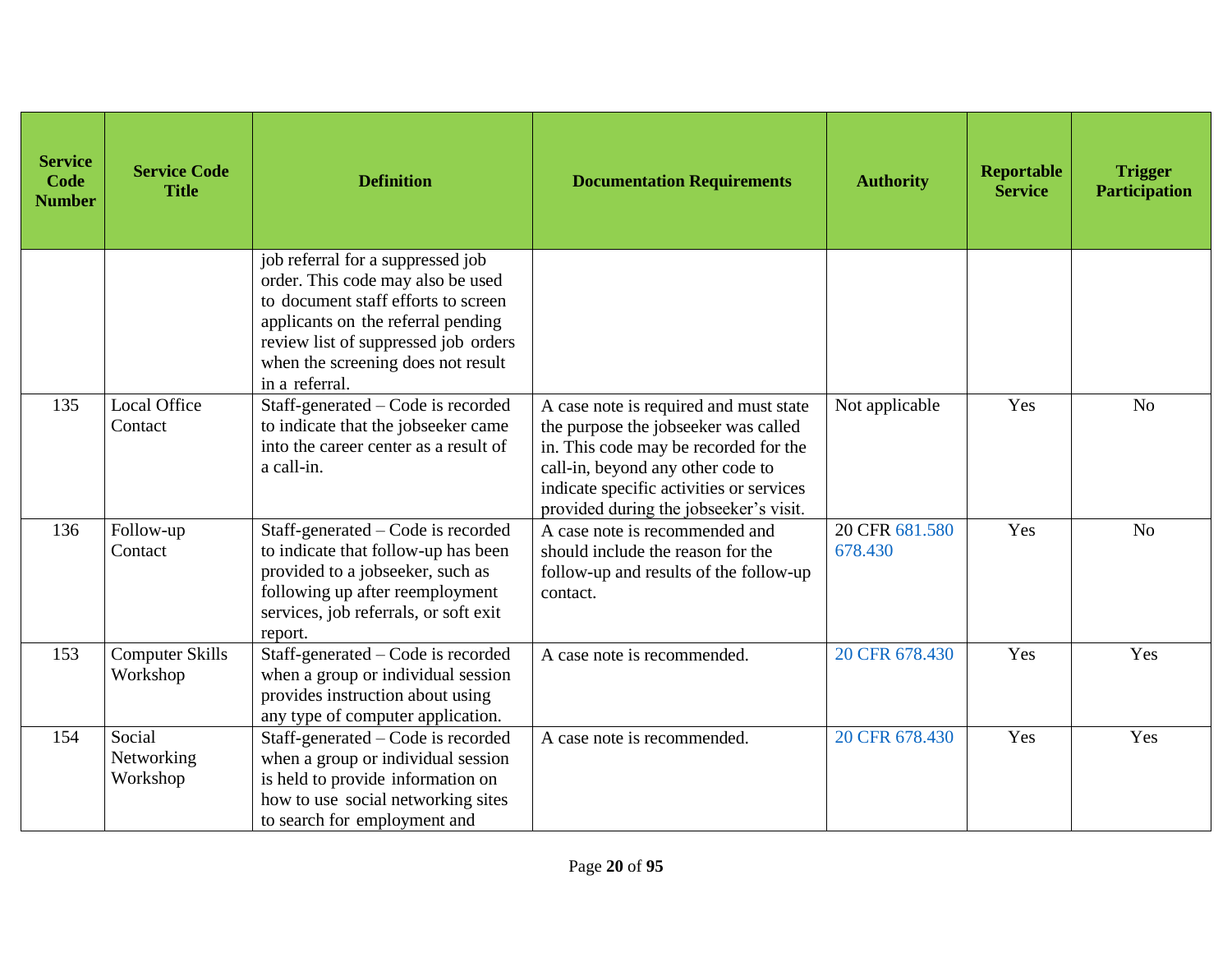| Service Code Number | Service Code Title | Definition | Documentation Requirements | Authority | Reportable Service | Trigger Participation |
|---|---|---|---|---|---|---|
| | | job referral for a suppressed job order. This code may also be used to document staff efforts to screen applicants on the referral pending review list of suppressed job orders when the screening does not result in a referral. | | | | |
| 135 | Local Office Contact | Staff-generated – Code is recorded to indicate that the jobseeker came into the career center as a result of a call-in. | A case note is required and must state the purpose the jobseeker was called in. This code may be recorded for the call-in, beyond any other code to indicate specific activities or services provided during the jobseeker's visit. | Not applicable | Yes | No |
| 136 | Follow-up Contact | Staff-generated – Code is recorded to indicate that follow-up has been provided to a jobseeker, such as following up after reemployment services, job referrals, or soft exit report. | A case note is recommended and should include the reason for the follow-up and results of the follow-up contact. | 20 CFR 681.580 678.430 | Yes | No |
| 153 | Computer Skills Workshop | Staff-generated – Code is recorded when a group or individual session provides instruction about using any type of computer application. | A case note is recommended. | 20 CFR 678.430 | Yes | Yes |
| 154 | Social Networking Workshop | Staff-generated – Code is recorded when a group or individual session is held to provide information on how to use social networking sites to search for employment and | A case note is recommended. | 20 CFR 678.430 | Yes | Yes |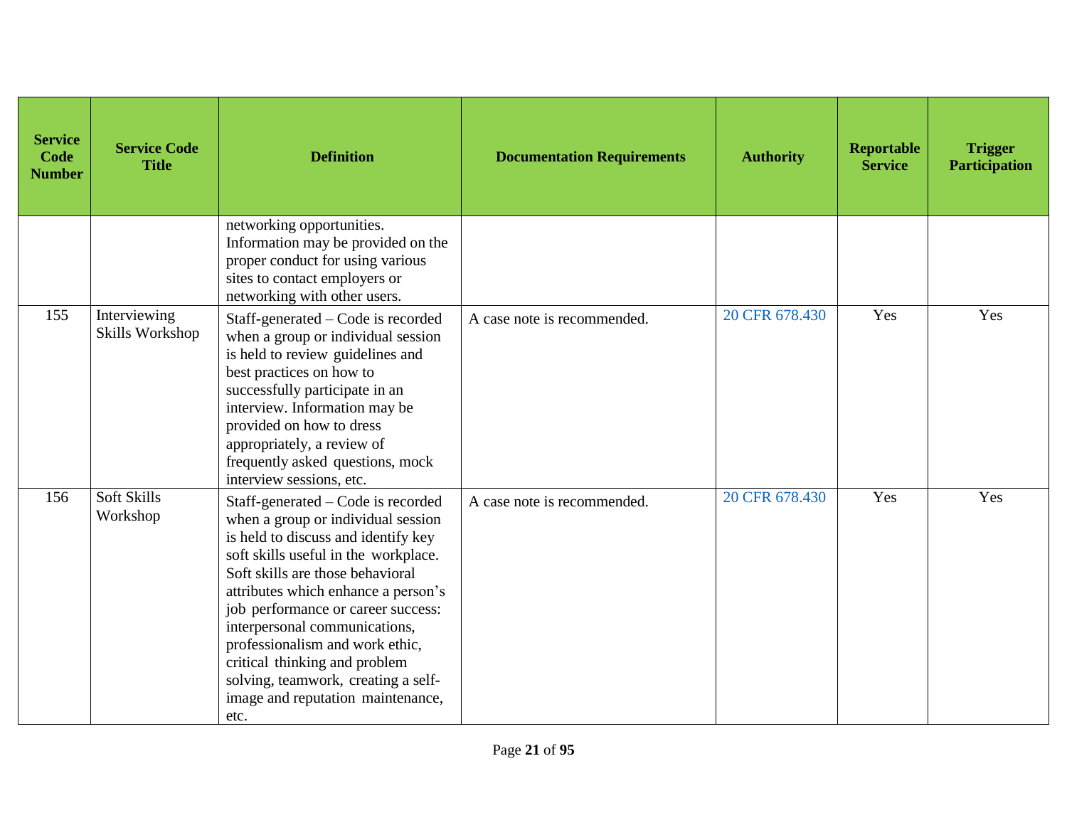| Service Code Number | Service Code Title | Definition | Documentation Requirements | Authority | Reportable Service | Trigger Participation |
|---|---|---|---|---|---|---|
| | | networking opportunities. Information may be provided on the proper conduct for using various sites to contact employers or networking with other users. | | | | |
| 155 | Interviewing Skills Workshop | Staff-generated – Code is recorded when a group or individual session is held to review guidelines and best practices on how to successfully participate in an interview. Information may be provided on how to dress appropriately, a review of frequently asked questions, mock interview sessions, etc. | A case note is recommended. | 20 CFR 678.430 | Yes | Yes |
| 156 | Soft Skills Workshop | Staff-generated – Code is recorded when a group or individual session is held to discuss and identify key soft skills useful in the workplace. Soft skills are those behavioral attributes which enhance a person's job performance or career success: interpersonal communications, professionalism and work ethic, critical thinking and problem solving, teamwork, creating a self-image and reputation maintenance, etc. | A case note is recommended. | 20 CFR 678.430 | Yes | Yes |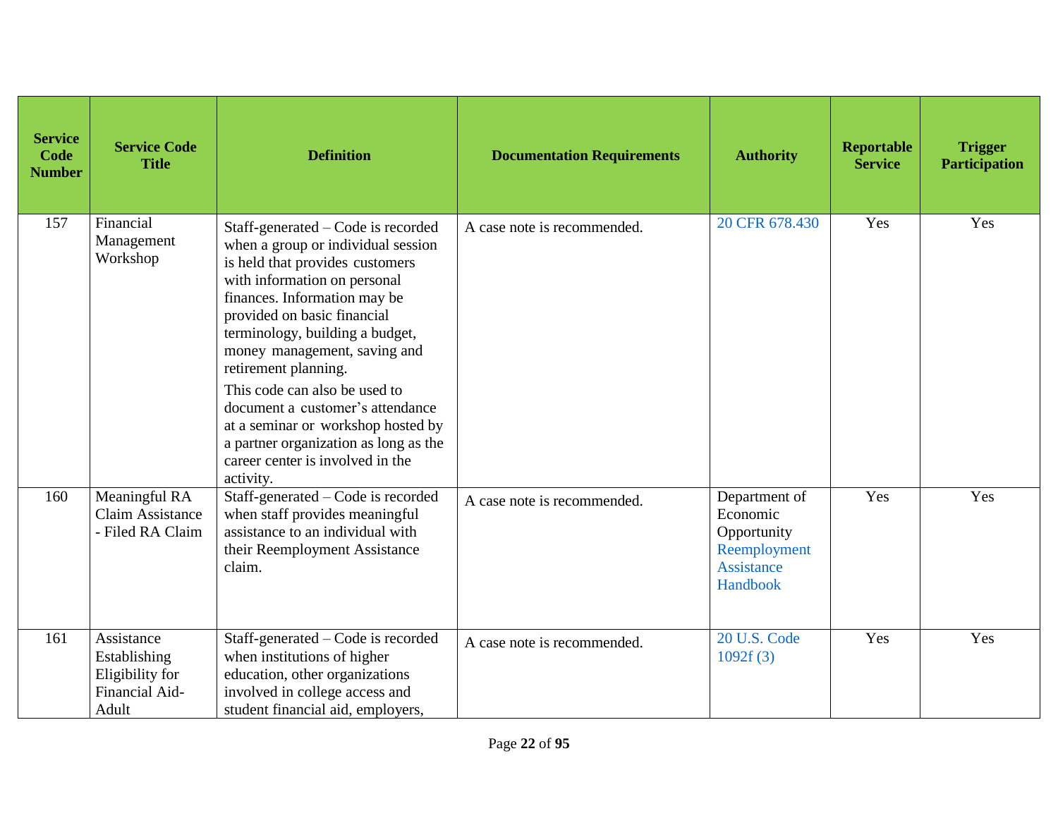| Service Code Number | Service Code Title | Definition | Documentation Requirements | Authority | Reportable Service | Trigger Participation |
|---|---|---|---|---|---|---|
| 157 | Financial Management Workshop | Staff-generated – Code is recorded when a group or individual session is held that provides customers with information on personal finances. Information may be provided on basic financial terminology, building a budget, money management, saving and retirement planning.<br><br>This code can also be used to document a customer's attendance at a seminar or workshop hosted by a partner organization as long as the career center is involved in the activity. | A case note is recommended. | 20 CFR 678.430 | Yes | Yes |
| 160 | Meaningful RA Claim Assistance - Filed RA Claim | Staff-generated – Code is recorded when staff provides meaningful assistance to an individual with their Reemployment Assistance claim. | A case note is recommended. | Department of Economic Opportunity Reemployment Assistance Handbook | Yes | Yes |
| 161 | Assistance Establishing Eligibility for Financial Aid-Adult | Staff-generated – Code is recorded when institutions of higher education, other organizations involved in college access and student financial aid, employers, | A case note is recommended. | 20 U.S. Code 1092f (3) | Yes | Yes |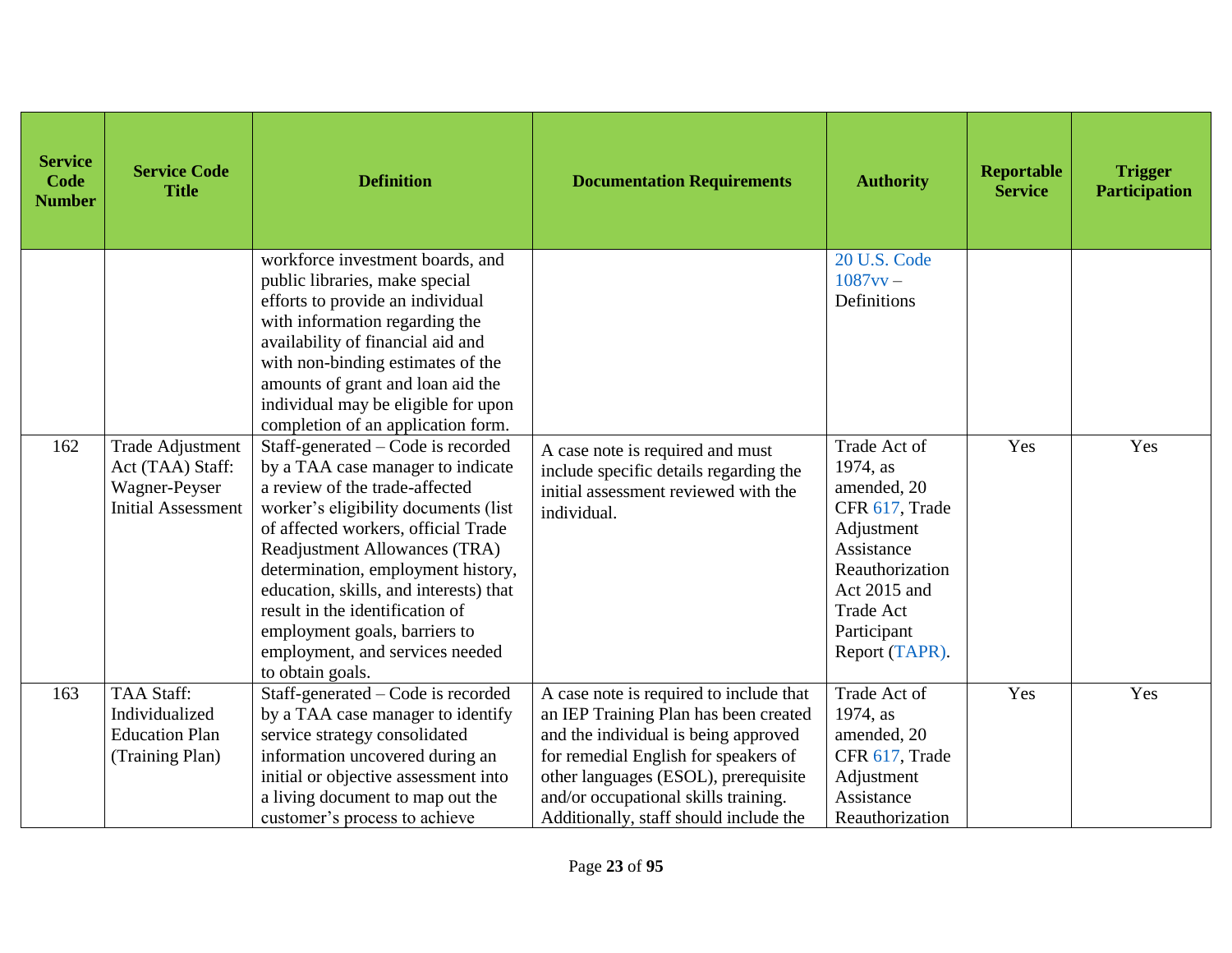| Service Code Number | Service Code Title | Definition | Documentation Requirements | Authority | Reportable Service | Trigger Participation |
|---|---|---|---|---|---|---|
| | | workforce investment boards, and public libraries, make special efforts to provide an individual with information regarding the availability of financial aid and with non-binding estimates of the amounts of grant and loan aid the individual may be eligible for upon completion of an application form. | | 20 U.S. Code 1087vv – Definitions | | |
| 162 | Trade Adjustment Act (TAA) Staff: Wagner-Peyser Initial Assessment | Staff-generated – Code is recorded by a TAA case manager to indicate a review of the trade-affected worker's eligibility documents (list of affected workers, official Trade Readjustment Allowances (TRA) determination, employment history, education, skills, and interests) that result in the identification of employment goals, barriers to employment, and services needed to obtain goals. | A case note is required and must include specific details regarding the initial assessment reviewed with the individual. | Trade Act of 1974, as amended, 20 CFR 617, Trade Adjustment Assistance Reauthorization Act 2015 and Trade Act Participant Report (TAPR). | Yes | Yes |
| 163 | TAA Staff: Individualized Education Plan (Training Plan) | Staff-generated – Code is recorded by a TAA case manager to identify service strategy consolidated information uncovered during an initial or objective assessment into a living document to map out the customer's process to achieve | A case note is required to include that an IEP Training Plan has been created and the individual is being approved for remedial English for speakers of other languages (ESOL), prerequisite and/or occupational skills training. Additionally, staff should include the | Trade Act of 1974, as amended, 20 CFR 617, Trade Adjustment Assistance Reauthorization | Yes | Yes |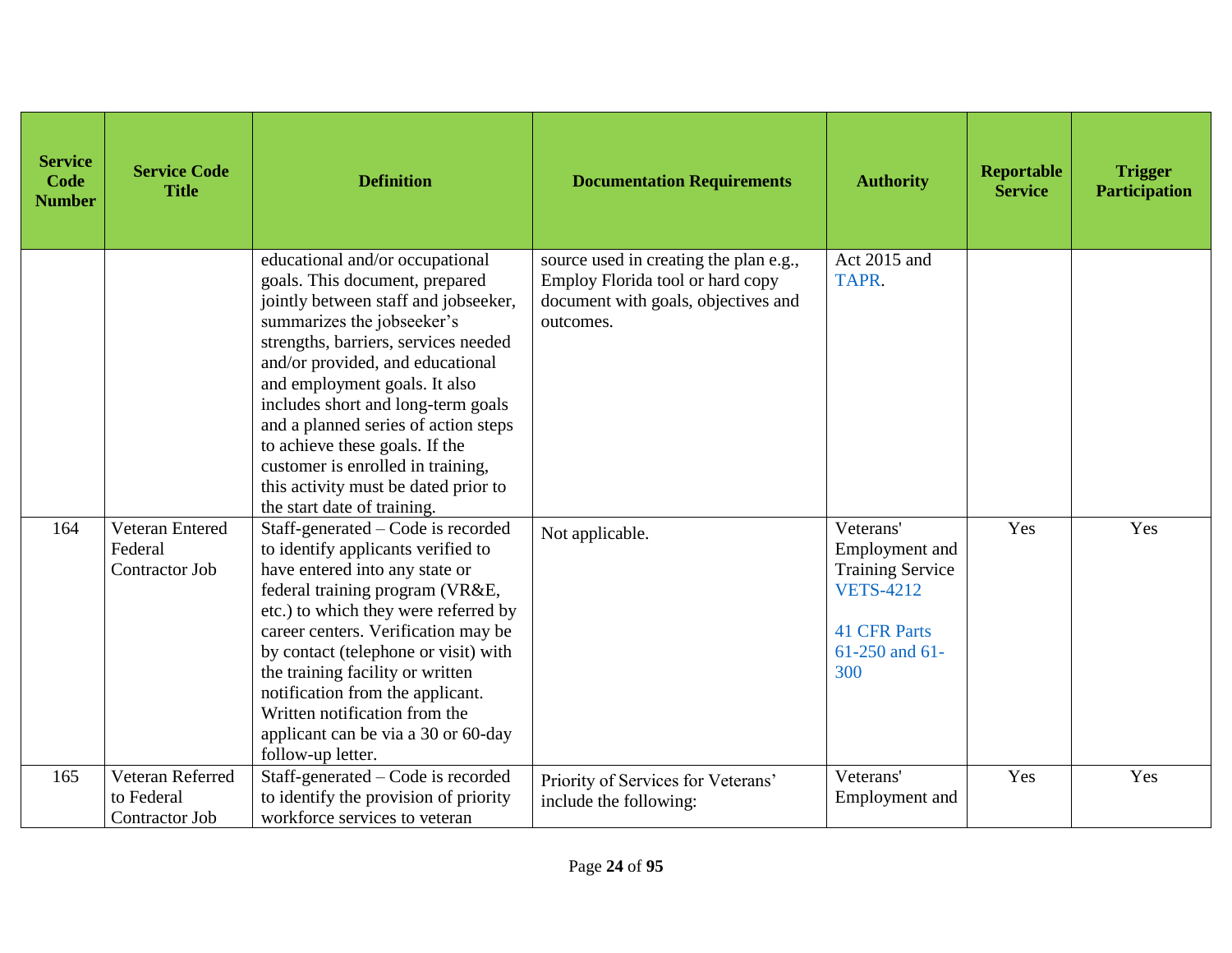| Service Code Number | Service Code Title | Definition | Documentation Requirements | Authority | Reportable Service | Trigger Participation |
|---|---|---|---|---|---|---|
| | | educational and/or occupational goals. This document, prepared jointly between staff and jobseeker, summarizes the jobseeker's strengths, barriers, services needed and/or provided, and educational and employment goals. It also includes short and long-term goals and a planned series of action steps to achieve these goals. If the customer is enrolled in training, this activity must be dated prior to the start date of training. | source used in creating the plan e.g., Employ Florida tool or hard copy document with goals, objectives and outcomes. | Act 2015 and TAPR. | | |
| 164 | Veteran Entered Federal Contractor Job | Staff-generated – Code is recorded to identify applicants verified to have entered into any state or federal training program (VR&E, etc.) to which they were referred by career centers. Verification may be by contact (telephone or visit) with the training facility or written notification from the applicant. Written notification from the applicant can be via a 30 or 60-day follow-up letter. | Not applicable. | Veterans' Employment and Training Service VETS-4212<br><br>41 CFR Parts 61-250 and 61-300 | Yes | Yes |
| 165 | Veteran Referred to Federal Contractor Job | Staff-generated – Code is recorded to identify the provision of priority workforce services to veteran | Priority of Services for Veterans' include the following: | Veterans' Employment and | Yes | Yes |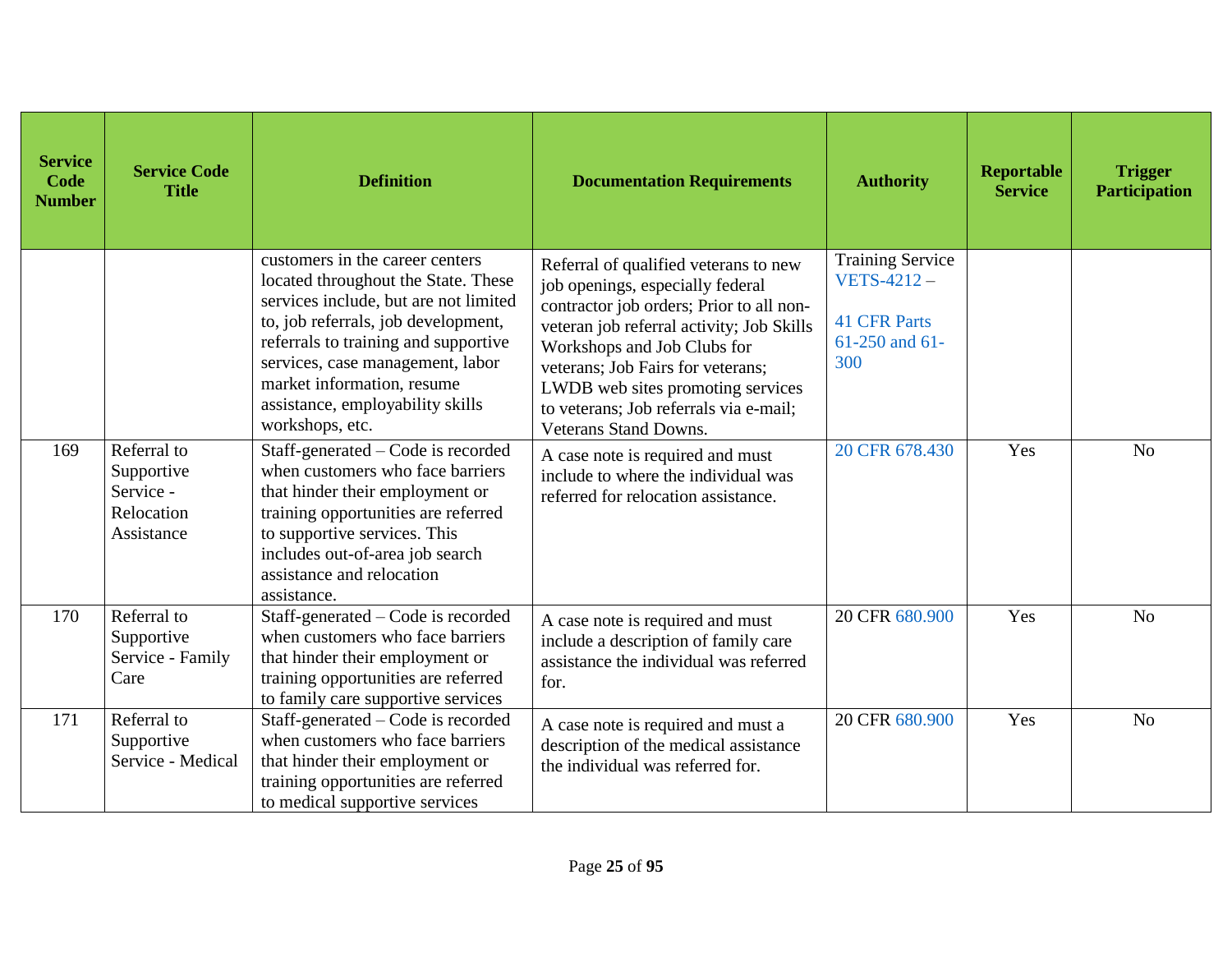| Service Code Number | Service Code Title | Definition | Documentation Requirements | Authority | Reportable Service | Trigger Participation |
|---|---|---|---|---|---|---|
| | | customers in the career centers located throughout the State. These services include, but are not limited to, job referrals, job development, referrals to training and supportive services, case management, labor market information, resume assistance, employability skills workshops, etc. | Referral of qualified veterans to new job openings, especially federal contractor job orders; Prior to all non-veteran job referral activity; Job Skills Workshops and Job Clubs for veterans; Job Fairs for veterans; LWDB web sites promoting services to veterans; Job referrals via e-mail; Veterans Stand Downs. | Training Service VETS-4212 – 41 CFR Parts 61-250 and 61-300 | | |
| 169 | Referral to Supportive Service - Relocation Assistance | Staff-generated – Code is recorded when customers who face barriers that hinder their employment or training opportunities are referred to supportive services. This includes out-of-area job search assistance and relocation assistance. | A case note is required and must include to where the individual was referred for relocation assistance. | 20 CFR 678.430 | Yes | No |
| 170 | Referral to Supportive Service - Family Care | Staff-generated – Code is recorded when customers who face barriers that hinder their employment or training opportunities are referred to family care supportive services | A case note is required and must include a description of family care assistance the individual was referred for. | 20 CFR 680.900 | Yes | No |
| 171 | Referral to Supportive Service - Medical | Staff-generated – Code is recorded when customers who face barriers that hinder their employment or training opportunities are referred to medical supportive services | A case note is required and must a description of the medical assistance the individual was referred for. | 20 CFR 680.900 | Yes | No |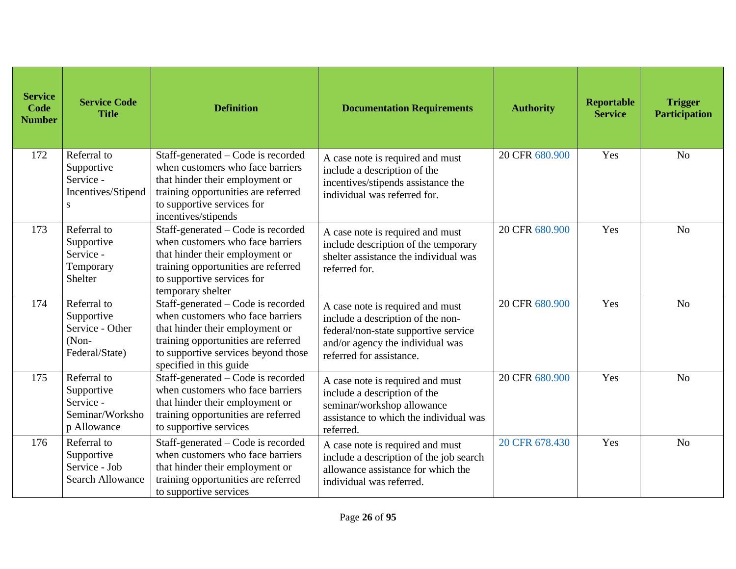| Service Code Number | Service Code Title | Definition | Documentation Requirements | Authority | Reportable Service | Trigger Participation |
|---|---|---|---|---|---|---|
| 172 | Referral to Supportive Service - Incentives/Stipends | Staff-generated – Code is recorded when customers who face barriers that hinder their employment or training opportunities are referred to supportive services for incentives/stipends | A case note is required and must include a description of the incentives/stipends assistance the individual was referred for. | 20 CFR 680.900 | Yes | No |
| 173 | Referral to Supportive Service - Temporary Shelter | Staff-generated – Code is recorded when customers who face barriers that hinder their employment or training opportunities are referred to supportive services for temporary shelter | A case note is required and must include description of the temporary shelter assistance the individual was referred for. | 20 CFR 680.900 | Yes | No |
| 174 | Referral to Supportive Service - Other (Non-Federal/State) | Staff-generated – Code is recorded when customers who face barriers that hinder their employment or training opportunities are referred to supportive services beyond those specified in this guide | A case note is required and must include a description of the non-federal/non-state supportive service and/or agency the individual was referred for assistance. | 20 CFR 680.900 | Yes | No |
| 175 | Referral to Supportive Service - Seminar/Workshop Allowance | Staff-generated – Code is recorded when customers who face barriers that hinder their employment or training opportunities are referred to supportive services | A case note is required and must include a description of the seminar/workshop allowance assistance to which the individual was referred. | 20 CFR 680.900 | Yes | No |
| 176 | Referral to Supportive Service - Job Search Allowance | Staff-generated – Code is recorded when customers who face barriers that hinder their employment or training opportunities are referred to supportive services | A case note is required and must include a description of the job search allowance assistance for which the individual was referred. | 20 CFR 678.430 | Yes | No |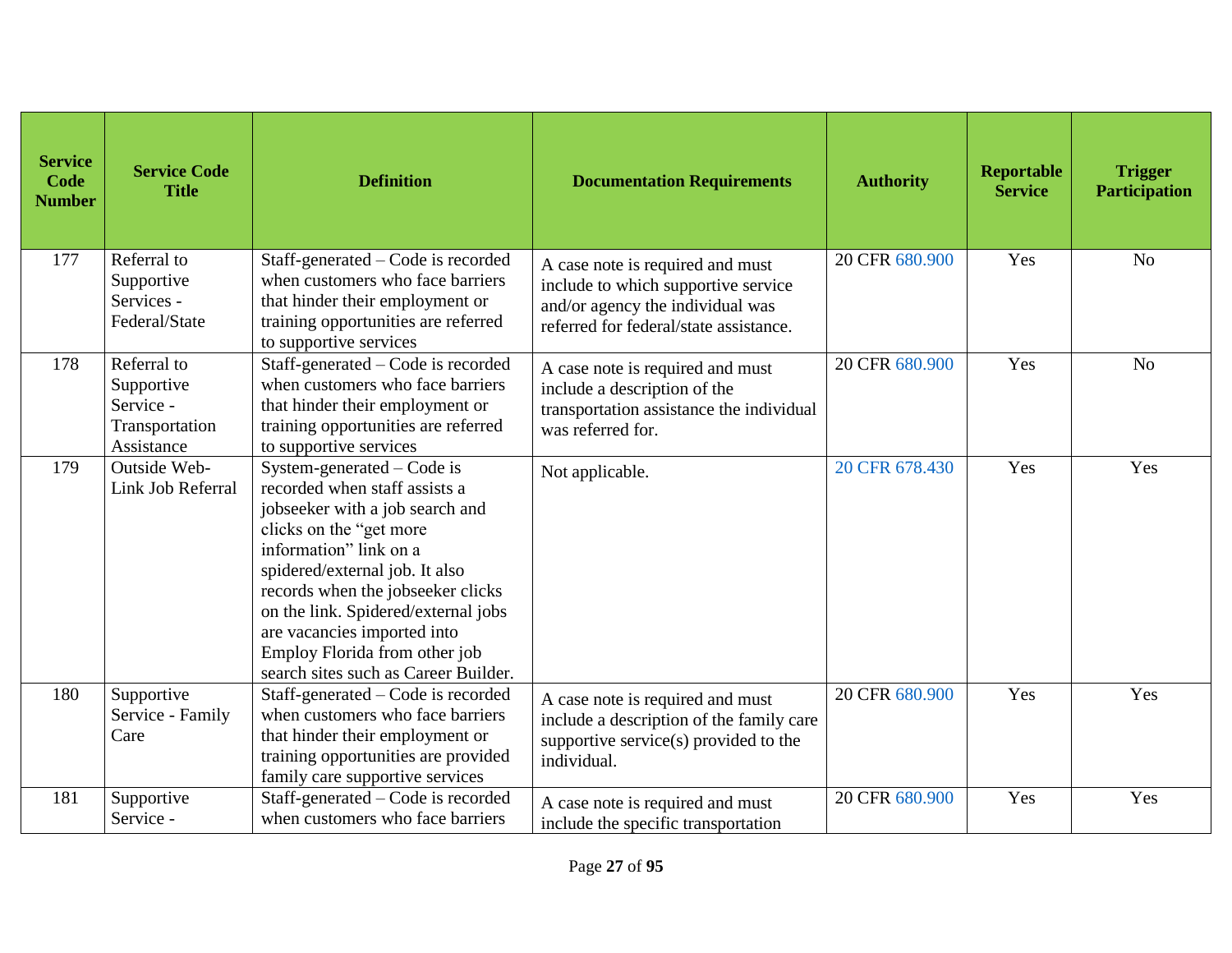| Service Code Number | Service Code Title | Definition | Documentation Requirements | Authority | Reportable Service | Trigger Participation |
|---|---|---|---|---|---|---|
| 177 | Referral to Supportive Services - Federal/State | Staff-generated – Code is recorded when customers who face barriers that hinder their employment or training opportunities are referred to supportive services | A case note is required and must include to which supportive service and/or agency the individual was referred for federal/state assistance. | 20 CFR 680.900 | Yes | No |
| 178 | Referral to Supportive Service - Transportation Assistance | Staff-generated – Code is recorded when customers who face barriers that hinder their employment or training opportunities are referred to supportive services | A case note is required and must include a description of the transportation assistance the individual was referred for. | 20 CFR 680.900 | Yes | No |
| 179 | Outside Web-Link Job Referral | System-generated – Code is recorded when staff assists a jobseeker with a job search and clicks on the "get more information" link on a spidered/external job. It also records when the jobseeker clicks on the link. Spidered/external jobs are vacancies imported into Employ Florida from other job search sites such as Career Builder. | Not applicable. | 20 CFR 678.430 | Yes | Yes |
| 180 | Supportive Service - Family Care | Staff-generated – Code is recorded when customers who face barriers that hinder their employment or training opportunities are provided family care supportive services | A case note is required and must include a description of the family care supportive service(s) provided to the individual. | 20 CFR 680.900 | Yes | Yes |
| 181 | Supportive Service - | Staff-generated – Code is recorded when customers who face barriers | A case note is required and must include the specific transportation | 20 CFR 680.900 | Yes | Yes |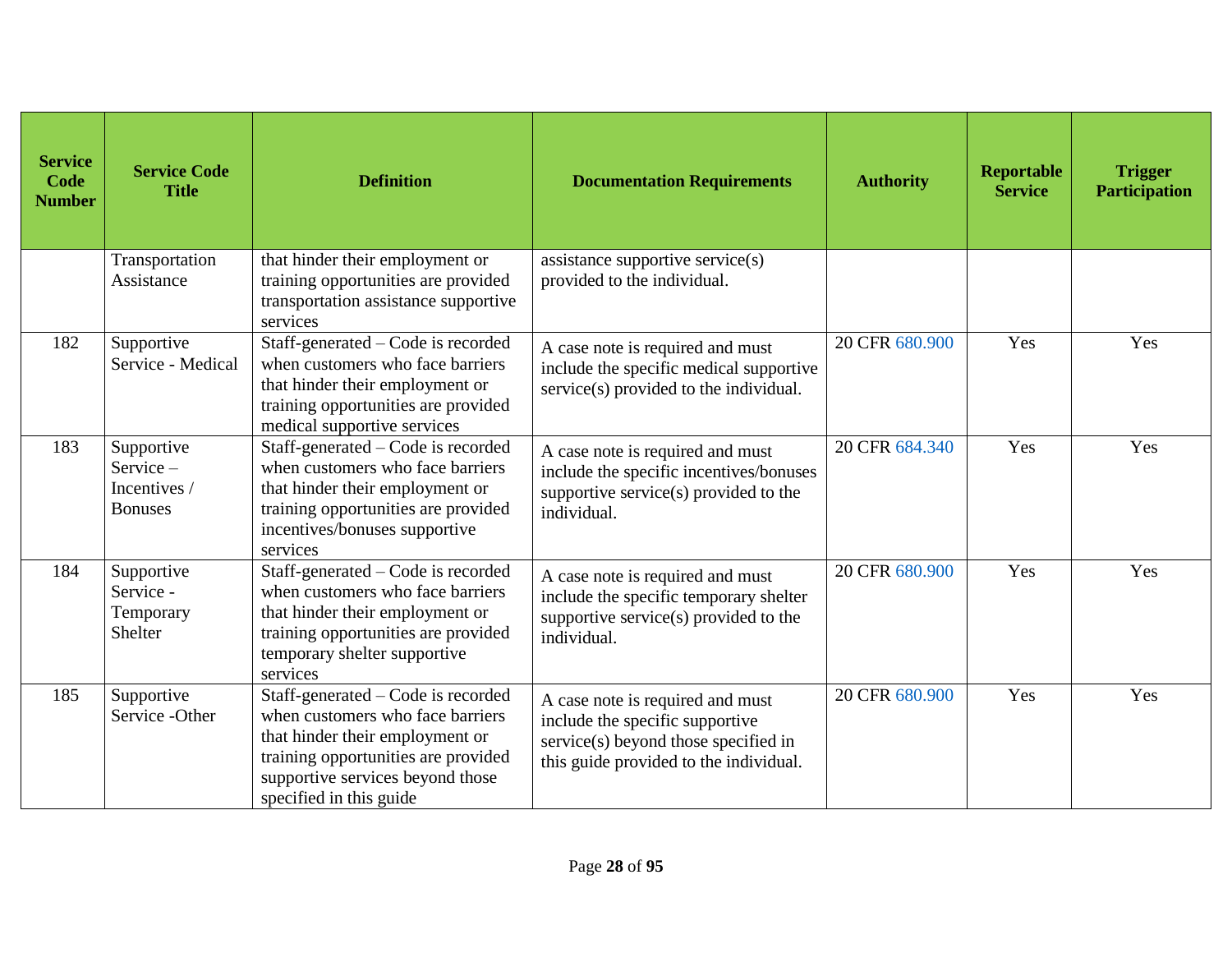| Service Code Number | Service Code Title | Definition | Documentation Requirements | Authority | Reportable Service | Trigger Participation |
|---|---|---|---|---|---|---|
| | Transportation Assistance | that hinder their employment or training opportunities are provided transportation assistance supportive services | assistance supportive service(s) provided to the individual. | | | |
| 182 | Supportive Service - Medical | Staff-generated – Code is recorded when customers who face barriers that hinder their employment or training opportunities are provided medical supportive services | A case note is required and must include the specific medical supportive service(s) provided to the individual. | 20 CFR 680.900 | Yes | Yes |
| 183 | Supportive Service – Incentives / Bonuses | Staff-generated – Code is recorded when customers who face barriers that hinder their employment or training opportunities are provided incentives/bonuses supportive services | A case note is required and must include the specific incentives/bonuses supportive service(s) provided to the individual. | 20 CFR 684.340 | Yes | Yes |
| 184 | Supportive Service - Temporary Shelter | Staff-generated – Code is recorded when customers who face barriers that hinder their employment or training opportunities are provided temporary shelter supportive services | A case note is required and must include the specific temporary shelter supportive service(s) provided to the individual. | 20 CFR 680.900 | Yes | Yes |
| 185 | Supportive Service -Other | Staff-generated – Code is recorded when customers who face barriers that hinder their employment or training opportunities are provided supportive services beyond those specified in this guide | A case note is required and must include the specific supportive service(s) beyond those specified in this guide provided to the individual. | 20 CFR 680.900 | Yes | Yes |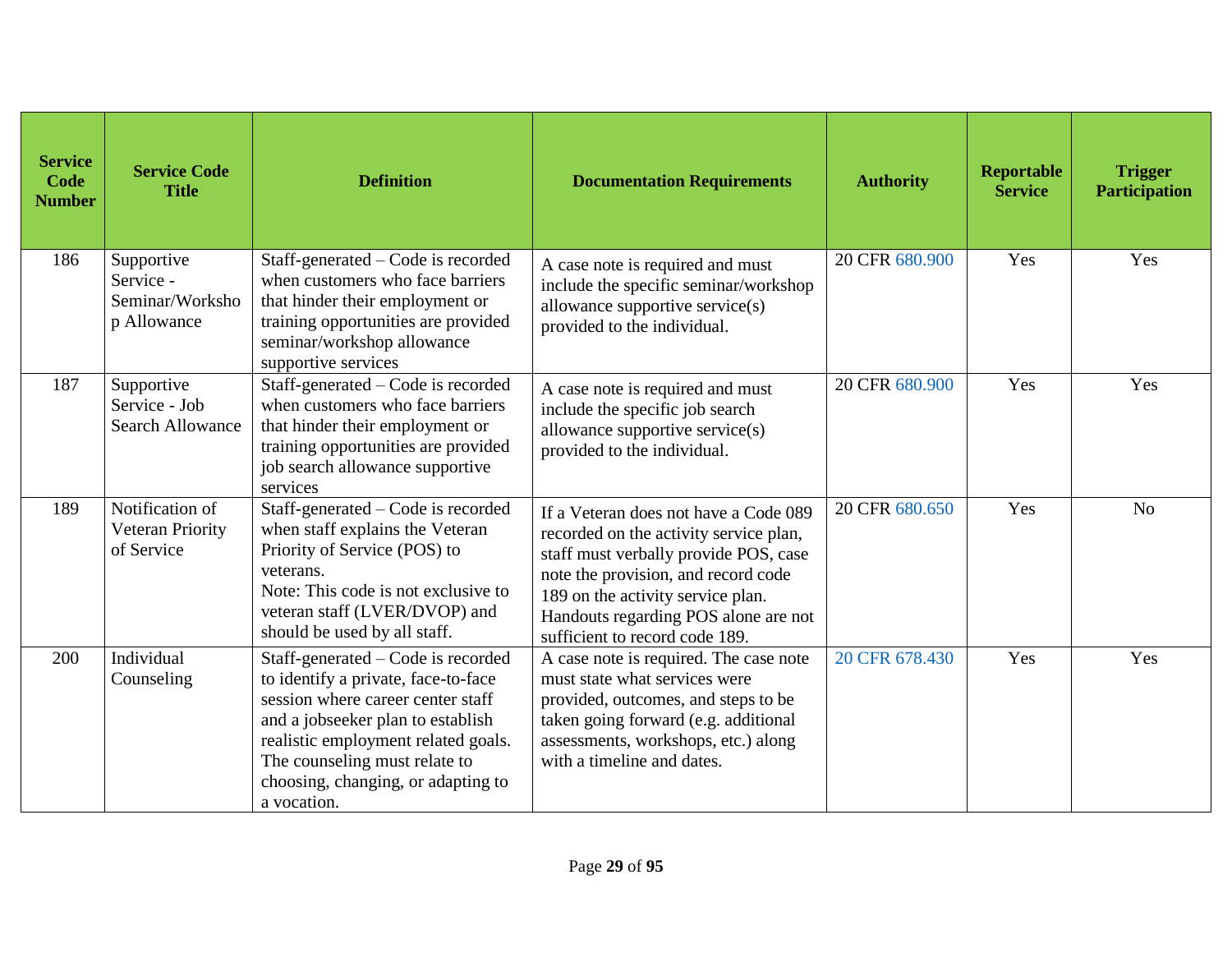| Service Code Number | Service Code Title | Definition | Documentation Requirements | Authority | Reportable Service | Trigger Participation |
|---|---|---|---|---|---|---|
| 186 | Supportive Service - Seminar/Workshop Allowance | Staff-generated – Code is recorded when customers who face barriers that hinder their employment or training opportunities are provided seminar/workshop allowance supportive services | A case note is required and must include the specific seminar/workshop allowance supportive service(s) provided to the individual. | 20 CFR 680.900 | Yes | Yes |
| 187 | Supportive Service - Job Search Allowance | Staff-generated – Code is recorded when customers who face barriers that hinder their employment or training opportunities are provided job search allowance supportive services | A case note is required and must include the specific job search allowance supportive service(s) provided to the individual. | 20 CFR 680.900 | Yes | Yes |
| 189 | Notification of Veteran Priority of Service | Staff-generated – Code is recorded when staff explains the Veteran Priority of Service (POS) to veterans. Note: This code is not exclusive to veteran staff (LVER/DVOP) and should be used by all staff. | If a Veteran does not have a Code 089 recorded on the activity service plan, staff must verbally provide POS, case note the provision, and record code 189 on the activity service plan. Handouts regarding POS alone are not sufficient to record code 189. | 20 CFR 680.650 | Yes | No |
| 200 | Individual Counseling | Staff-generated – Code is recorded to identify a private, face-to-face session where career center staff and a jobseeker plan to establish realistic employment related goals. The counseling must relate to choosing, changing, or adapting to a vocation. | A case note is required. The case note must state what services were provided, outcomes, and steps to be taken going forward (e.g. additional assessments, workshops, etc.) along with a timeline and dates. | 20 CFR 678.430 | Yes | Yes |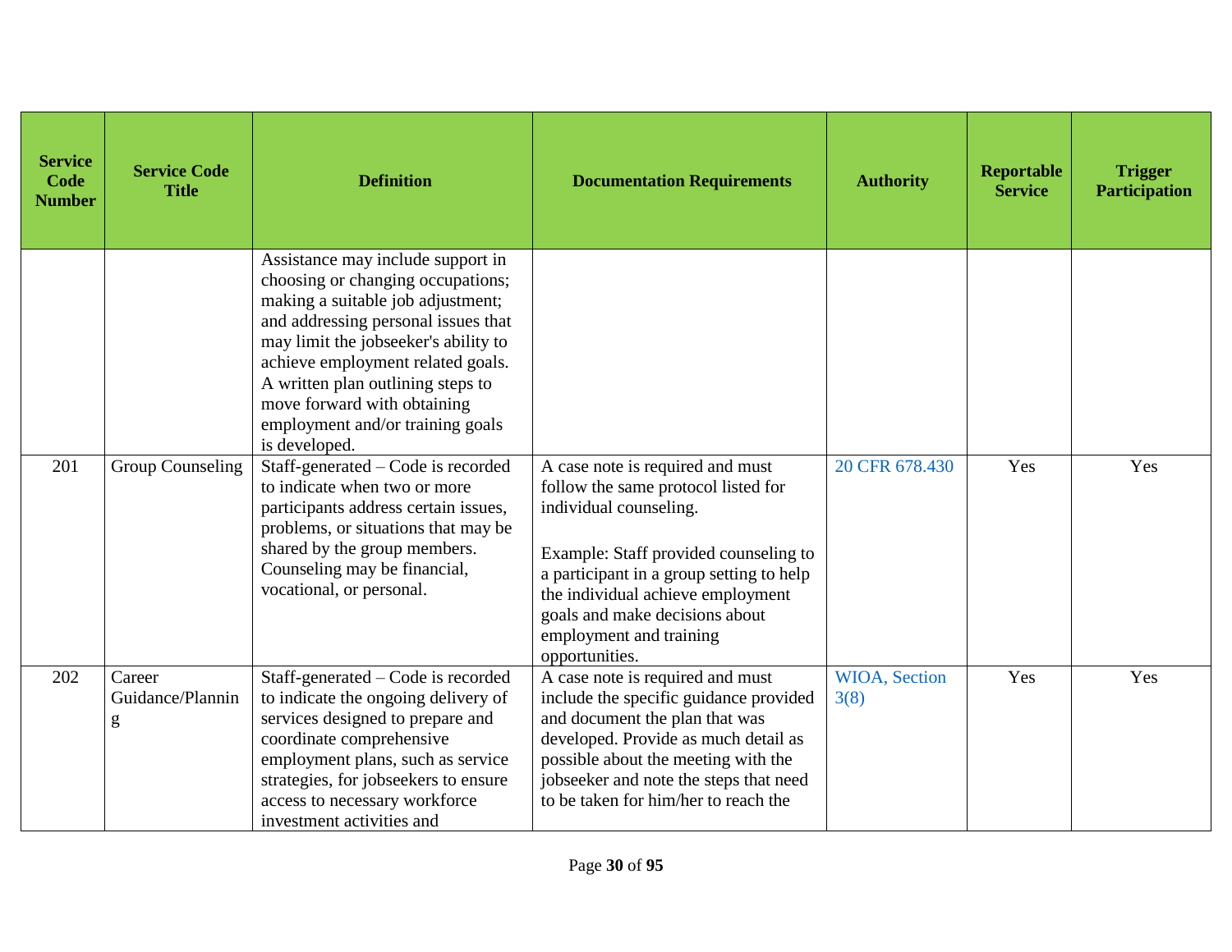| Service Code Number | Service Code Title | Definition | Documentation Requirements | Authority | Reportable Service | Trigger Participation |
|---|---|---|---|---|---|---|
| | | Assistance may include support in choosing or changing occupations; making a suitable job adjustment; and addressing personal issues that may limit the jobseeker's ability to achieve employment related goals. A written plan outlining steps to move forward with obtaining employment and/or training goals is developed. | | | | |
| 201 | Group Counseling | Staff-generated – Code is recorded to indicate when two or more participants address certain issues, problems, or situations that may be shared by the group members. Counseling may be financial, vocational, or personal. | A case note is required and must follow the same protocol listed for individual counseling.<br><br>Example: Staff provided counseling to a participant in a group setting to help the individual achieve employment goals and make decisions about employment and training opportunities. | 20 CFR 678.430 | Yes | Yes |
| 202 | Career Guidance/Planning | Staff-generated – Code is recorded to indicate the ongoing delivery of services designed to prepare and coordinate comprehensive employment plans, such as service strategies, for jobseekers to ensure access to necessary workforce investment activities and | A case note is required and must include the specific guidance provided and document the plan that was developed. Provide as much detail as possible about the meeting with the jobseeker and note the steps that need to be taken for him/her to reach the | WIOA, Section 3(8) | Yes | Yes |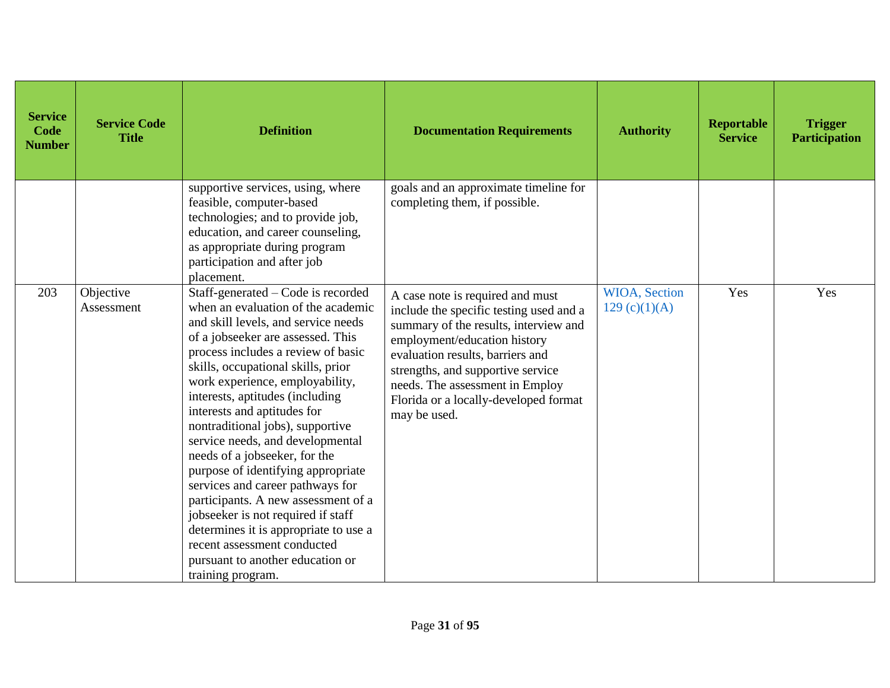| Service Code Number | Service Code Title | Definition | Documentation Requirements | Authority | Reportable Service | Trigger Participation |
|---|---|---|---|---|---|---|
| | | supportive services, using, where feasible, computer-based technologies; and to provide job, education, and career counseling, as appropriate during program participation and after job placement. | goals and an approximate timeline for completing them, if possible. | | | |
| 203 | Objective Assessment | Staff-generated – Code is recorded when an evaluation of the academic and skill levels, and service needs of a jobseeker are assessed. This process includes a review of basic skills, occupational skills, prior work experience, employability, interests, aptitudes (including interests and aptitudes for nontraditional jobs), supportive service needs, and developmental needs of a jobseeker, for the purpose of identifying appropriate services and career pathways for participants. A new assessment of a jobseeker is not required if staff determines it is appropriate to use a recent assessment conducted pursuant to another education or training program. | A case note is required and must include the specific testing used and a summary of the results, interview and employment/education history evaluation results, barriers and strengths, and supportive service needs. The assessment in Employ Florida or a locally-developed format may be used. | WIOA, Section 129 (c)(1)(A) | Yes | Yes |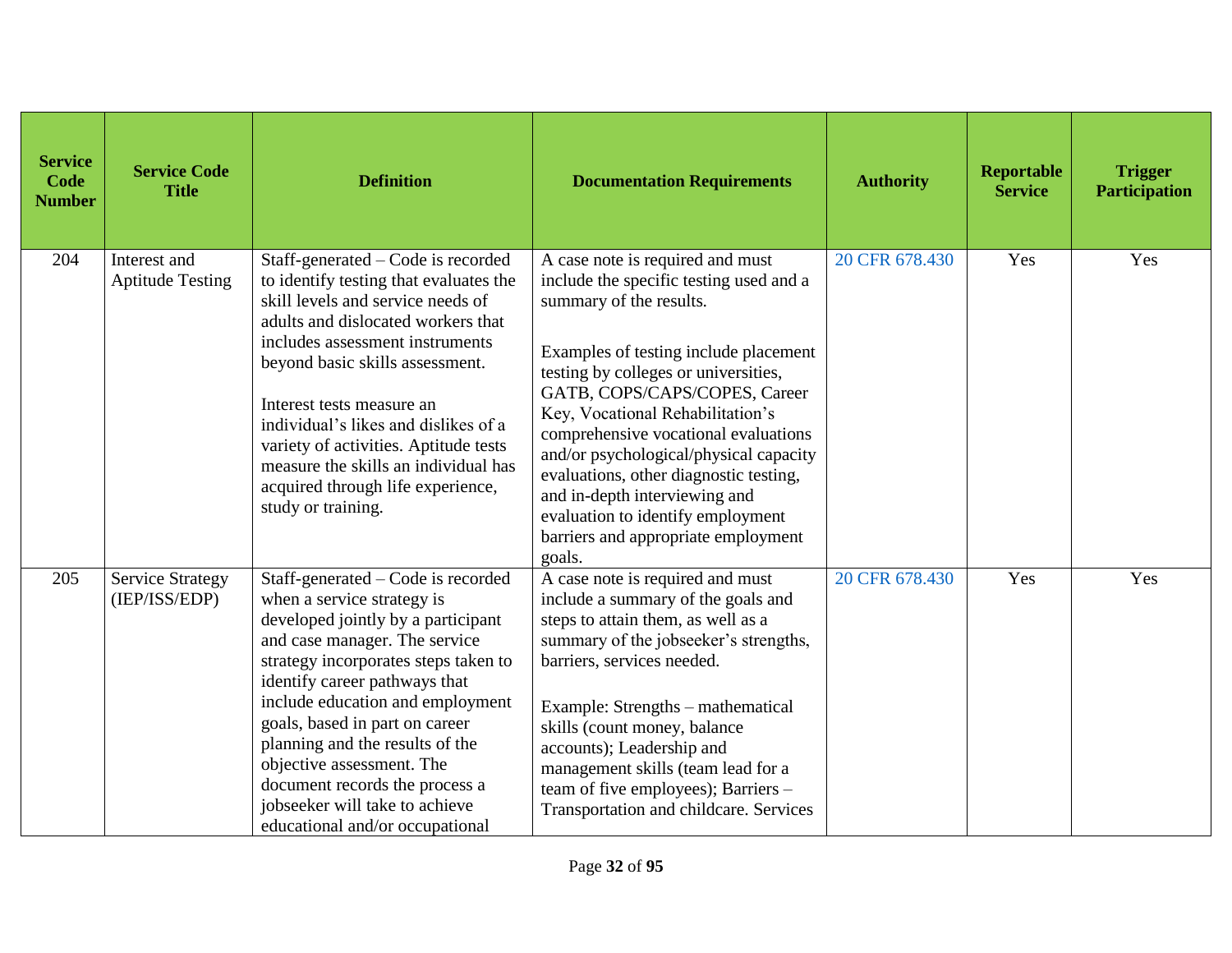| Service Code Number | Service Code Title | Definition | Documentation Requirements | Authority | Reportable Service | Trigger Participation |
|---|---|---|---|---|---|---|
| 204 | Interest and Aptitude Testing | Staff-generated – Code is recorded to identify testing that evaluates the skill levels and service needs of adults and dislocated workers that includes assessment instruments beyond basic skills assessment.<br><br>Interest tests measure an individual's likes and dislikes of a variety of activities. Aptitude tests measure the skills an individual has acquired through life experience, study or training. | A case note is required and must include the specific testing used and a summary of the results.<br><br>Examples of testing include placement testing by colleges or universities, GATB, COPS/CAPS/COPES, Career Key, Vocational Rehabilitation's comprehensive vocational evaluations and/or psychological/physical capacity evaluations, other diagnostic testing, and in-depth interviewing and evaluation to identify employment barriers and appropriate employment goals. | 20 CFR 678.430 | Yes | Yes |
| 205 | Service Strategy (IEP/ISS/EDP) | Staff-generated – Code is recorded when a service strategy is developed jointly by a participant and case manager. The service strategy incorporates steps taken to identify career pathways that include education and employment goals, based in part on career planning and the results of the objective assessment. The document records the process a jobseeker will take to achieve educational and/or occupational | A case note is required and must include a summary of the goals and steps to attain them, as well as a summary of the jobseeker's strengths, barriers, services needed.<br><br>Example: Strengths – mathematical skills (count money, balance accounts); Leadership and management skills (team lead for a team of five employees); Barriers – Transportation and childcare. Services | 20 CFR 678.430 | Yes | Yes |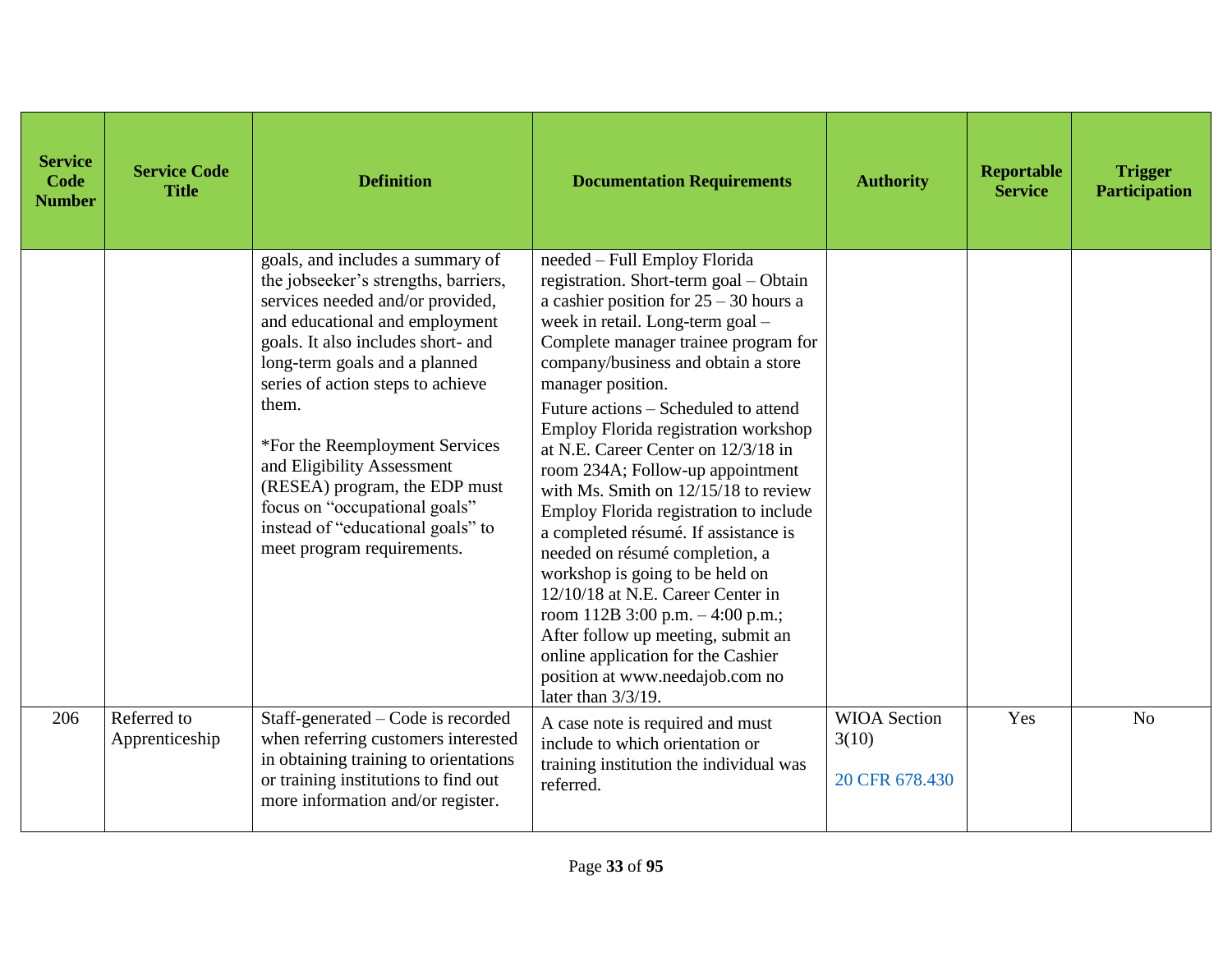| Service Code Number | Service Code Title | Definition | Documentation Requirements | Authority | Reportable Service | Trigger Participation |
|---|---|---|---|---|---|---|
| | | goals, and includes a summary of the jobseeker's strengths, barriers, services needed and/or provided, and educational and employment goals. It also includes short- and long-term goals and a planned series of action steps to achieve them.<br><br>*For the Reemployment Services and Eligibility Assessment (RESEA) program, the EDP must focus on "occupational goals" instead of "educational goals" to meet program requirements. | needed – Full Employ Florida registration. Short-term goal – Obtain a cashier position for 25 – 30 hours a week in retail. Long-term goal – Complete manager trainee program for company/business and obtain a store manager position.<br><br>Future actions – Scheduled to attend Employ Florida registration workshop at N.E. Career Center on 12/3/18 in room 234A; Follow-up appointment with Ms. Smith on 12/15/18 to review Employ Florida registration to include a completed résumé. If assistance is needed on résumé completion, a workshop is going to be held on 12/10/18 at N.E. Career Center in room 112B 3:00 p.m. – 4:00 p.m.; After follow up meeting, submit an online application for the Cashier position at www.needajob.com no later than 3/3/19. | | | |
| 206 | Referred to Apprenticeship | Staff-generated – Code is recorded when referring customers interested in obtaining training to orientations or training institutions to find out more information and/or register. | A case note is required and must include to which orientation or training institution the individual was referred. | WIOA Section 3(10)<br><br>20 CFR 678.430 | Yes | No |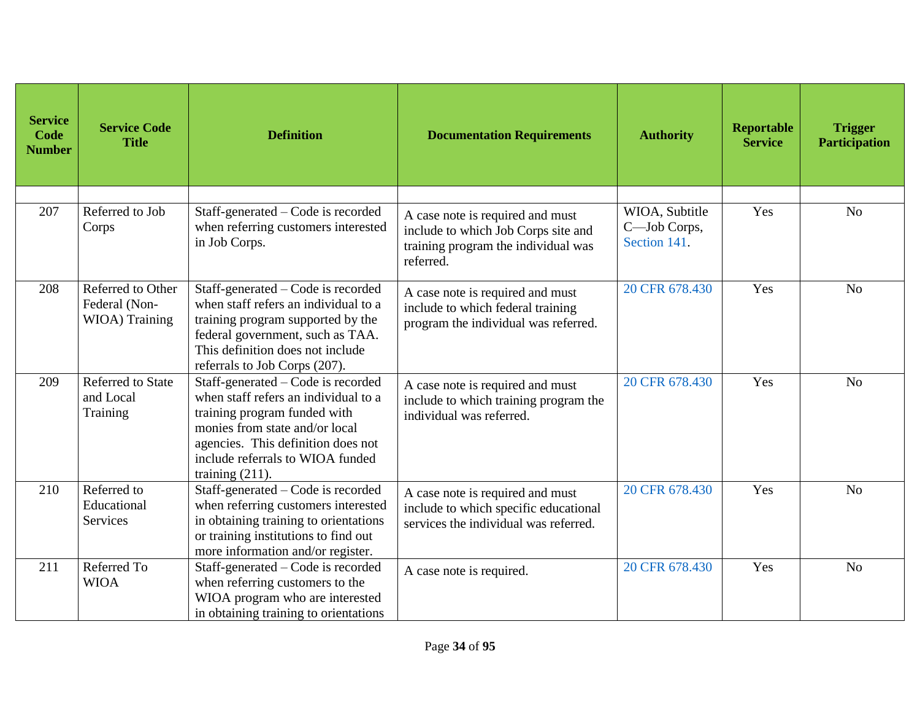| Service Code Number | Service Code Title | Definition | Documentation Requirements | Authority | Reportable Service | Trigger Participation |
|---|---|---|---|---|---|---|
| | | | | | | |
| 207 | Referred to Job Corps | Staff-generated – Code is recorded when referring customers interested in Job Corps. | A case note is required and must include to which Job Corps site and training program the individual was referred. | WIOA, Subtitle C—Job Corps, Section 141. | Yes | No |
| 208 | Referred to Other Federal (Non-WIOA) Training | Staff-generated – Code is recorded when staff refers an individual to a training program supported by the federal government, such as TAA. This definition does not include referrals to Job Corps (207). | A case note is required and must include to which federal training program the individual was referred. | 20 CFR 678.430 | Yes | No |
| 209 | Referred to State and Local Training | Staff-generated – Code is recorded when staff refers an individual to a training program funded with monies from state and/or local agencies. This definition does not include referrals to WIOA funded training (211). | A case note is required and must include to which training program the individual was referred. | 20 CFR 678.430 | Yes | No |
| 210 | Referred to Educational Services | Staff-generated – Code is recorded when referring customers interested in obtaining training to orientations or training institutions to find out more information and/or register. | A case note is required and must include to which specific educational services the individual was referred. | 20 CFR 678.430 | Yes | No |
| 211 | Referred To WIOA | Staff-generated – Code is recorded when referring customers to the WIOA program who are interested in obtaining training to orientations | A case note is required. | 20 CFR 678.430 | Yes | No |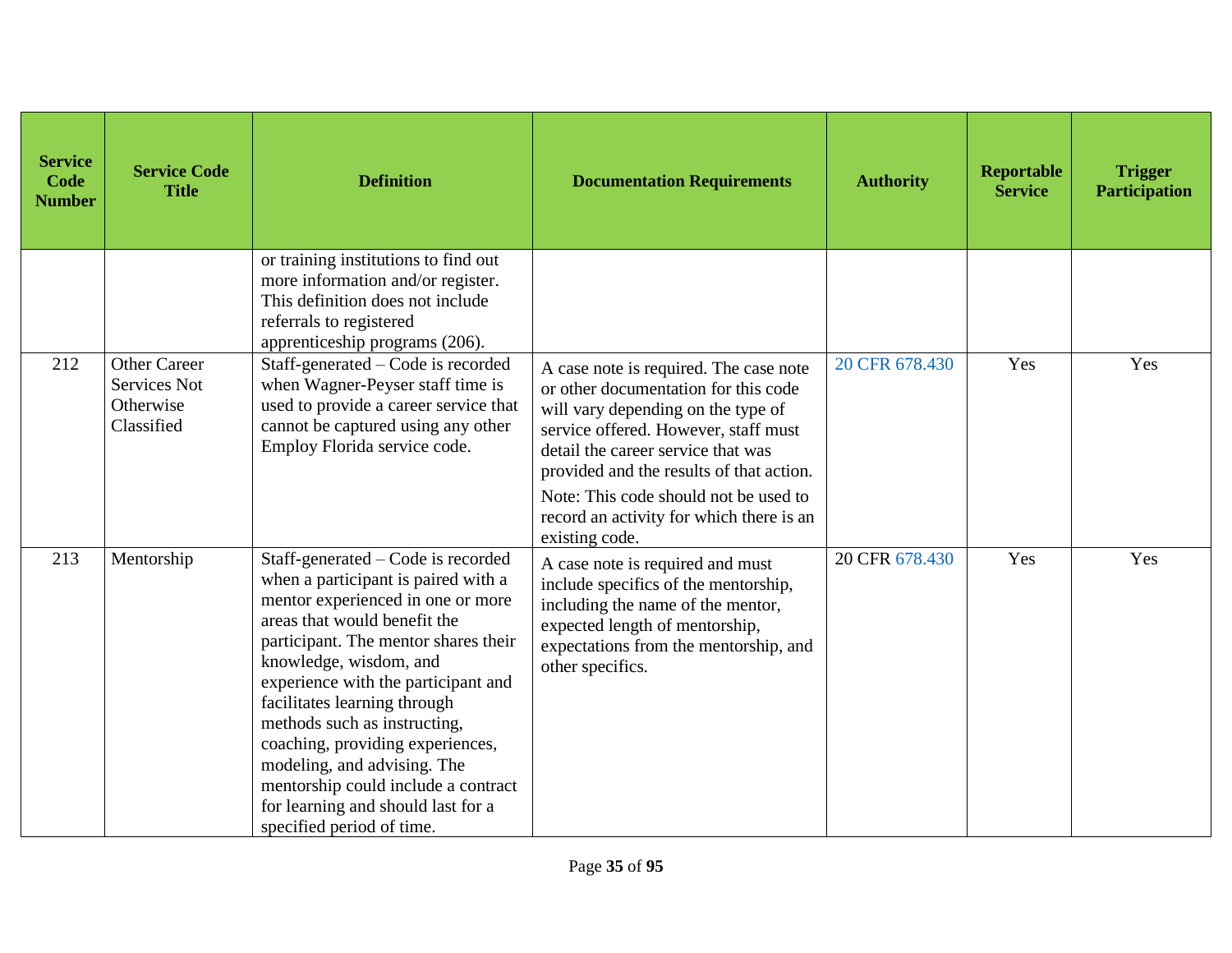| Service Code Number | Service Code Title | Definition | Documentation Requirements | Authority | Reportable Service | Trigger Participation |
|---|---|---|---|---|---|---|
| | | or training institutions to find out more information and/or register. This definition does not include referrals to registered apprenticeship programs (206). | | | | |
| 212 | Other Career Services Not Otherwise Classified | Staff-generated – Code is recorded when Wagner-Peyser staff time is used to provide a career service that cannot be captured using any other Employ Florida service code. | A case note is required. The case note or other documentation for this code will vary depending on the type of service offered. However, staff must detail the career service that was provided and the results of that action.<br>Note: This code should not be used to record an activity for which there is an existing code. | 20 CFR 678.430 | Yes | Yes |
| 213 | Mentorship | Staff-generated – Code is recorded when a participant is paired with a mentor experienced in one or more areas that would benefit the participant. The mentor shares their knowledge, wisdom, and experience with the participant and facilitates learning through methods such as instructing, coaching, providing experiences, modeling, and advising. The mentorship could include a contract for learning and should last for a specified period of time. | A case note is required and must include specifics of the mentorship, including the name of the mentor, expected length of mentorship, expectations from the mentorship, and other specifics. | 20 CFR 678.430 | Yes | Yes |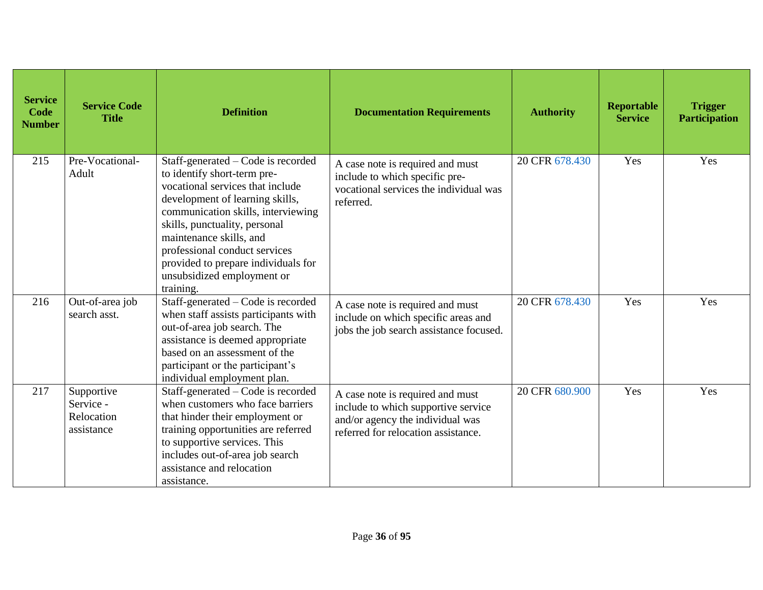| Service Code Number | Service Code Title | Definition | Documentation Requirements | Authority | Reportable Service | Trigger Participation |
|---|---|---|---|---|---|---|
| 215 | Pre-Vocational-Adult | Staff-generated – Code is recorded to identify short-term pre-vocational services that include development of learning skills, communication skills, interviewing skills, punctuality, personal maintenance skills, and professional conduct services provided to prepare individuals for unsubsidized employment or training. | A case note is required and must include to which specific pre-vocational services the individual was referred. | 20 CFR 678.430 | Yes | Yes |
| 216 | Out-of-area job search asst. | Staff-generated – Code is recorded when staff assists participants with out-of-area job search. The assistance is deemed appropriate based on an assessment of the participant or the participant's individual employment plan. | A case note is required and must include on which specific areas and jobs the job search assistance focused. | 20 CFR 678.430 | Yes | Yes |
| 217 | Supportive Service - Relocation assistance | Staff-generated – Code is recorded when customers who face barriers that hinder their employment or training opportunities are referred to supportive services. This includes out-of-area job search assistance and relocation assistance. | A case note is required and must include to which supportive service and/or agency the individual was referred for relocation assistance. | 20 CFR 680.900 | Yes | Yes |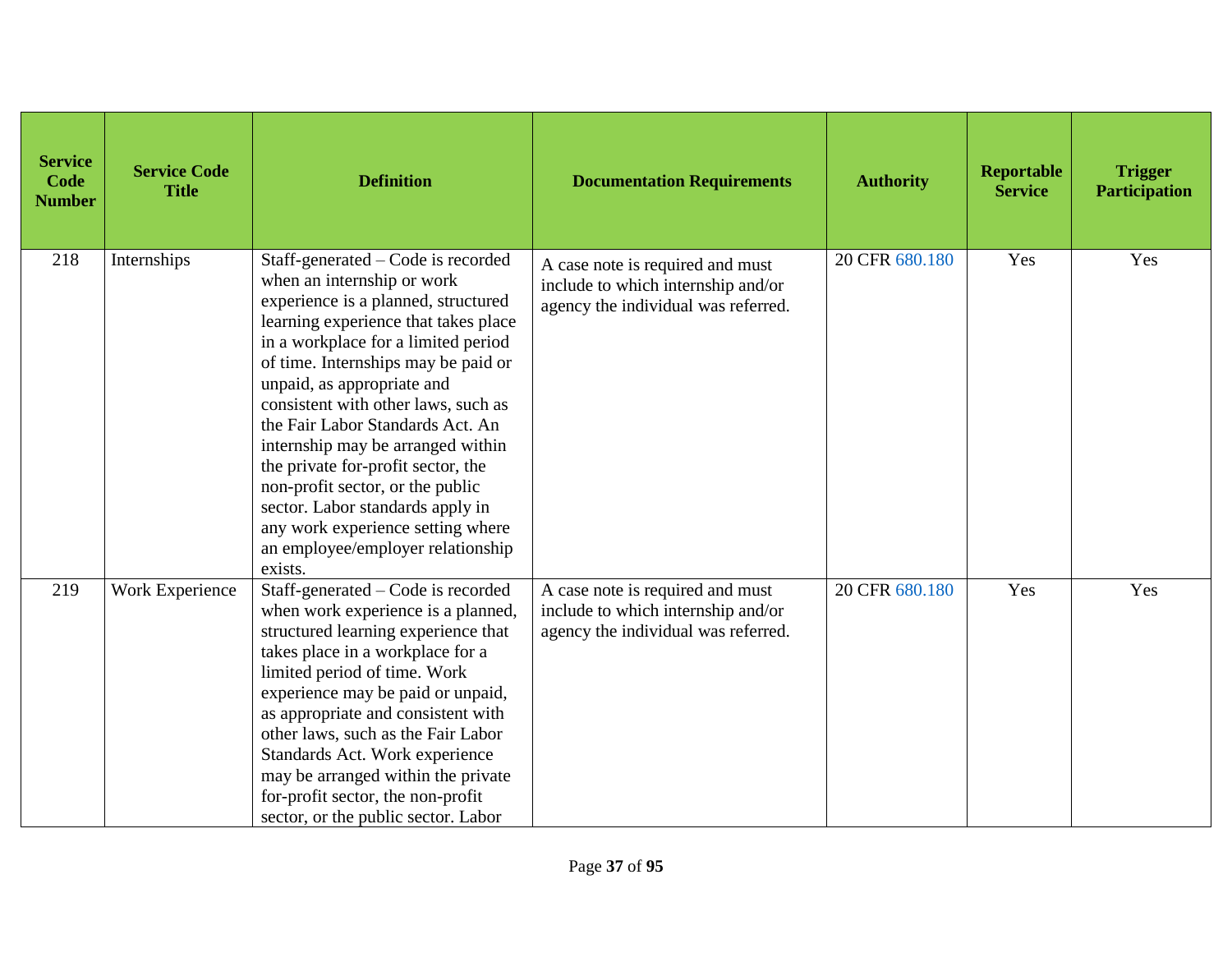| Service Code Number | Service Code Title | Definition | Documentation Requirements | Authority | Reportable Service | Trigger Participation |
|---|---|---|---|---|---|---|
| 218 | Internships | Staff-generated – Code is recorded when an internship or work experience is a planned, structured learning experience that takes place in a workplace for a limited period of time. Internships may be paid or unpaid, as appropriate and consistent with other laws, such as the Fair Labor Standards Act. An internship may be arranged within the private for-profit sector, the non-profit sector, or the public sector. Labor standards apply in any work experience setting where an employee/employer relationship exists. | A case note is required and must include to which internship and/or agency the individual was referred. | 20 CFR 680.180 | Yes | Yes |
| 219 | Work Experience | Staff-generated – Code is recorded when work experience is a planned, structured learning experience that takes place in a workplace for a limited period of time. Work experience may be paid or unpaid, as appropriate and consistent with other laws, such as the Fair Labor Standards Act. Work experience may be arranged within the private for-profit sector, the non-profit sector, or the public sector. Labor | A case note is required and must include to which internship and/or agency the individual was referred. | 20 CFR 680.180 | Yes | Yes |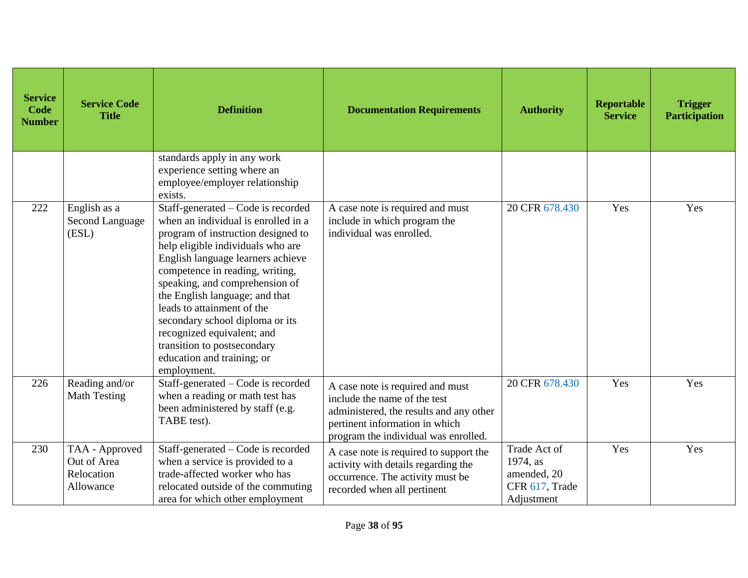| Service Code Number | Service Code Title | Definition | Documentation Requirements | Authority | Reportable Service | Trigger Participation |
|---|---|---|---|---|---|---|
| | | standards apply in any work experience setting where an employee/employer relationship exists. | | | | |
| 222 | English as a Second Language (ESL) | Staff-generated – Code is recorded when an individual is enrolled in a program of instruction designed to help eligible individuals who are English language learners achieve competence in reading, writing, speaking, and comprehension of the English language; and that leads to attainment of the secondary school diploma or its recognized equivalent; and transition to postsecondary education and training; or employment. | A case note is required and must include in which program the individual was enrolled. | 20 CFR 678.430 | Yes | Yes |
| 226 | Reading and/or Math Testing | Staff-generated – Code is recorded when a reading or math test has been administered by staff (e.g. TABE test). | A case note is required and must include the name of the test administered, the results and any other pertinent information in which program the individual was enrolled. | 20 CFR 678.430 | Yes | Yes |
| 230 | TAA - Approved Out of Area Relocation Allowance | Staff-generated – Code is recorded when a service is provided to a trade-affected worker who has relocated outside of the commuting area for which other employment | A case note is required to support the activity with details regarding the occurrence. The activity must be recorded when all pertinent | Trade Act of 1974, as amended, 20 CFR 617, Trade Adjustment | Yes | Yes |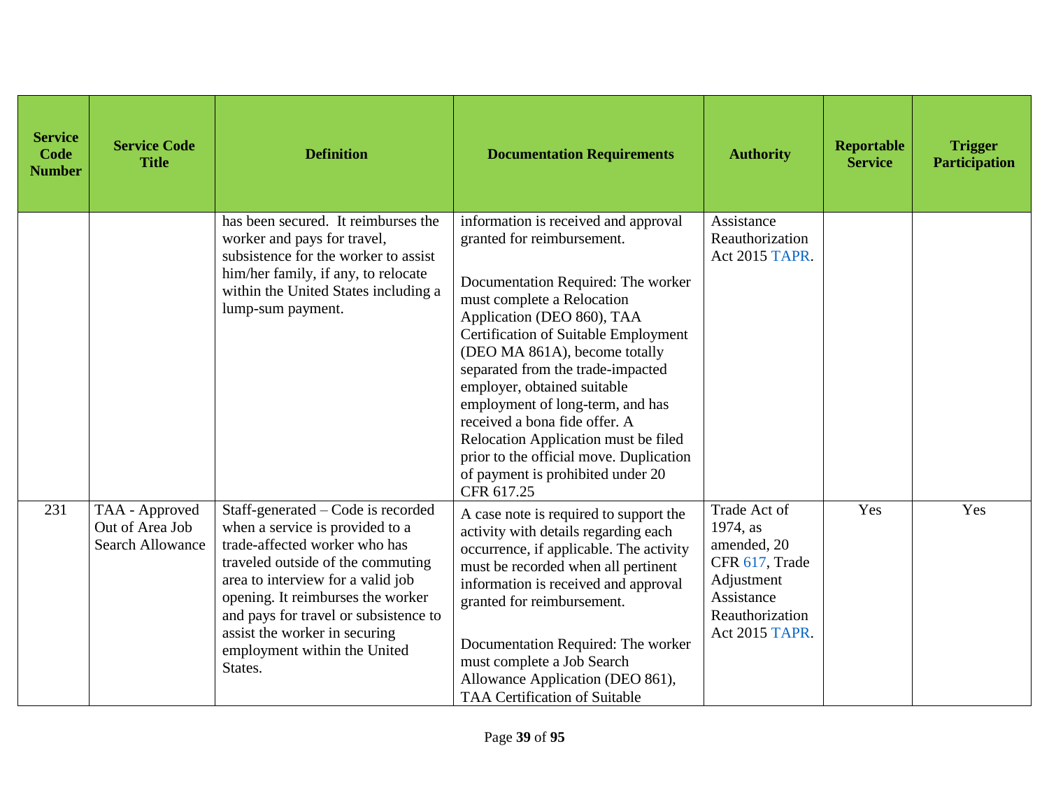| Service Code Number | Service Code Title | Definition | Documentation Requirements | Authority | Reportable Service | Trigger Participation |
|---|---|---|---|---|---|---|
| | | has been secured. It reimburses the worker and pays for travel, subsistence for the worker to assist him/her family, if any, to relocate within the United States including a lump-sum payment. | information is received and approval granted for reimbursement.<br><br>Documentation Required: The worker must complete a Relocation Application (DEO 860), TAA Certification of Suitable Employment (DEO MA 861A), become totally separated from the trade-impacted employer, obtained suitable employment of long-term, and has received a bona fide offer. A Relocation Application must be filed prior to the official move. Duplication of payment is prohibited under 20 CFR 617.25 | Assistance Reauthorization Act 2015 TAPR. | | |
| 231 | TAA - Approved Out of Area Job Search Allowance | Staff-generated – Code is recorded when a service is provided to a trade-affected worker who has traveled outside of the commuting area to interview for a valid job opening. It reimburses the worker and pays for travel or subsistence to assist the worker in securing employment within the United States. | A case note is required to support the activity with details regarding each occurrence, if applicable. The activity must be recorded when all pertinent information is received and approval granted for reimbursement.<br><br>Documentation Required: The worker must complete a Job Search Allowance Application (DEO 861), TAA Certification of Suitable | Trade Act of 1974, as amended, 20 CFR 617, Trade Adjustment Assistance Reauthorization Act 2015 TAPR. | Yes | Yes |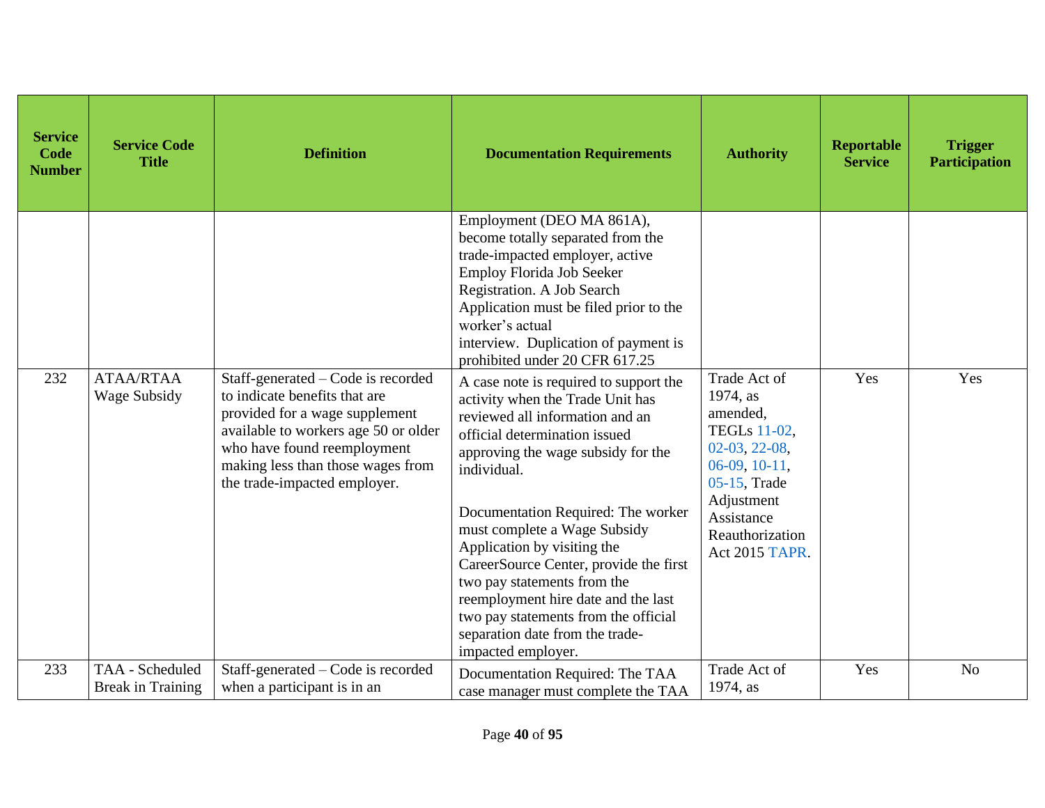| Service Code Number | Service Code Title | Definition | Documentation Requirements | Authority | Reportable Service | Trigger Participation |
|---|---|---|---|---|---|---|
| | | | Employment (DEO MA 861A), become totally separated from the trade-impacted employer, active Employ Florida Job Seeker Registration. A Job Search Application must be filed prior to the worker's actual interview. Duplication of payment is prohibited under 20 CFR 617.25 | | | |
| 232 | ATAA/RTAA Wage Subsidy | Staff-generated – Code is recorded to indicate benefits that are provided for a wage supplement available to workers age 50 or older who have found reemployment making less than those wages from the trade-impacted employer. | A case note is required to support the activity when the Trade Unit has reviewed all information and an official determination issued approving the wage subsidy for the individual.<br><br>Documentation Required: The worker must complete a Wage Subsidy Application by visiting the CareerSource Center, provide the first two pay statements from the reemployment hire date and the last two pay statements from the official separation date from the trade-impacted employer. | Trade Act of 1974, as amended, TEGLs 11-02, 02-03, 22-08, 06-09, 10-11, 05-15, Trade Adjustment Assistance Reauthorization Act 2015 TAPR. | Yes | Yes |
| 233 | TAA - Scheduled Break in Training | Staff-generated – Code is recorded when a participant is in an | Documentation Required: The TAA case manager must complete the TAA | Trade Act of 1974, as | Yes | No |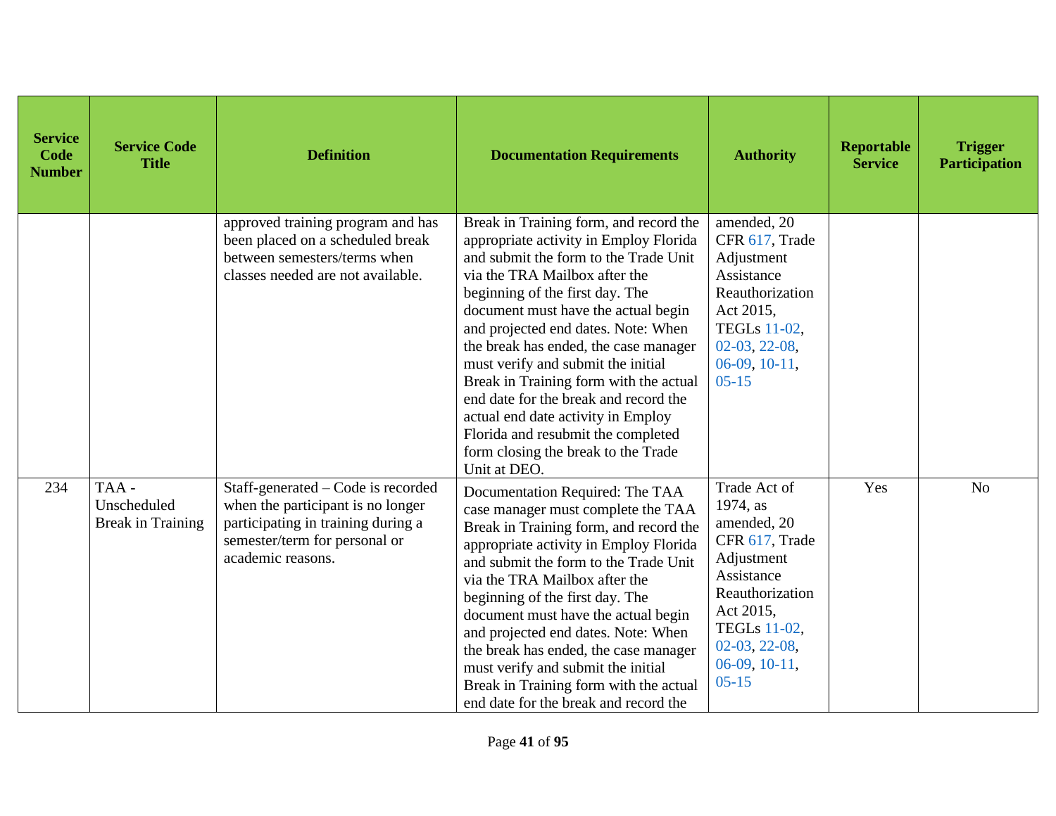| Service Code Number | Service Code Title | Definition | Documentation Requirements | Authority | Reportable Service | Trigger Participation |
|---|---|---|---|---|---|---|
| | | approved training program and has been placed on a scheduled break between semesters/terms when classes needed are not available. | Break in Training form, and record the appropriate activity in Employ Florida and submit the form to the Trade Unit via the TRA Mailbox after the beginning of the first day. The document must have the actual begin and projected end dates. Note: When the break has ended, the case manager must verify and submit the initial Break in Training form with the actual end date for the break and record the actual end date activity in Employ Florida and resubmit the completed form closing the break to the Trade Unit at DEO. | amended, 20 CFR 617, Trade Adjustment Assistance Reauthorization Act 2015, TEGLs 11-02, 02-03, 22-08, 06-09, 10-11, 05-15 | | |
| 234 | TAA - Unscheduled Break in Training | Staff-generated – Code is recorded when the participant is no longer participating in training during a semester/term for personal or academic reasons. | Documentation Required: The TAA case manager must complete the TAA Break in Training form, and record the appropriate activity in Employ Florida and submit the form to the Trade Unit via the TRA Mailbox after the beginning of the first day. The document must have the actual begin and projected end dates. Note: When the break has ended, the case manager must verify and submit the initial Break in Training form with the actual end date for the break and record the | Trade Act of 1974, as amended, 20 CFR 617, Trade Adjustment Assistance Reauthorization Act 2015, TEGLs 11-02, 02-03, 22-08, 06-09, 10-11, 05-15 | Yes | No |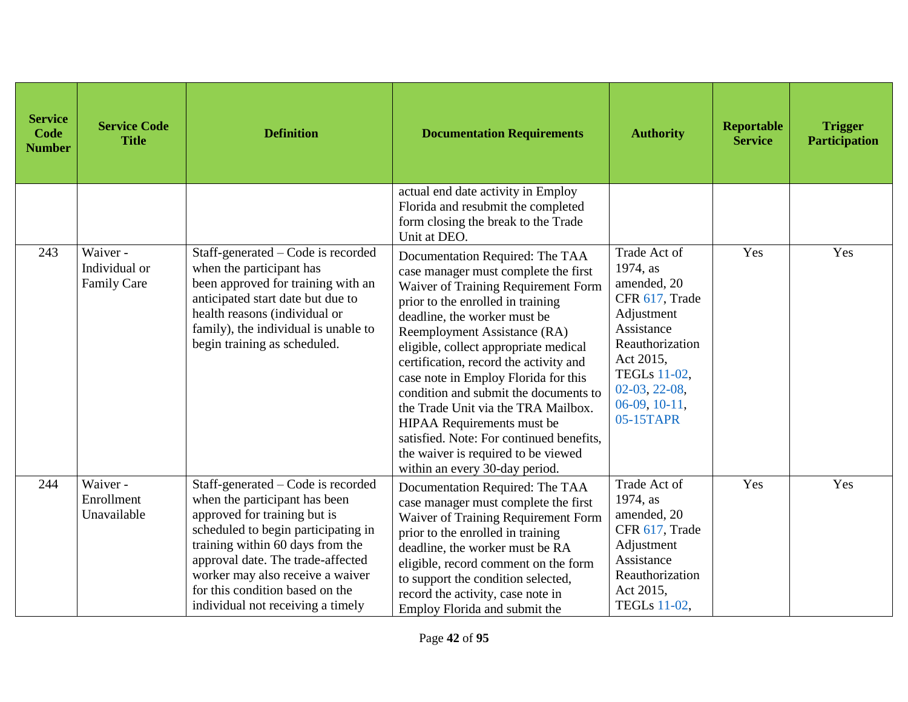| Service Code Number | Service Code Title | Definition | Documentation Requirements | Authority | Reportable Service | Trigger Participation |
|---|---|---|---|---|---|---|
| | | | actual end date activity in Employ Florida and resubmit the completed form closing the break to the Trade Unit at DEO. | | | |
| 243 | Waiver - Individual or Family Care | Staff-generated – Code is recorded when the participant has been approved for training with an anticipated start date but due to health reasons (individual or family), the individual is unable to begin training as scheduled. | Documentation Required: The TAA case manager must complete the first Waiver of Training Requirement Form prior to the enrolled in training deadline, the worker must be Reemployment Assistance (RA) eligible, collect appropriate medical certification, record the activity and case note in Employ Florida for this condition and submit the documents to the Trade Unit via the TRA Mailbox. HIPAA Requirements must be satisfied. Note: For continued benefits, the waiver is required to be viewed within an every 30-day period. | Trade Act of 1974, as amended, 20 CFR 617, Trade Adjustment Assistance Reauthorization Act 2015, TEGLs 11-02, 02-03, 22-08, 06-09, 10-11, 05-15TAPR | Yes | Yes |
| 244 | Waiver - Enrollment Unavailable | Staff-generated – Code is recorded when the participant has been approved for training but is scheduled to begin participating in training within 60 days from the approval date. The trade-affected worker may also receive a waiver for this condition based on the individual not receiving a timely | Documentation Required: The TAA case manager must complete the first Waiver of Training Requirement Form prior to the enrolled in training deadline, the worker must be RA eligible, record comment on the form to support the condition selected, record the activity, case note in Employ Florida and submit the | Trade Act of 1974, as amended, 20 CFR 617, Trade Adjustment Assistance Reauthorization Act 2015, TEGLs 11-02, | Yes | Yes |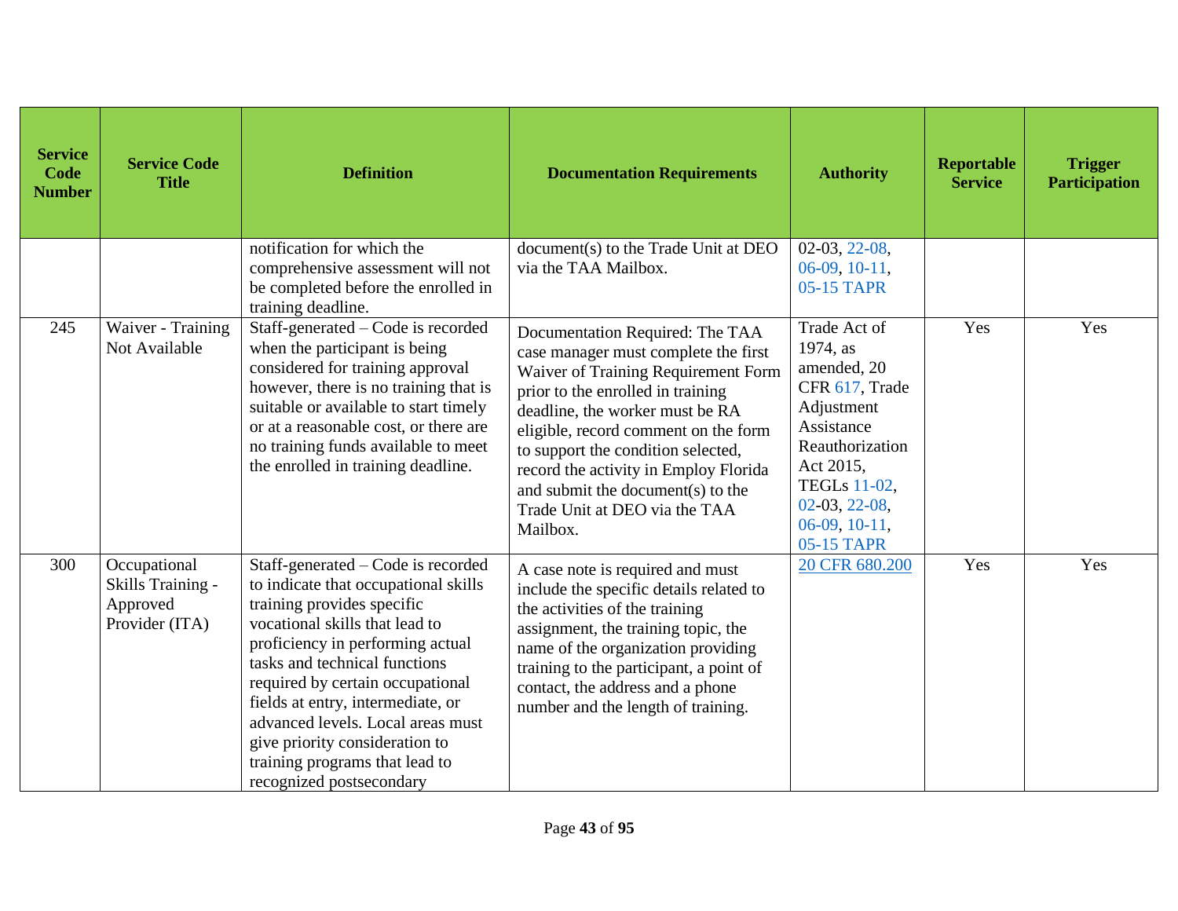| Service Code Number | Service Code Title | Definition | Documentation Requirements | Authority | Reportable Service | Trigger Participation |
|---|---|---|---|---|---|---|
| | | notification for which the comprehensive assessment will not be completed before the enrolled in training deadline. | document(s) to the Trade Unit at DEO via the TAA Mailbox. | 02-03, 22-08, 06-09, 10-11, 05-15 TAPR | | |
| 245 | Waiver - Training Not Available | Staff-generated – Code is recorded when the participant is being considered for training approval however, there is no training that is suitable or available to start timely or at a reasonable cost, or there are no training funds available to meet the enrolled in training deadline. | Documentation Required: The TAA case manager must complete the first Waiver of Training Requirement Form prior to the enrolled in training deadline, the worker must be RA eligible, record comment on the form to support the condition selected, record the activity in Employ Florida and submit the document(s) to the Trade Unit at DEO via the TAA Mailbox. | Trade Act of 1974, as amended, 20 CFR 617, Trade Adjustment Assistance Reauthorization Act 2015, TEGLs 11-02, 02-03, 22-08, 06-09, 10-11, 05-15 TAPR | Yes | Yes |
| 300 | Occupational Skills Training - Approved Provider (ITA) | Staff-generated – Code is recorded to indicate that occupational skills training provides specific vocational skills that lead to proficiency in performing actual tasks and technical functions required by certain occupational fields at entry, intermediate, or advanced levels. Local areas must give priority consideration to training programs that lead to recognized postsecondary | A case note is required and must include the specific details related to the activities of the training assignment, the training topic, the name of the organization providing training to the participant, a point of contact, the address and a phone number and the length of training. | 20 CFR 680.200 | Yes | Yes |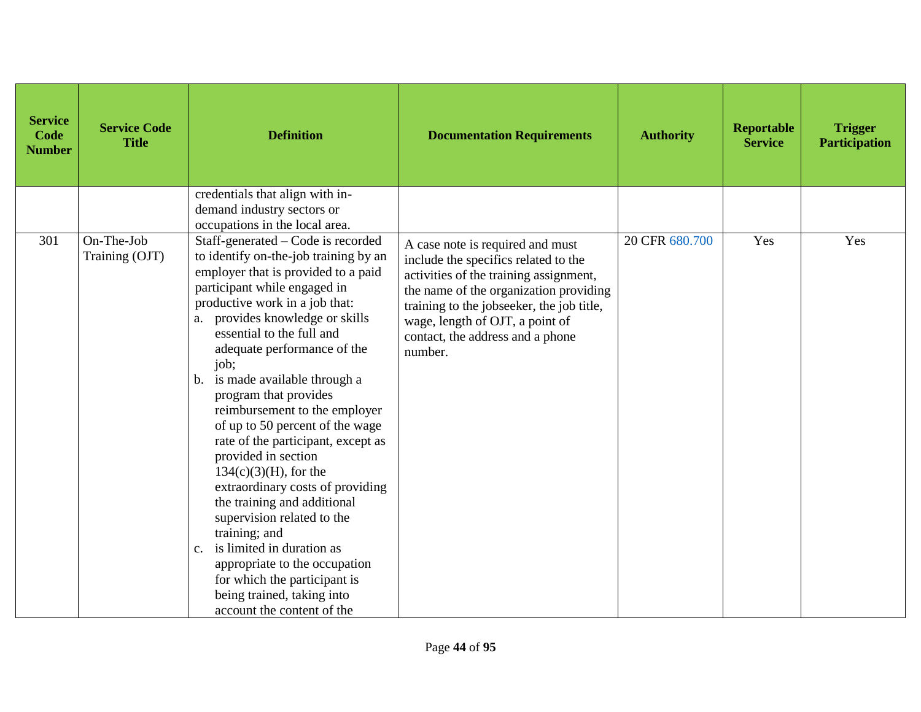| Service Code Number | Service Code Title | Definition | Documentation Requirements | Authority | Reportable Service | Trigger Participation |
|---|---|---|---|---|---|---|
| | | credentials that align with in-demand industry sectors or occupations in the local area. | | | | |
| 301 | On-The-Job Training (OJT) | Staff-generated – Code is recorded to identify on-the-job training by an employer that is provided to a paid participant while engaged in productive work in a job that:<br>a. provides knowledge or skills essential to the full and adequate performance of the job;<br>b. is made available through a program that provides reimbursement to the employer of up to 50 percent of the wage rate of the participant, except as provided in section 134(c)(3)(H), for the extraordinary costs of providing the training and additional supervision related to the training; and<br>c. is limited in duration as appropriate to the occupation for which the participant is being trained, taking into account the content of the | A case note is required and must include the specifics related to the activities of the training assignment, the name of the organization providing training to the jobseeker, the job title, wage, length of OJT, a point of contact, the address and a phone number. | 20 CFR 680.700 | Yes | Yes |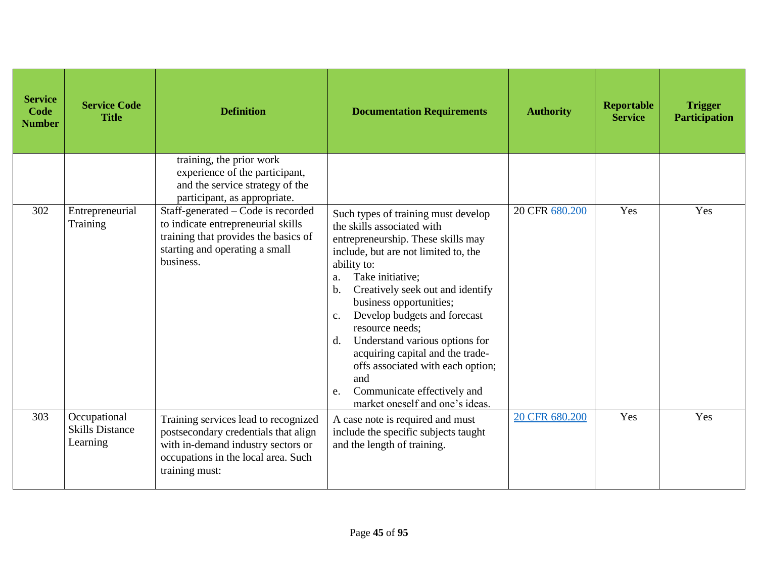| Service Code Number | Service Code Title | Definition | Documentation Requirements | Authority | Reportable Service | Trigger Participation |
|---|---|---|---|---|---|---|
| | | training, the prior work experience of the participant, and the service strategy of the participant, as appropriate. | | | | |
| 302 | Entrepreneurial Training | Staff-generated – Code is recorded to indicate entrepreneurial skills training that provides the basics of starting and operating a small business. | Such types of training must develop the skills associated with entrepreneurship. These skills may include, but are not limited to, the ability to:<br>a. Take initiative;<br>b. Creatively seek out and identify business opportunities;<br>c. Develop budgets and forecast resource needs;<br>d. Understand various options for acquiring capital and the trade-offs associated with each option; and<br>e. Communicate effectively and market oneself and one's ideas. | 20 CFR 680.200 | Yes | Yes |
| 303 | Occupational Skills Distance Learning | Training services lead to recognized postsecondary credentials that align with in-demand industry sectors or occupations in the local area. Such training must: | A case note is required and must include the specific subjects taught and the length of training. | 20 CFR 680.200 | Yes | Yes |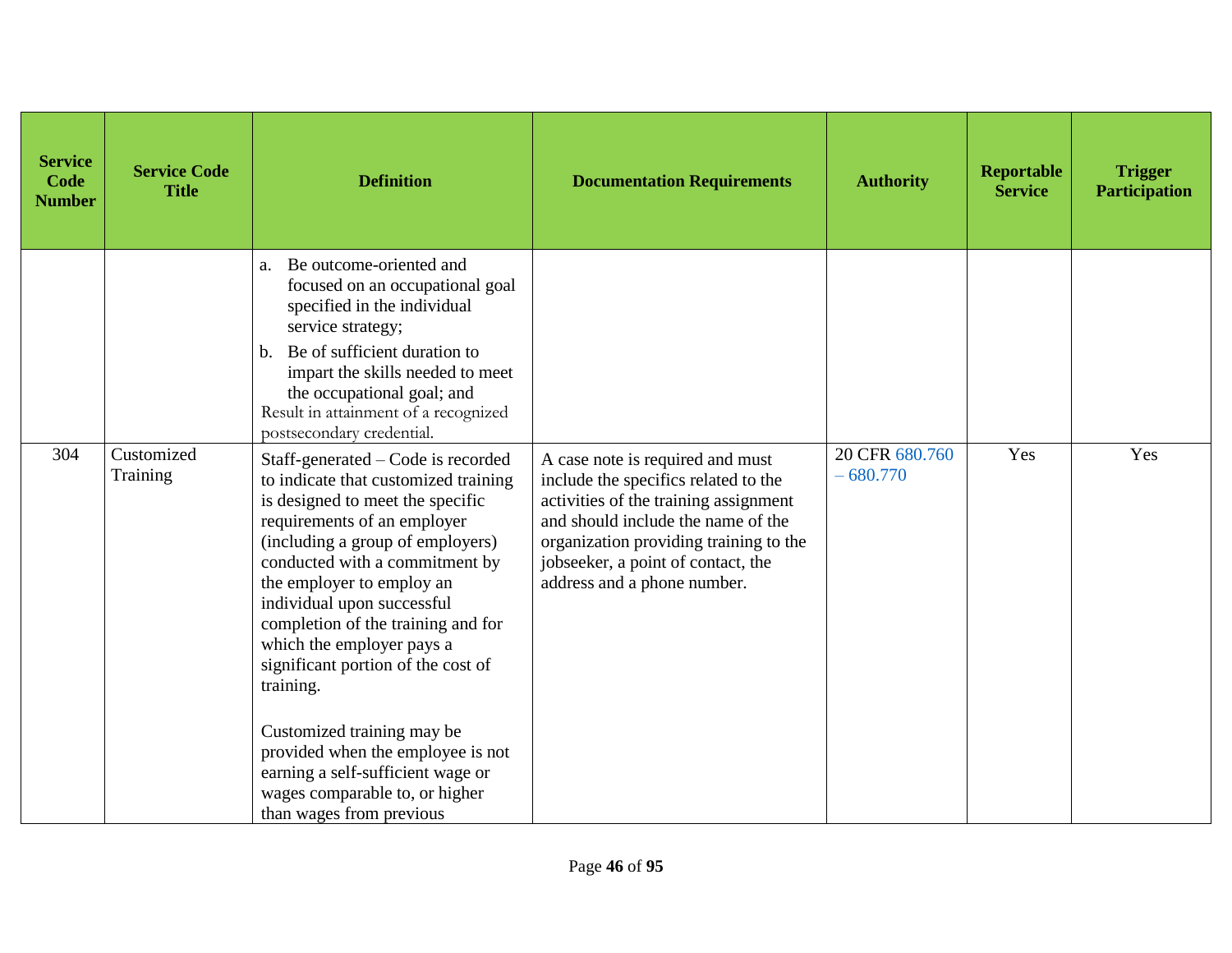| Service Code Number | Service Code Title | Definition | Documentation Requirements | Authority | Reportable Service | Trigger Participation |
|---|---|---|---|---|---|---|
| | | a. Be outcome-oriented and focused on an occupational goal specified in the individual service strategy;<br>b. Be of sufficient duration to impart the skills needed to meet the occupational goal; and<br>Result in attainment of a recognized postsecondary credential. | | | | |
| 304 | Customized Training | Staff-generated – Code is recorded to indicate that customized training is designed to meet the specific requirements of an employer (including a group of employers) conducted with a commitment by the employer to employ an individual upon successful completion of the training and for which the employer pays a significant portion of the cost of training.<br><br>Customized training may be provided when the employee is not earning a self-sufficient wage or wages comparable to, or higher than wages from previous | A case note is required and must include the specifics related to the activities of the training assignment and should include the name of the organization providing training to the jobseeker, a point of contact, the address and a phone number. | 20 CFR 680.760 – 680.770 | Yes | Yes |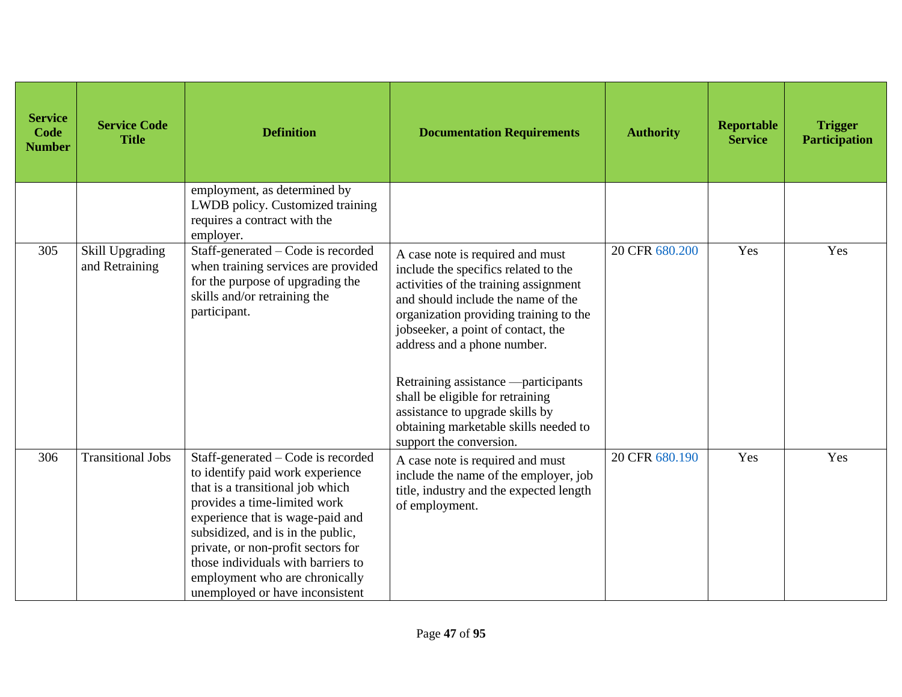| Service Code Number | Service Code Title | Definition | Documentation Requirements | Authority | Reportable Service | Trigger Participation |
|---|---|---|---|---|---|---|
| | | employment, as determined by LWDB policy. Customized training requires a contract with the employer. | | | | |
| 305 | Skill Upgrading and Retraining | Staff-generated – Code is recorded when training services are provided for the purpose of upgrading the skills and/or retraining the participant. | A case note is required and must include the specifics related to the activities of the training assignment and should include the name of the organization providing training to the jobseeker, a point of contact, the address and a phone number.<br><br>Retraining assistance —participants shall be eligible for retraining assistance to upgrade skills by obtaining marketable skills needed to support the conversion. | 20 CFR 680.200 | Yes | Yes |
| 306 | Transitional Jobs | Staff-generated – Code is recorded to identify paid work experience that is a transitional job which provides a time-limited work experience that is wage-paid and subsidized, and is in the public, private, or non-profit sectors for those individuals with barriers to employment who are chronically unemployed or have inconsistent | A case note is required and must include the name of the employer, job title, industry and the expected length of employment. | 20 CFR 680.190 | Yes | Yes |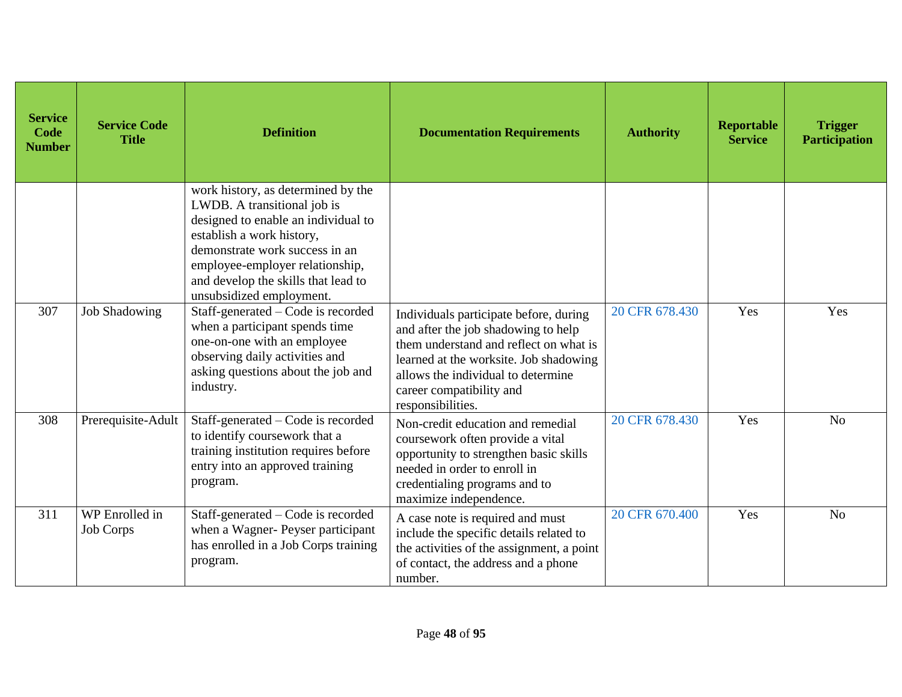| Service Code Number | Service Code Title | Definition | Documentation Requirements | Authority | Reportable Service | Trigger Participation |
|---|---|---|---|---|---|---|
| | | work history, as determined by the LWDB. A transitional job is designed to enable an individual to establish a work history, demonstrate work success in an employee-employer relationship, and develop the skills that lead to unsubsidized employment. | | | | |
| 307 | Job Shadowing | Staff-generated – Code is recorded when a participant spends time one-on-one with an employee observing daily activities and asking questions about the job and industry. | Individuals participate before, during and after the job shadowing to help them understand and reflect on what is learned at the worksite. Job shadowing allows the individual to determine career compatibility and responsibilities. | 20 CFR 678.430 | Yes | Yes |
| 308 | Prerequisite-Adult | Staff-generated – Code is recorded to identify coursework that a training institution requires before entry into an approved training program. | Non-credit education and remedial coursework often provide a vital opportunity to strengthen basic skills needed in order to enroll in credentialing programs and to maximize independence. | 20 CFR 678.430 | Yes | No |
| 311 | WP Enrolled in Job Corps | Staff-generated – Code is recorded when a Wagner- Peyser participant has enrolled in a Job Corps training program. | A case note is required and must include the specific details related to the activities of the assignment, a point of contact, the address and a phone number. | 20 CFR 670.400 | Yes | No |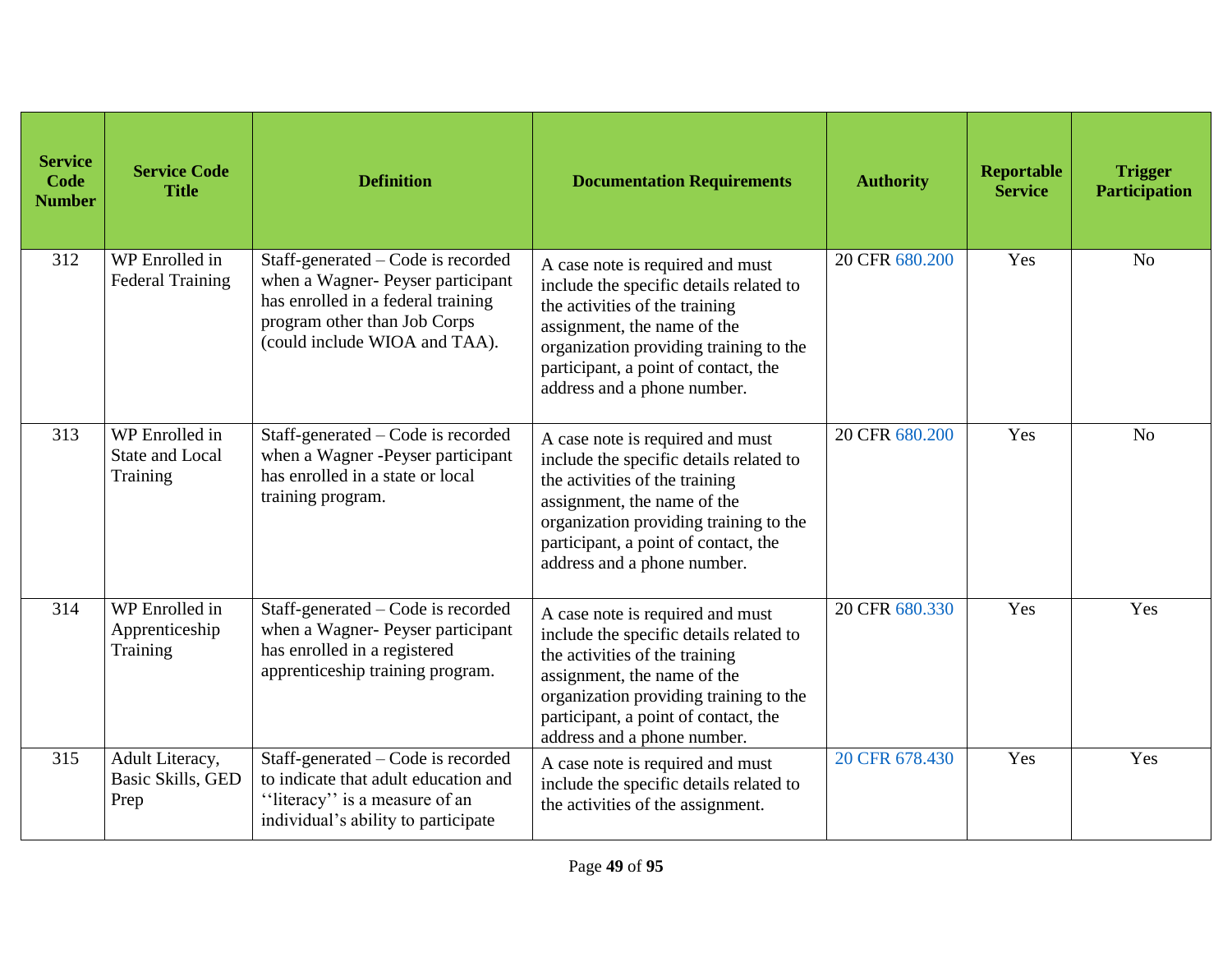| Service Code Number | Service Code Title | Definition | Documentation Requirements | Authority | Reportable Service | Trigger Participation |
|---|---|---|---|---|---|---|
| 312 | WP Enrolled in Federal Training | Staff-generated – Code is recorded when a Wagner- Peyser participant has enrolled in a federal training program other than Job Corps (could include WIOA and TAA). | A case note is required and must include the specific details related to the activities of the training assignment, the name of the organization providing training to the participant, a point of contact, the address and a phone number. | 20 CFR 680.200 | Yes | No |
| 313 | WP Enrolled in State and Local Training | Staff-generated – Code is recorded when a Wagner -Peyser participant has enrolled in a state or local training program. | A case note is required and must include the specific details related to the activities of the training assignment, the name of the organization providing training to the participant, a point of contact, the address and a phone number. | 20 CFR 680.200 | Yes | No |
| 314 | WP Enrolled in Apprenticeship Training | Staff-generated – Code is recorded when a Wagner- Peyser participant has enrolled in a registered apprenticeship training program. | A case note is required and must include the specific details related to the activities of the training assignment, the name of the organization providing training to the participant, a point of contact, the address and a phone number. | 20 CFR 680.330 | Yes | Yes |
| 315 | Adult Literacy, Basic Skills, GED Prep | Staff-generated – Code is recorded to indicate that adult education and ''literacy'' is a measure of an individual's ability to participate | A case note is required and must include the specific details related to the activities of the assignment. | 20 CFR 678.430 | Yes | Yes |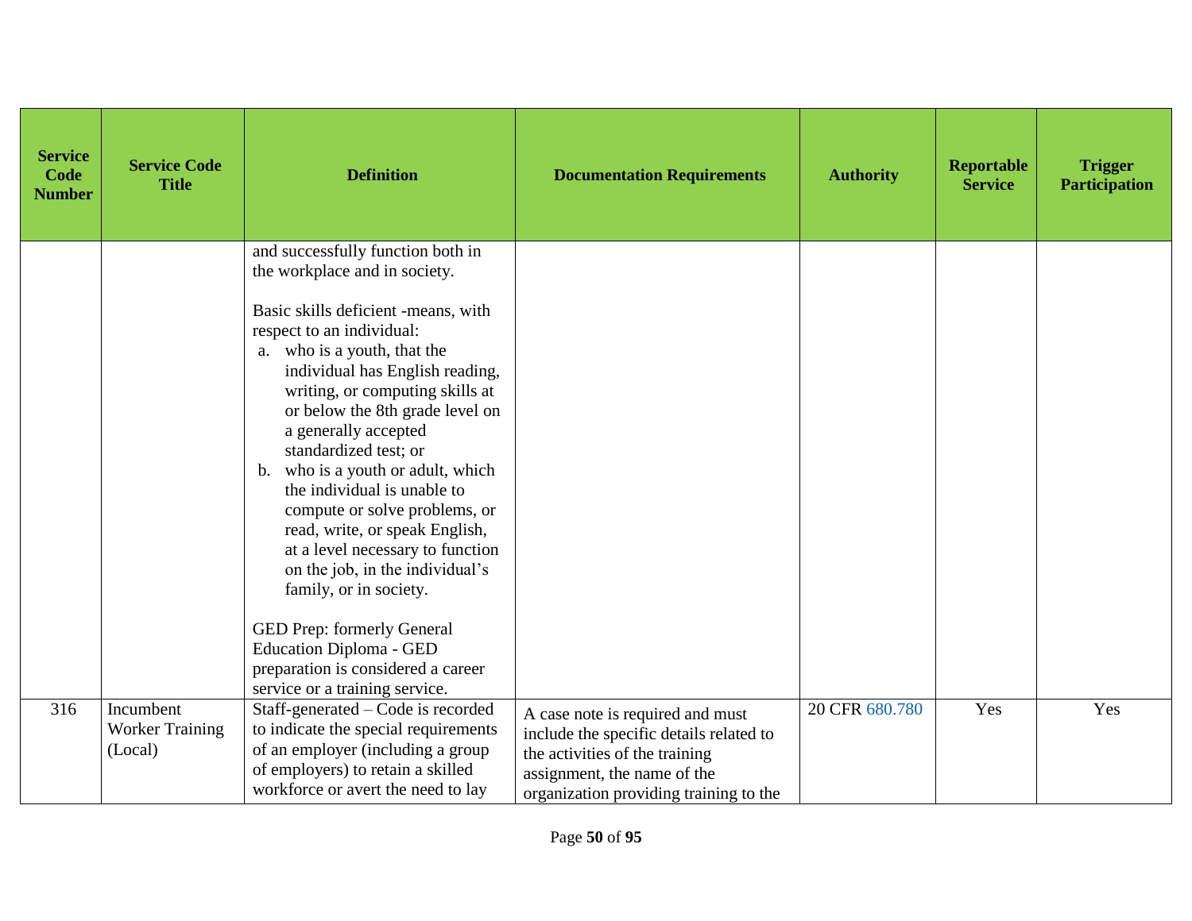| Service Code Number | Service Code Title | Definition | Documentation Requirements | Authority | Reportable Service | Trigger Participation |
|---|---|---|---|---|---|---|
| | | and successfully function both in the workplace and in society.<br><br>Basic skills deficient -means, with respect to an individual:<br>a. who is a youth, that the individual has English reading, writing, or computing skills at or below the 8th grade level on a generally accepted standardized test; or<br>b. who is a youth or adult, which the individual is unable to compute or solve problems, or read, write, or speak English, at a level necessary to function on the job, in the individual's family, or in society.<br><br>GED Prep: formerly General Education Diploma - GED preparation is considered a career service or a training service. | | | | |
| 316 | Incumbent Worker Training (Local) | Staff-generated – Code is recorded to indicate the special requirements of an employer (including a group of employers) to retain a skilled workforce or avert the need to lay | A case note is required and must include the specific details related to the activities of the training assignment, the name of the organization providing training to the | 20 CFR 680.780 | Yes | Yes |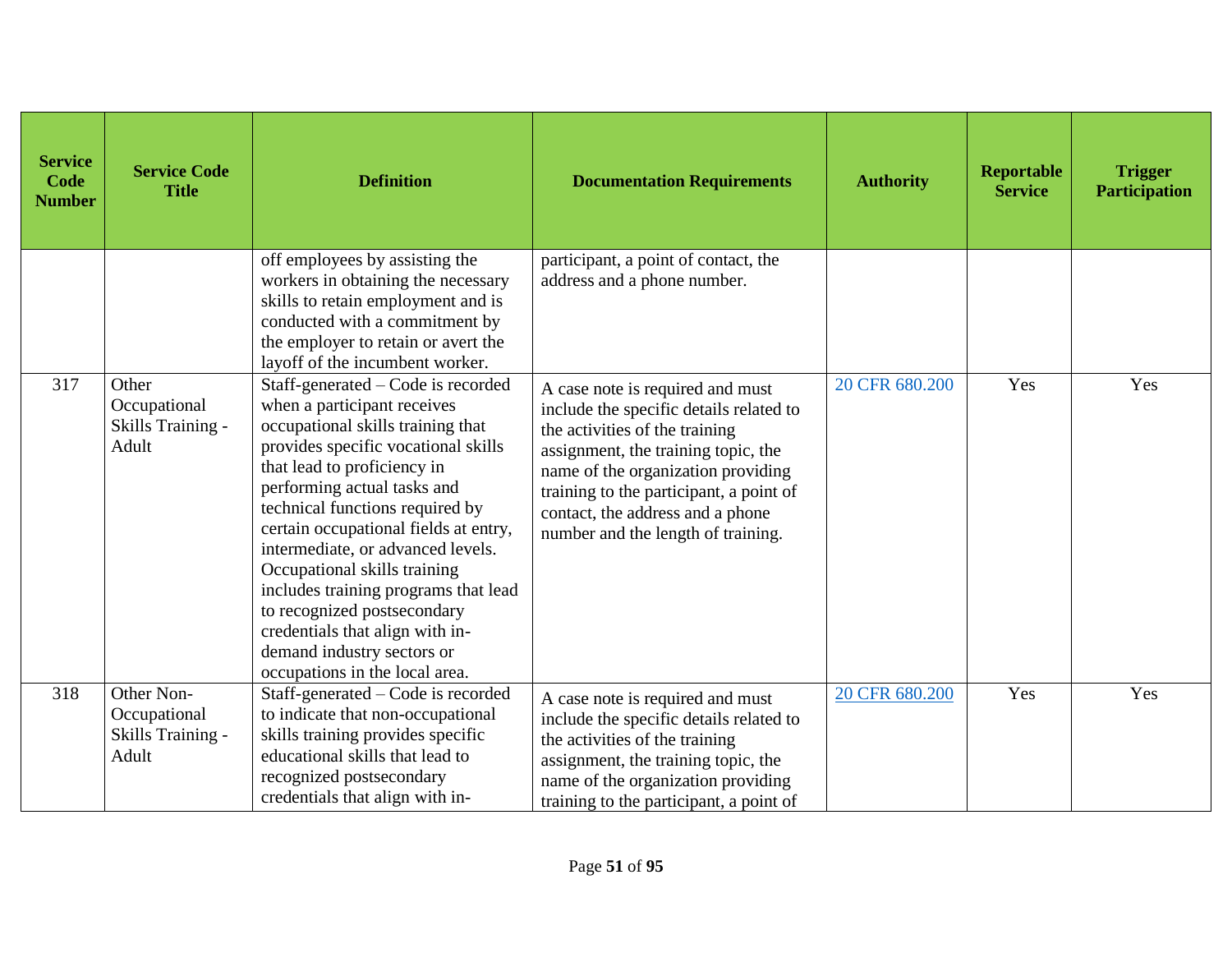| Service Code Number | Service Code Title | Definition | Documentation Requirements | Authority | Reportable Service | Trigger Participation |
|---|---|---|---|---|---|---|
| | | off employees by assisting the workers in obtaining the necessary skills to retain employment and is conducted with a commitment by the employer to retain or avert the layoff of the incumbent worker. | participant, a point of contact, the address and a phone number. | | | |
| 317 | Other Occupational Skills Training - Adult | Staff-generated – Code is recorded when a participant receives occupational skills training that provides specific vocational skills that lead to proficiency in performing actual tasks and technical functions required by certain occupational fields at entry, intermediate, or advanced levels. Occupational skills training includes training programs that lead to recognized postsecondary credentials that align with in-demand industry sectors or occupations in the local area. | A case note is required and must include the specific details related to the activities of the training assignment, the training topic, the name of the organization providing training to the participant, a point of contact, the address and a phone number and the length of training. | 20 CFR 680.200 | Yes | Yes |
| 318 | Other Non-Occupational Skills Training - Adult | Staff-generated – Code is recorded to indicate that non-occupational skills training provides specific educational skills that lead to recognized postsecondary credentials that align with in- | A case note is required and must include the specific details related to the activities of the training assignment, the training topic, the name of the organization providing training to the participant, a point of | 20 CFR 680.200 | Yes | Yes |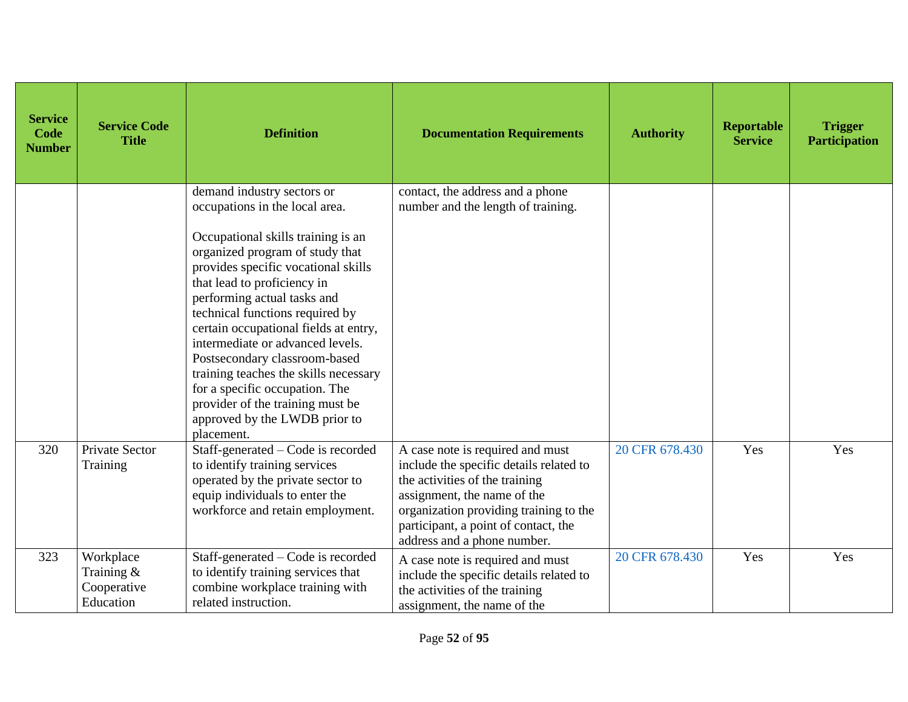| Service Code Number | Service Code Title | Definition | Documentation Requirements | Authority | Reportable Service | Trigger Participation |
|---|---|---|---|---|---|---|
| | | demand industry sectors or occupations in the local area.<br><br>Occupational skills training is an organized program of study that provides specific vocational skills that lead to proficiency in performing actual tasks and technical functions required by certain occupational fields at entry, intermediate or advanced levels. Postsecondary classroom-based training teaches the skills necessary for a specific occupation. The provider of the training must be approved by the LWDB prior to placement. | contact, the address and a phone number and the length of training. | | | |
| 320 | Private Sector Training | Staff-generated – Code is recorded to identify training services operated by the private sector to equip individuals to enter the workforce and retain employment. | A case note is required and must include the specific details related to the activities of the training assignment, the name of the organization providing training to the participant, a point of contact, the address and a phone number. | 20 CFR 678.430 | Yes | Yes |
| 323 | Workplace Training & Cooperative Education | Staff-generated – Code is recorded to identify training services that combine workplace training with related instruction. | A case note is required and must include the specific details related to the activities of the training assignment, the name of the | 20 CFR 678.430 | Yes | Yes |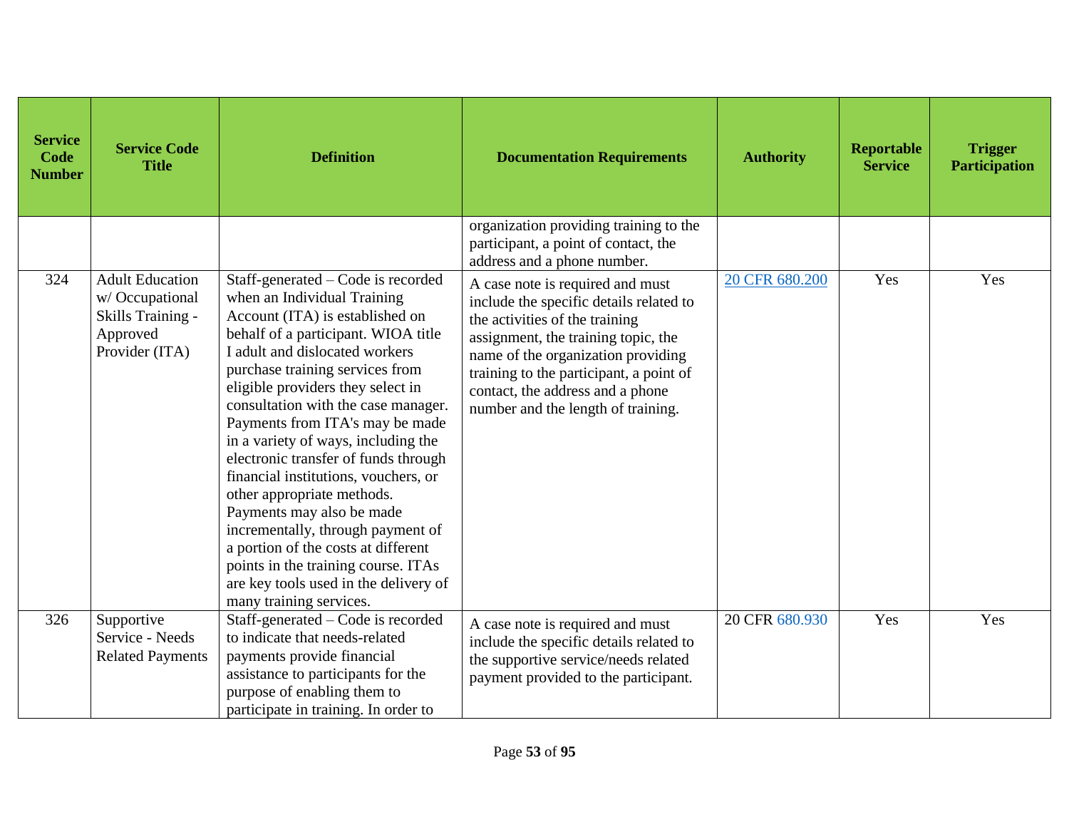| Service Code Number | Service Code Title | Definition | Documentation Requirements | Authority | Reportable Service | Trigger Participation |
|---|---|---|---|---|---|---|
| | | | organization providing training to the participant, a point of contact, the address and a phone number. | | | |
| 324 | Adult Education w/ Occupational Skills Training - Approved Provider (ITA) | Staff-generated – Code is recorded when an Individual Training Account (ITA) is established on behalf of a participant. WIOA title I adult and dislocated workers purchase training services from eligible providers they select in consultation with the case manager. Payments from ITA's may be made in a variety of ways, including the electronic transfer of funds through financial institutions, vouchers, or other appropriate methods. Payments may also be made incrementally, through payment of a portion of the costs at different points in the training course. ITAs are key tools used in the delivery of many training services. | A case note is required and must include the specific details related to the activities of the training assignment, the training topic, the name of the organization providing training to the participant, a point of contact, the address and a phone number and the length of training. | 20 CFR 680.200 | Yes | Yes |
| 326 | Supportive Service - Needs Related Payments | Staff-generated – Code is recorded to indicate that needs-related payments provide financial assistance to participants for the purpose of enabling them to participate in training. In order to | A case note is required and must include the specific details related to the supportive service/needs related payment provided to the participant. | 20 CFR 680.930 | Yes | Yes |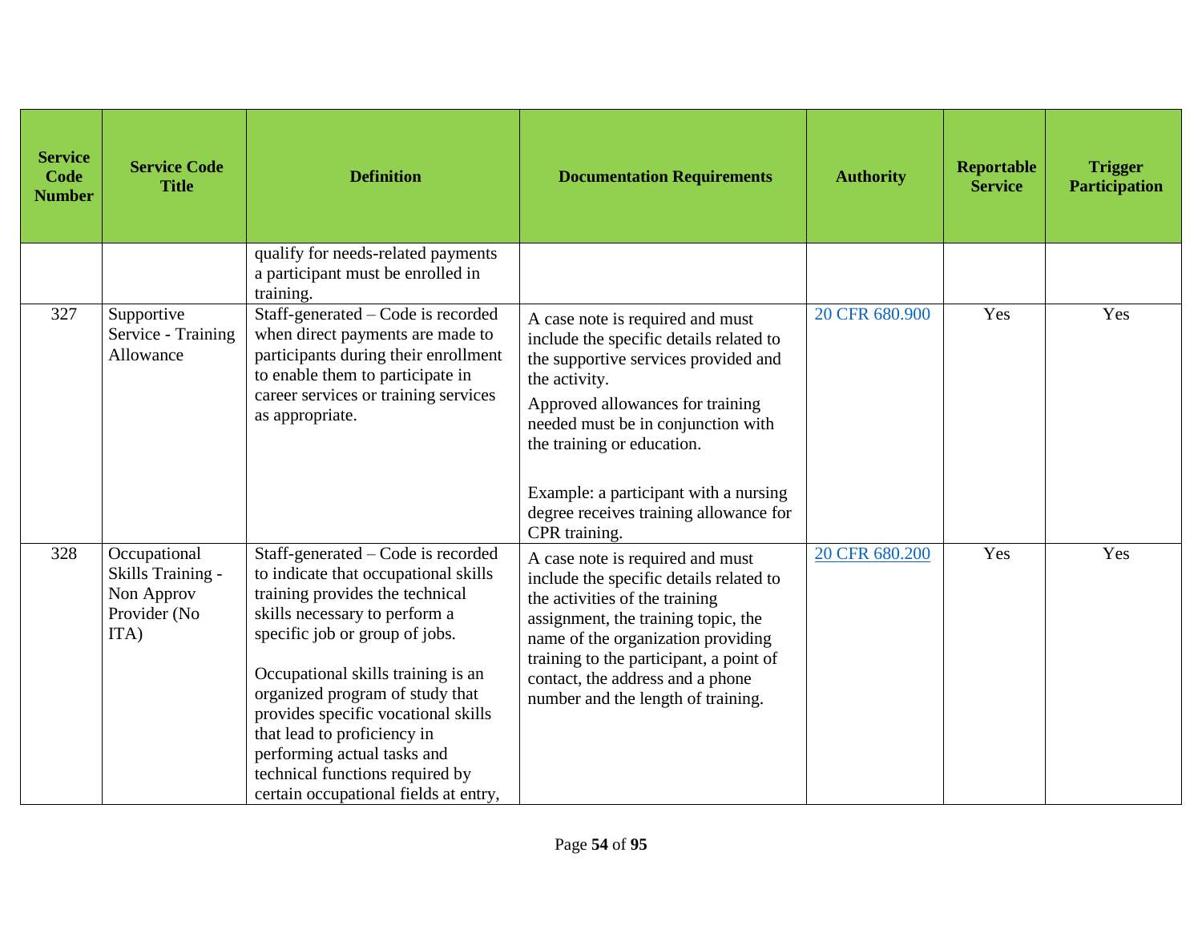| Service Code Number | Service Code Title | Definition | Documentation Requirements | Authority | Reportable Service | Trigger Participation |
|---|---|---|---|---|---|---|
| | | qualify for needs-related payments a participant must be enrolled in training. | | | | |
| 327 | Supportive Service - Training Allowance | Staff-generated – Code is recorded when direct payments are made to participants during their enrollment to enable them to participate in career services or training services as appropriate. | A case note is required and must include the specific details related to the supportive services provided and the activity.<br><br>Approved allowances for training needed must be in conjunction with the training or education.<br><br>Example: a participant with a nursing degree receives training allowance for CPR training. | 20 CFR 680.900 | Yes | Yes |
| 328 | Occupational Skills Training - Non Approv Provider (No ITA) | Staff-generated – Code is recorded to indicate that occupational skills training provides the technical skills necessary to perform a specific job or group of jobs.<br><br>Occupational skills training is an organized program of study that provides specific vocational skills that lead to proficiency in performing actual tasks and technical functions required by certain occupational fields at entry, | A case note is required and must include the specific details related to the activities of the training assignment, the training topic, the name of the organization providing training to the participant, a point of contact, the address and a phone number and the length of training. | 20 CFR 680.200 | Yes | Yes |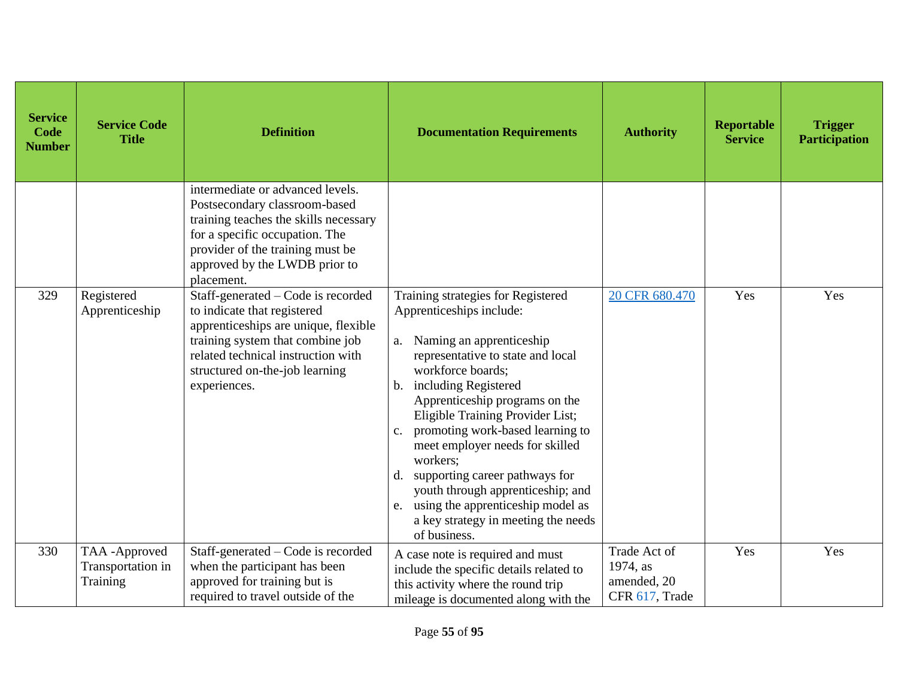| Service Code Number | Service Code Title | Definition | Documentation Requirements | Authority | Reportable Service | Trigger Participation |
|---|---|---|---|---|---|---|
| | | intermediate or advanced levels. Postsecondary classroom-based training teaches the skills necessary for a specific occupation. The provider of the training must be approved by the LWDB prior to placement. | | | | |
| 329 | Registered Apprenticeship | Staff-generated – Code is recorded to indicate that registered apprenticeships are unique, flexible training system that combine job related technical instruction with structured on-the-job learning experiences. | Training strategies for Registered Apprenticeships include:<br><br>a. Naming an apprenticeship representative to state and local workforce boards;<br>b. including Registered Apprenticeship programs on the Eligible Training Provider List;<br>c. promoting work-based learning to meet employer needs for skilled workers;<br>d. supporting career pathways for youth through apprenticeship; and<br>e. using the apprenticeship model as a key strategy in meeting the needs of business. | [20 CFR 680.470]() | Yes | Yes |
| 330 | TAA -Approved Transportation in Training | Staff-generated – Code is recorded when the participant has been approved for training but is required to travel outside of the | A case note is required and must include the specific details related to this activity where the round trip mileage is documented along with the | Trade Act of 1974, as amended, 20 CFR 617, Trade | Yes | Yes |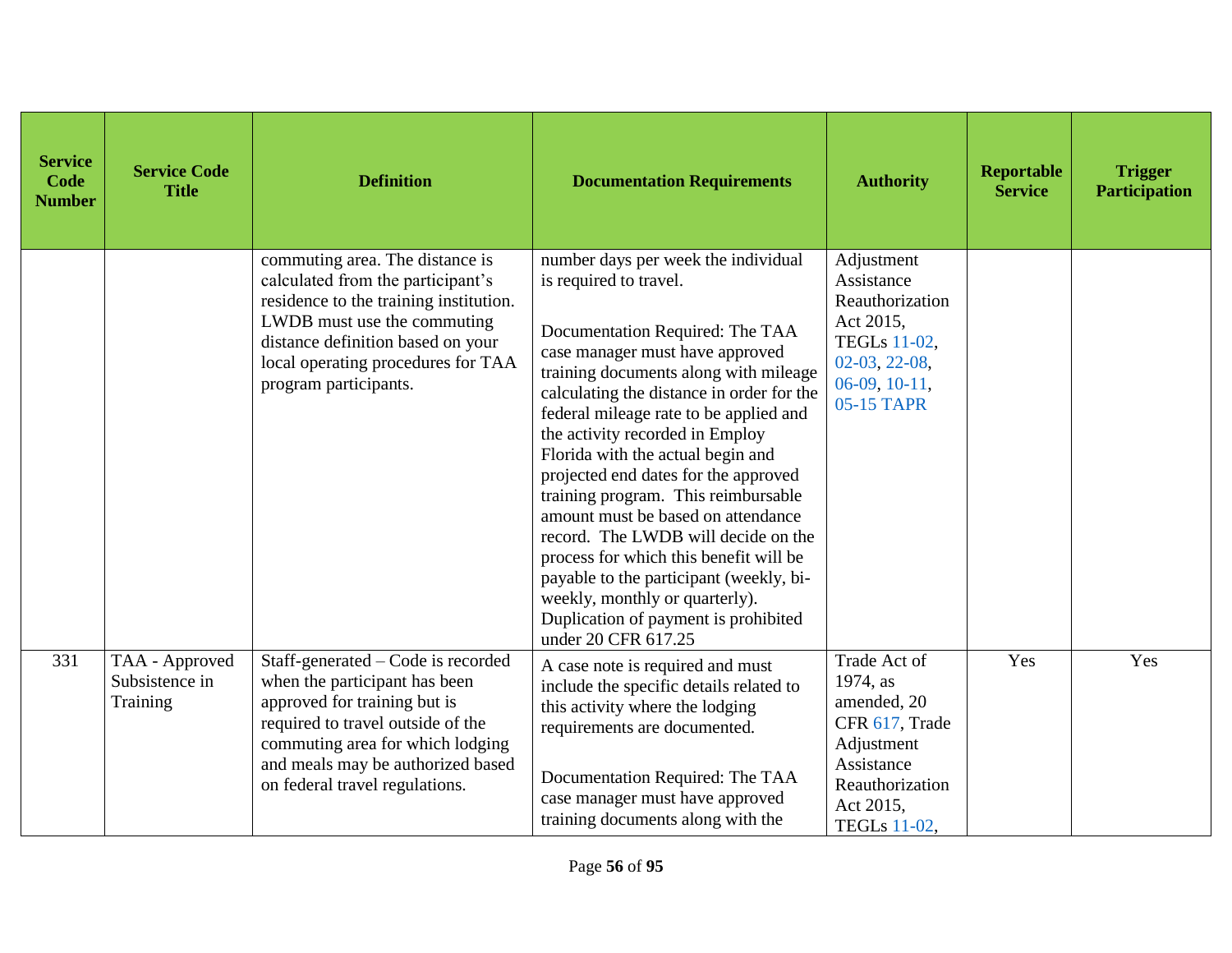| Service Code Number | Service Code Title | Definition | Documentation Requirements | Authority | Reportable Service | Trigger Participation |
|---|---|---|---|---|---|---|
| | | commuting area. The distance is calculated from the participant's residence to the training institution. LWDB must use the commuting distance definition based on your local operating procedures for TAA program participants. | number days per week the individual is required to travel.<br><br>Documentation Required: The TAA case manager must have approved training documents along with mileage calculating the distance in order for the federal mileage rate to be applied and the activity recorded in Employ Florida with the actual begin and projected end dates for the approved training program. This reimbursable amount must be based on attendance record. The LWDB will decide on the process for which this benefit will be payable to the participant (weekly, bi-weekly, monthly or quarterly). Duplication of payment is prohibited under 20 CFR 617.25 | Adjustment Assistance Reauthorization Act 2015, TEGLs 11-02, 02-03, 22-08, 06-09, 10-11, 05-15 TAPR | | |
| 331 | TAA - Approved Subsistence in Training | Staff-generated – Code is recorded when the participant has been approved for training but is required to travel outside of the commuting area for which lodging and meals may be authorized based on federal travel regulations. | A case note is required and must include the specific details related to this activity where the lodging requirements are documented.<br><br>Documentation Required: The TAA case manager must have approved training documents along with the | Trade Act of 1974, as amended, 20 CFR 617, Trade Adjustment Assistance Reauthorization Act 2015, TEGLs 11-02, | Yes | Yes |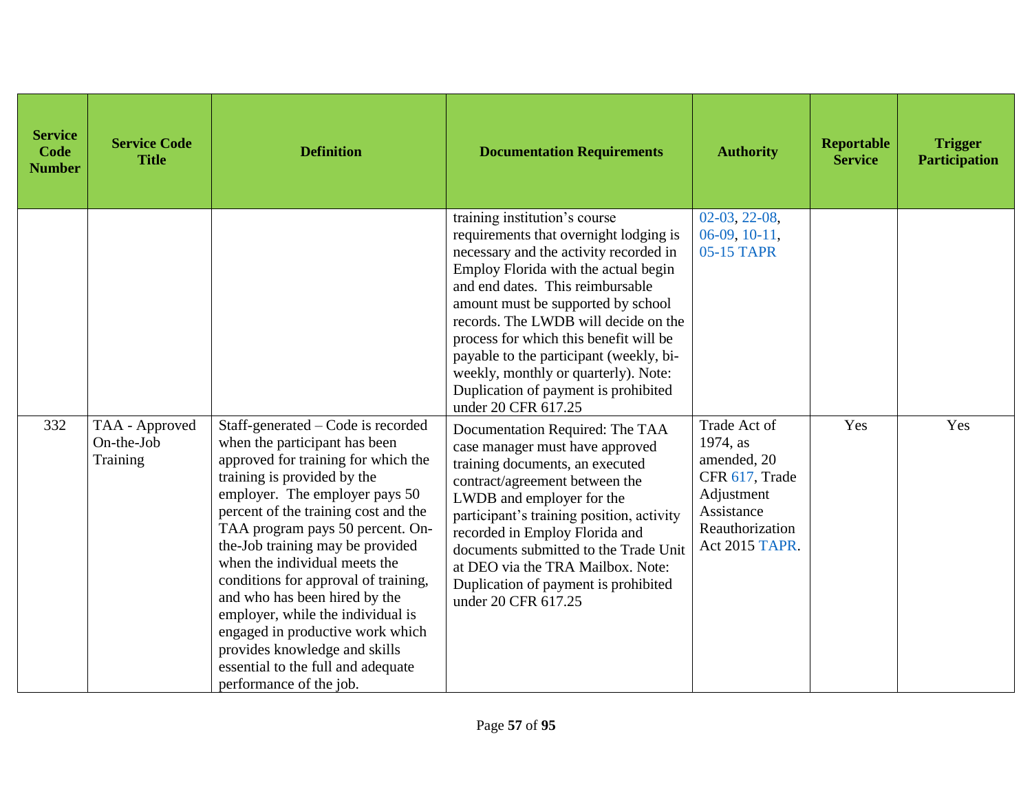| Service Code Number | Service Code Title | Definition | Documentation Requirements | Authority | Reportable Service | Trigger Participation |
|---|---|---|---|---|---|---|
| | | | training institution's course requirements that overnight lodging is necessary and the activity recorded in Employ Florida with the actual begin and end dates. This reimbursable amount must be supported by school records. The LWDB will decide on the process for which this benefit will be payable to the participant (weekly, bi-weekly, monthly or quarterly). Note: Duplication of payment is prohibited under 20 CFR 617.25 | 02-03, 22-08, 06-09, 10-11, 05-15 TAPR | | |
| 332 | TAA - Approved On-the-Job Training | Staff-generated – Code is recorded when the participant has been approved for training for which the training is provided by the employer. The employer pays 50 percent of the training cost and the TAA program pays 50 percent. On-the-Job training may be provided when the individual meets the conditions for approval of training, and who has been hired by the employer, while the individual is engaged in productive work which provides knowledge and skills essential to the full and adequate performance of the job. | Documentation Required: The TAA case manager must have approved training documents, an executed contract/agreement between the LWDB and employer for the participant's training position, activity recorded in Employ Florida and documents submitted to the Trade Unit at DEO via the TRA Mailbox. Note: Duplication of payment is prohibited under 20 CFR 617.25 | Trade Act of 1974, as amended, 20 CFR 617, Trade Adjustment Assistance Reauthorization Act 2015 TAPR. | Yes | Yes |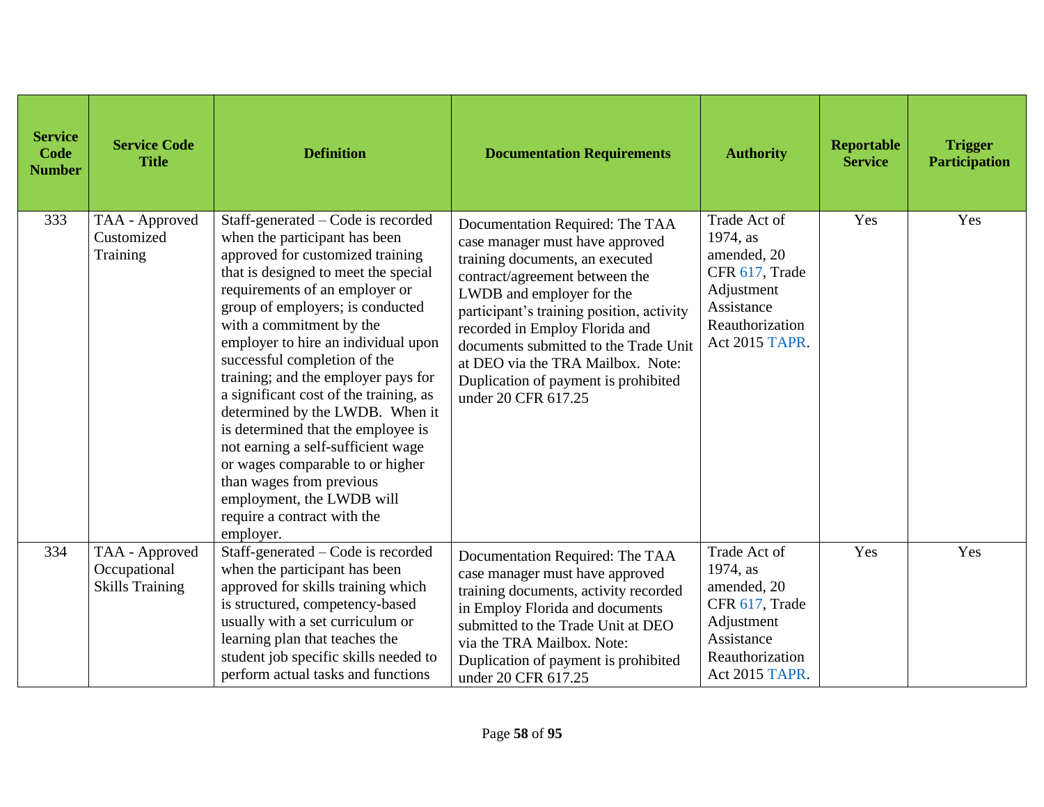| Service Code Number | Service Code Title | Definition | Documentation Requirements | Authority | Reportable Service | Trigger Participation |
|---|---|---|---|---|---|---|
| 333 | TAA - Approved Customized Training | Staff-generated – Code is recorded when the participant has been approved for customized training that is designed to meet the special requirements of an employer or group of employers; is conducted with a commitment by the employer to hire an individual upon successful completion of the training; and the employer pays for a significant cost of the training, as determined by the LWDB. When it is determined that the employee is not earning a self-sufficient wage or wages comparable to or higher than wages from previous employment, the LWDB will require a contract with the employer. | Documentation Required: The TAA case manager must have approved training documents, an executed contract/agreement between the LWDB and employer for the participant's training position, activity recorded in Employ Florida and documents submitted to the Trade Unit at DEO via the TRA Mailbox. Note: Duplication of payment is prohibited under 20 CFR 617.25 | Trade Act of 1974, as amended, 20 CFR 617, Trade Adjustment Assistance Reauthorization Act 2015 TAPR. | Yes | Yes |
| 334 | TAA - Approved Occupational Skills Training | Staff-generated – Code is recorded when the participant has been approved for skills training which is structured, competency-based usually with a set curriculum or learning plan that teaches the student job specific skills needed to perform actual tasks and functions | Documentation Required: The TAA case manager must have approved training documents, activity recorded in Employ Florida and documents submitted to the Trade Unit at DEO via the TRA Mailbox. Note: Duplication of payment is prohibited under 20 CFR 617.25 | Trade Act of 1974, as amended, 20 CFR 617, Trade Adjustment Assistance Reauthorization Act 2015 TAPR. | Yes | Yes |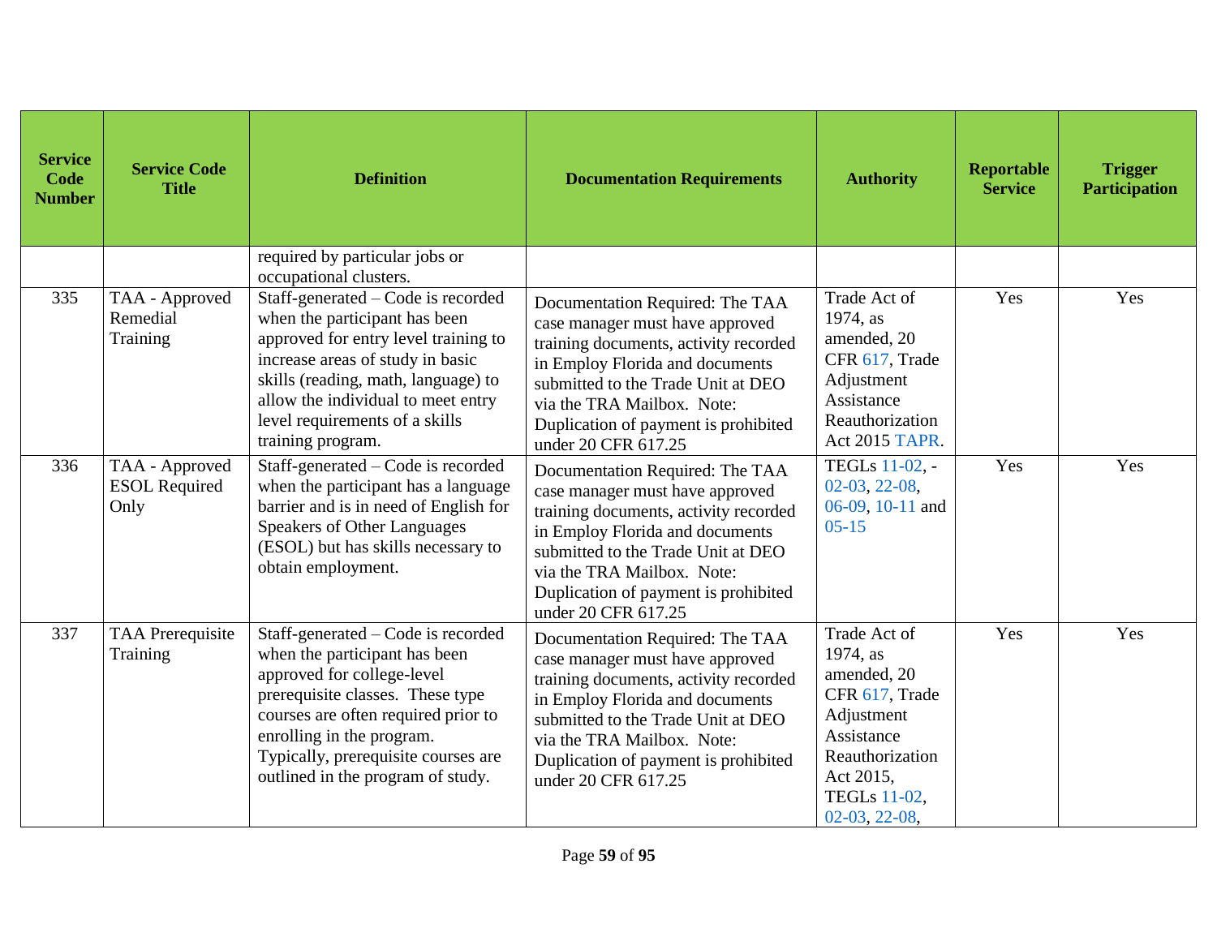| Service Code Number | Service Code Title | Definition | Documentation Requirements | Authority | Reportable Service | Trigger Participation |
|---|---|---|---|---|---|---|
| | | required by particular jobs or occupational clusters. | | | | |
| 335 | TAA - Approved Remedial Training | Staff-generated – Code is recorded when the participant has been approved for entry level training to increase areas of study in basic skills (reading, math, language) to allow the individual to meet entry level requirements of a skills training program. | Documentation Required: The TAA case manager must have approved training documents, activity recorded in Employ Florida and documents submitted to the Trade Unit at DEO via the TRA Mailbox. Note: Duplication of payment is prohibited under 20 CFR 617.25 | Trade Act of 1974, as amended, 20 CFR 617, Trade Adjustment Assistance Reauthorization Act 2015 TAPR. | Yes | Yes |
| 336 | TAA - Approved ESOL Required Only | Staff-generated – Code is recorded when the participant has a language barrier and is in need of English for Speakers of Other Languages (ESOL) but has skills necessary to obtain employment. | Documentation Required: The TAA case manager must have approved training documents, activity recorded in Employ Florida and documents submitted to the Trade Unit at DEO via the TRA Mailbox. Note: Duplication of payment is prohibited under 20 CFR 617.25 | TEGLs 11-02, -02-03, 22-08, 06-09, 10-11 and 05-15 | Yes | Yes |
| 337 | TAA Prerequisite Training | Staff-generated – Code is recorded when the participant has been approved for college-level prerequisite classes. These type courses are often required prior to enrolling in the program. Typically, prerequisite courses are outlined in the program of study. | Documentation Required: The TAA case manager must have approved training documents, activity recorded in Employ Florida and documents submitted to the Trade Unit at DEO via the TRA Mailbox. Note: Duplication of payment is prohibited under 20 CFR 617.25 | Trade Act of 1974, as amended, 20 CFR 617, Trade Adjustment Assistance Reauthorization Act 2015, TEGLs 11-02, 02-03, 22-08, | Yes | Yes |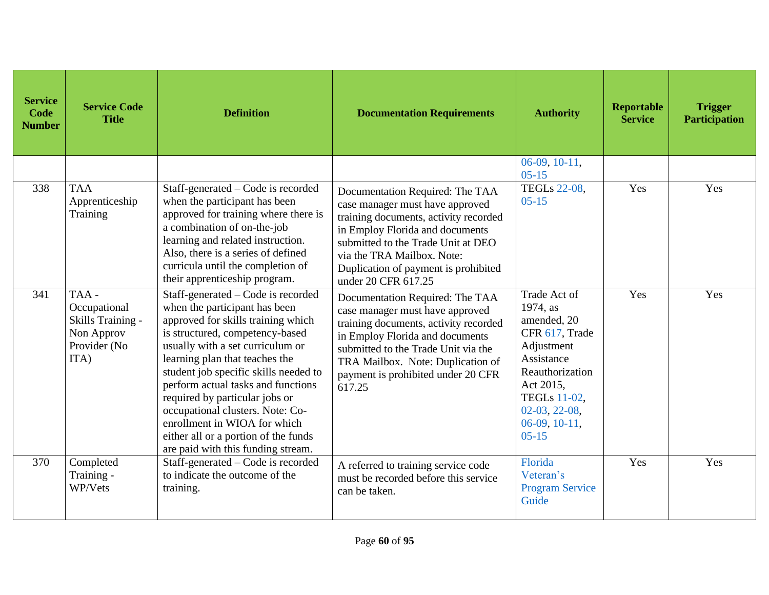| Service Code Number | Service Code Title | Definition | Documentation Requirements | Authority | Reportable Service | Trigger Participation |
|---|---|---|---|---|---|---|
| | | | | 06-09, 10-11, 05-15 | | |
| 338 | TAA Apprenticeship Training | Staff-generated – Code is recorded when the participant has been approved for training where there is a combination of on-the-job learning and related instruction. Also, there is a series of defined curricula until the completion of their apprenticeship program. | Documentation Required: The TAA case manager must have approved training documents, activity recorded in Employ Florida and documents submitted to the Trade Unit at DEO via the TRA Mailbox. Note: Duplication of payment is prohibited under 20 CFR 617.25 | TEGLs 22-08, 05-15 | Yes | Yes |
| 341 | TAA - Occupational Skills Training - Non Approv Provider (No ITA) | Staff-generated – Code is recorded when the participant has been approved for skills training which is structured, competency-based usually with a set curriculum or learning plan that teaches the student job specific skills needed to perform actual tasks and functions required by particular jobs or occupational clusters. Note: Co-enrollment in WIOA for which either all or a portion of the funds are paid with this funding stream. | Documentation Required: The TAA case manager must have approved training documents, activity recorded in Employ Florida and documents submitted to the Trade Unit via the TRA Mailbox. Note: Duplication of payment is prohibited under 20 CFR 617.25 | Trade Act of 1974, as amended, 20 CFR 617, Trade Adjustment Assistance Reauthorization Act 2015, TEGLs 11-02, 02-03, 22-08, 06-09, 10-11, 05-15 | Yes | Yes |
| 370 | Completed Training - WP/Vets | Staff-generated – Code is recorded to indicate the outcome of the training. | A referred to training service code must be recorded before this service can be taken. | Florida Veteran's Program Service Guide | Yes | Yes |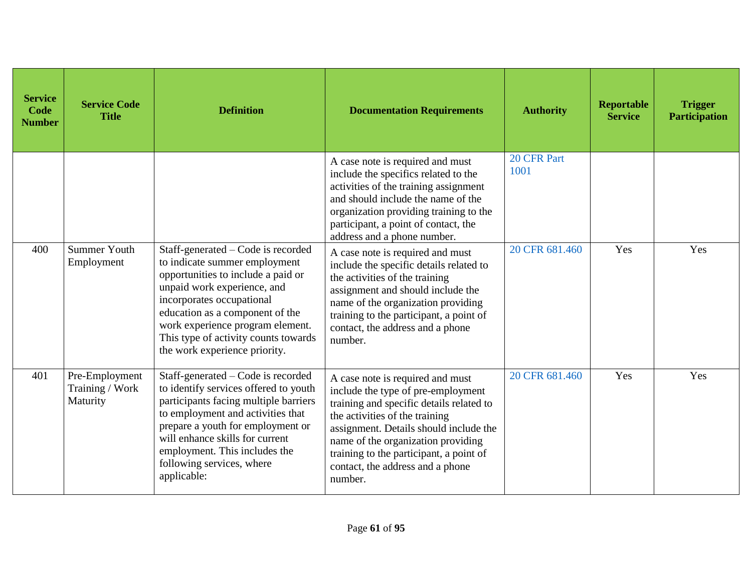| Service Code Number | Service Code Title | Definition | Documentation Requirements | Authority | Reportable Service | Trigger Participation |
|---|---|---|---|---|---|---|
| | | | A case note is required and must include the specifics related to the activities of the training assignment and should include the name of the organization providing training to the participant, a point of contact, the address and a phone number. | 20 CFR Part 1001 | | |
| 400 | Summer Youth Employment | Staff-generated – Code is recorded to indicate summer employment opportunities to include a paid or unpaid work experience, and incorporates occupational education as a component of the work experience program element. This type of activity counts towards the work experience priority. | A case note is required and must include the specific details related to the activities of the training assignment and should include the name of the organization providing training to the participant, a point of contact, the address and a phone number. | 20 CFR 681.460 | Yes | Yes |
| 401 | Pre-Employment Training / Work Maturity | Staff-generated – Code is recorded to identify services offered to youth participants facing multiple barriers to employment and activities that prepare a youth for employment or will enhance skills for current employment. This includes the following services, where applicable: | A case note is required and must include the type of pre-employment training and specific details related to the activities of the training assignment. Details should include the name of the organization providing training to the participant, a point of contact, the address and a phone number. | 20 CFR 681.460 | Yes | Yes |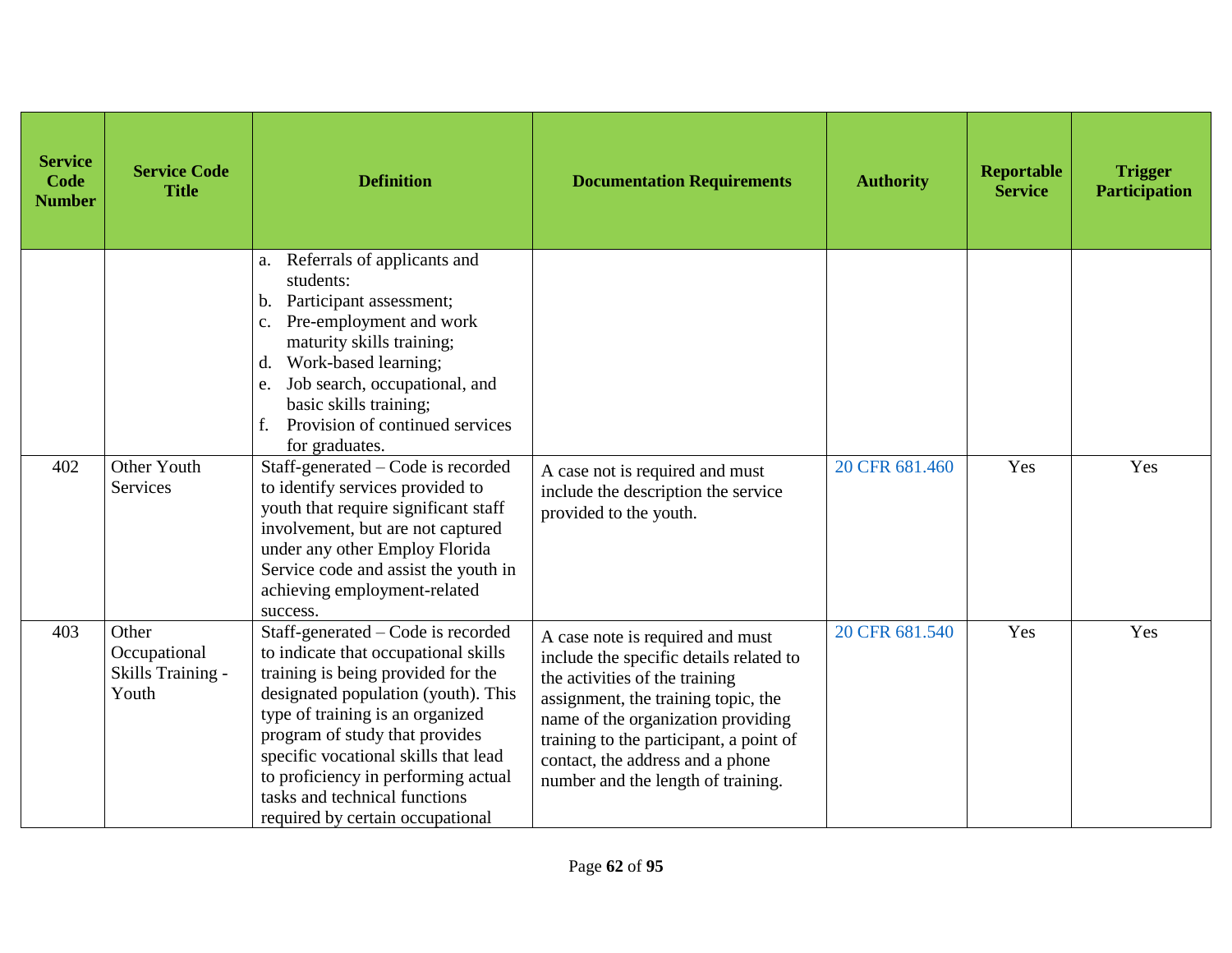| Service Code Number | Service Code Title | Definition | Documentation Requirements | Authority | Reportable Service | Trigger Participation |
|---|---|---|---|---|---|---|
| | | a. Referrals of applicants and students:<br>b. Participant assessment;<br>c. Pre-employment and work maturity skills training;<br>d. Work-based learning;<br>e. Job search, occupational, and basic skills training;<br>f. Provision of continued services for graduates. | | | | |
| 402 | Other Youth Services | Staff-generated – Code is recorded to identify services provided to youth that require significant staff involvement, but are not captured under any other Employ Florida Service code and assist the youth in achieving employment-related success. | A case not is required and must include the description the service provided to the youth. | 20 CFR 681.460 | Yes | Yes |
| 403 | Other Occupational Skills Training - Youth | Staff-generated – Code is recorded to indicate that occupational skills training is being provided for the designated population (youth). This type of training is an organized program of study that provides specific vocational skills that lead to proficiency in performing actual tasks and technical functions required by certain occupational | A case note is required and must include the specific details related to the activities of the training assignment, the training topic, the name of the organization providing training to the participant, a point of contact, the address and a phone number and the length of training. | 20 CFR 681.540 | Yes | Yes |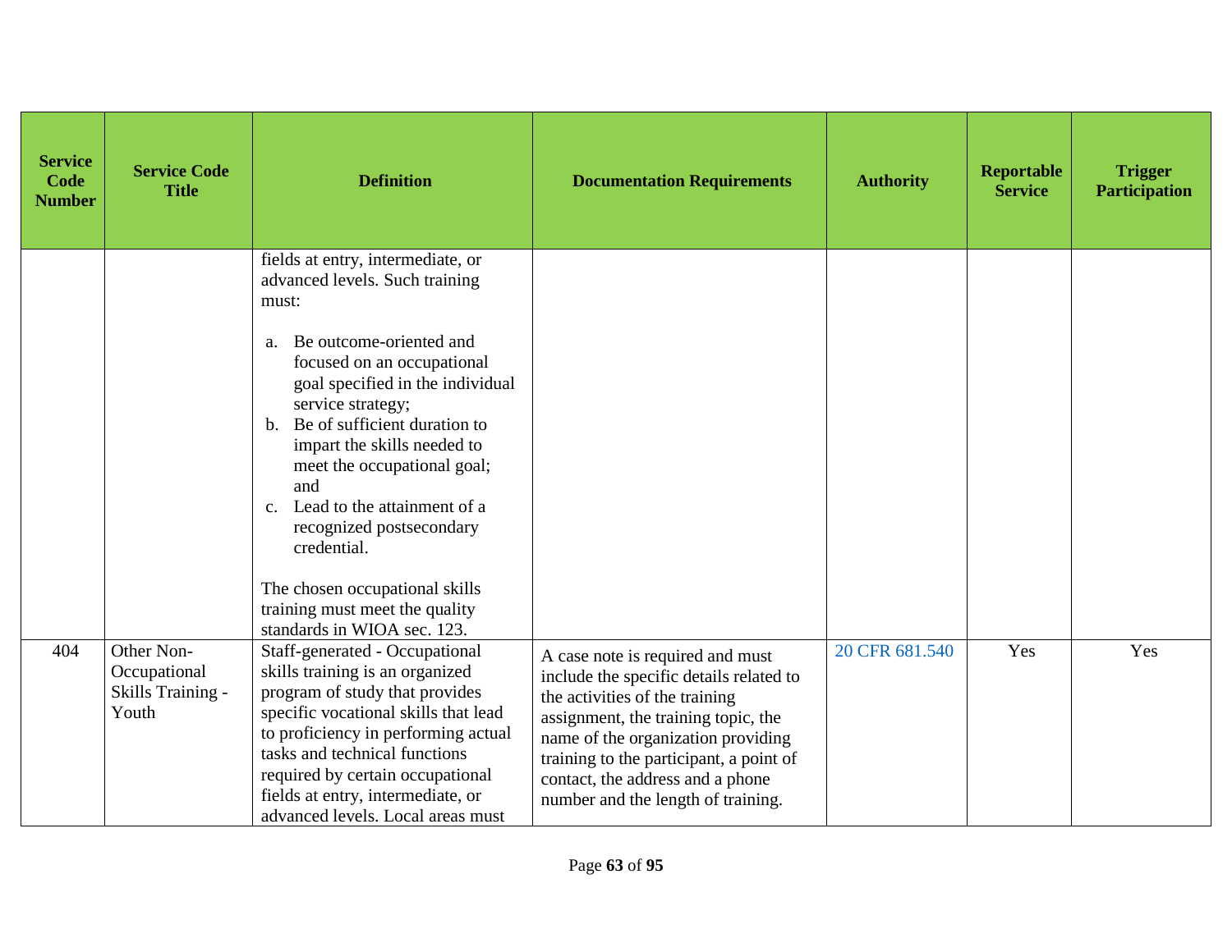| Service Code Number | Service Code Title | Definition | Documentation Requirements | Authority | Reportable Service | Trigger Participation |
|---|---|---|---|---|---|---|
| | | fields at entry, intermediate, or advanced levels. Such training must:<br><br>a. Be outcome-oriented and focused on an occupational goal specified in the individual service strategy;<br>b. Be of sufficient duration to impart the skills needed to meet the occupational goal; and<br>c. Lead to the attainment of a recognized postsecondary credential.<br><br>The chosen occupational skills training must meet the quality standards in WIOA sec. 123. | | | | |
| 404 | Other Non-Occupational Skills Training - Youth | Staff-generated - Occupational skills training is an organized program of study that provides specific vocational skills that lead to proficiency in performing actual tasks and technical functions required by certain occupational fields at entry, intermediate, or advanced levels. Local areas must | A case note is required and must include the specific details related to the activities of the training assignment, the training topic, the name of the organization providing training to the participant, a point of contact, the address and a phone number and the length of training. | 20 CFR 681.540 | Yes | Yes |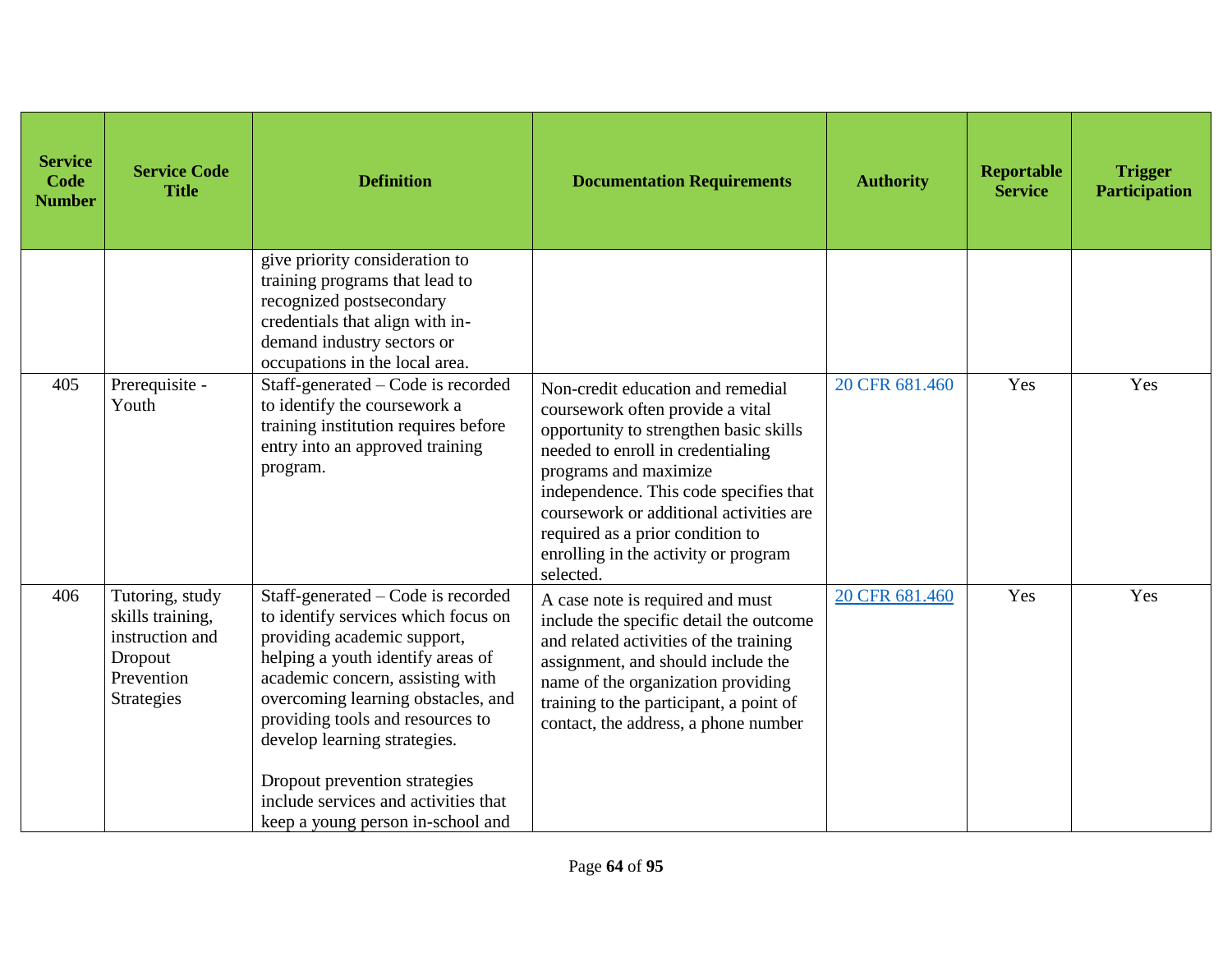| Service Code Number | Service Code Title | Definition | Documentation Requirements | Authority | Reportable Service | Trigger Participation |
|---|---|---|---|---|---|---|
| | | give priority consideration to training programs that lead to recognized postsecondary credentials that align with in-demand industry sectors or occupations in the local area. | | | | |
| 405 | Prerequisite - Youth | Staff-generated – Code is recorded to identify the coursework a training institution requires before entry into an approved training program. | Non-credit education and remedial coursework often provide a vital opportunity to strengthen basic skills needed to enroll in credentialing programs and maximize independence. This code specifies that coursework or additional activities are required as a prior condition to enrolling in the activity or program selected. | 20 CFR 681.460 | Yes | Yes |
| 406 | Tutoring, study skills training, instruction and Dropout Prevention Strategies | Staff-generated – Code is recorded to identify services which focus on providing academic support, helping a youth identify areas of academic concern, assisting with overcoming learning obstacles, and providing tools and resources to develop learning strategies.<br><br>Dropout prevention strategies include services and activities that keep a young person in-school and | A case note is required and must include the specific detail the outcome and related activities of the training assignment, and should include the name of the organization providing training to the participant, a point of contact, the address, a phone number | 20 CFR 681.460 | Yes | Yes |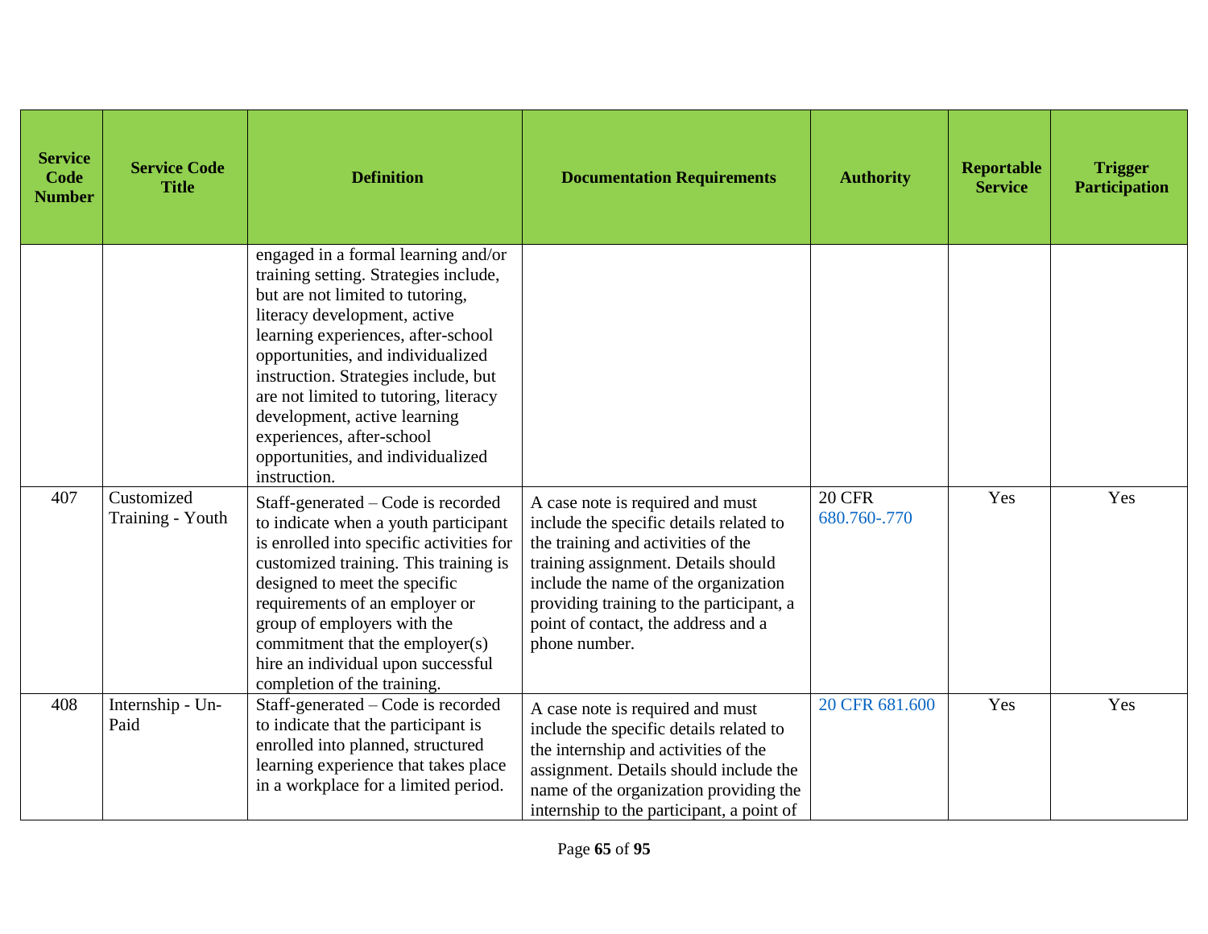| Service Code Number | Service Code Title | Definition | Documentation Requirements | Authority | Reportable Service | Trigger Participation |
|---|---|---|---|---|---|---|
| | | engaged in a formal learning and/or training setting. Strategies include, but are not limited to tutoring, literacy development, active learning experiences, after-school opportunities, and individualized instruction. Strategies include, but are not limited to tutoring, literacy development, active learning experiences, after-school opportunities, and individualized instruction. | | | | |
| 407 | Customized Training - Youth | Staff-generated – Code is recorded to indicate when a youth participant is enrolled into specific activities for customized training. This training is designed to meet the specific requirements of an employer or group of employers with the commitment that the employer(s) hire an individual upon successful completion of the training. | A case note is required and must include the specific details related to the training and activities of the training assignment. Details should include the name of the organization providing training to the participant, a point of contact, the address and a phone number. | 20 CFR 680.760-.770 | Yes | Yes |
| 408 | Internship - Un-Paid | Staff-generated – Code is recorded to indicate that the participant is enrolled into planned, structured learning experience that takes place in a workplace for a limited period. | A case note is required and must include the specific details related to the internship and activities of the assignment. Details should include the name of the organization providing the internship to the participant, a point of | 20 CFR 681.600 | Yes | Yes |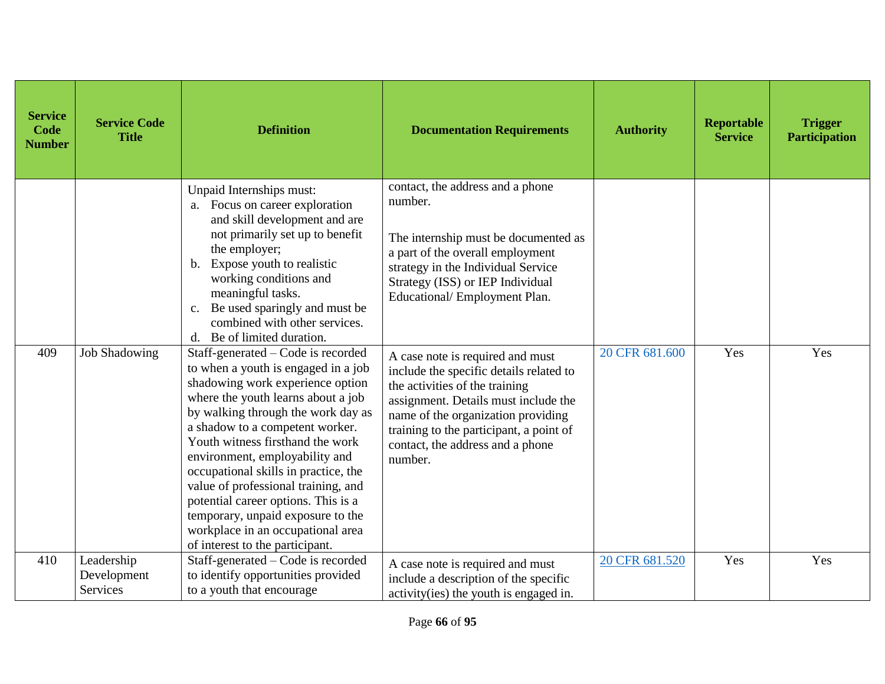| Service Code Number | Service Code Title | Definition | Documentation Requirements | Authority | Reportable Service | Trigger Participation |
|---|---|---|---|---|---|---|
| | | Unpaid Internships must:<br>a. Focus on career exploration and skill development and are not primarily set up to benefit the employer;<br>b. Expose youth to realistic working conditions and meaningful tasks.<br>c. Be used sparingly and must be combined with other services.<br>d. Be of limited duration. | contact, the address and a phone number.<br><br>The internship must be documented as a part of the overall employment strategy in the Individual Service Strategy (ISS) or IEP Individual Educational/ Employment Plan. | | | |
| 409 | Job Shadowing | Staff-generated – Code is recorded to when a youth is engaged in a job shadowing work experience option where the youth learns about a job by walking through the work day as a shadow to a competent worker. Youth witness firsthand the work environment, employability and occupational skills in practice, the value of professional training, and potential career options. This is a temporary, unpaid exposure to the workplace in an occupational area of interest to the participant. | A case note is required and must include the specific details related to the activities of the training assignment. Details must include the name of the organization providing training to the participant, a point of contact, the address and a phone number. | 20 CFR 681.600 | Yes | Yes |
| 410 | Leadership Development Services | Staff-generated – Code is recorded to identify opportunities provided to a youth that encourage | A case note is required and must include a description of the specific activity(ies) the youth is engaged in. | 20 CFR 681.520 | Yes | Yes |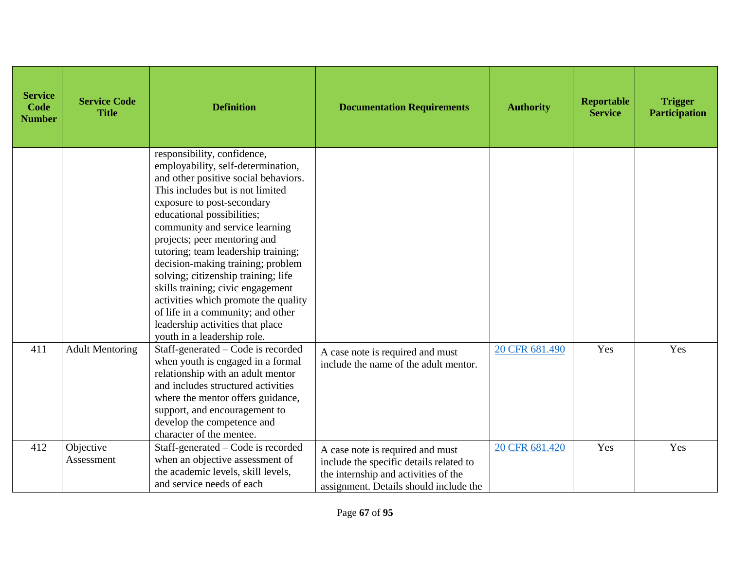| Service Code Number | Service Code Title | Definition | Documentation Requirements | Authority | Reportable Service | Trigger Participation |
|---|---|---|---|---|---|---|
| | | responsibility, confidence, employability, self-determination, and other positive social behaviors. This includes but is not limited exposure to post-secondary educational possibilities; community and service learning projects; peer mentoring and tutoring; team leadership training; decision-making training; problem solving; citizenship training; life skills training; civic engagement activities which promote the quality of life in a community; and other leadership activities that place youth in a leadership role. | | | | |
| 411 | Adult Mentoring | Staff-generated – Code is recorded when youth is engaged in a formal relationship with an adult mentor and includes structured activities where the mentor offers guidance, support, and encouragement to develop the competence and character of the mentee. | A case note is required and must include the name of the adult mentor. | [20 CFR 681.490] | Yes | Yes |
| 412 | Objective Assessment | Staff-generated – Code is recorded when an objective assessment of the academic levels, skill levels, and service needs of each | A case note is required and must include the specific details related to the internship and activities of the assignment. Details should include the | [20 CFR 681.420] | Yes | Yes |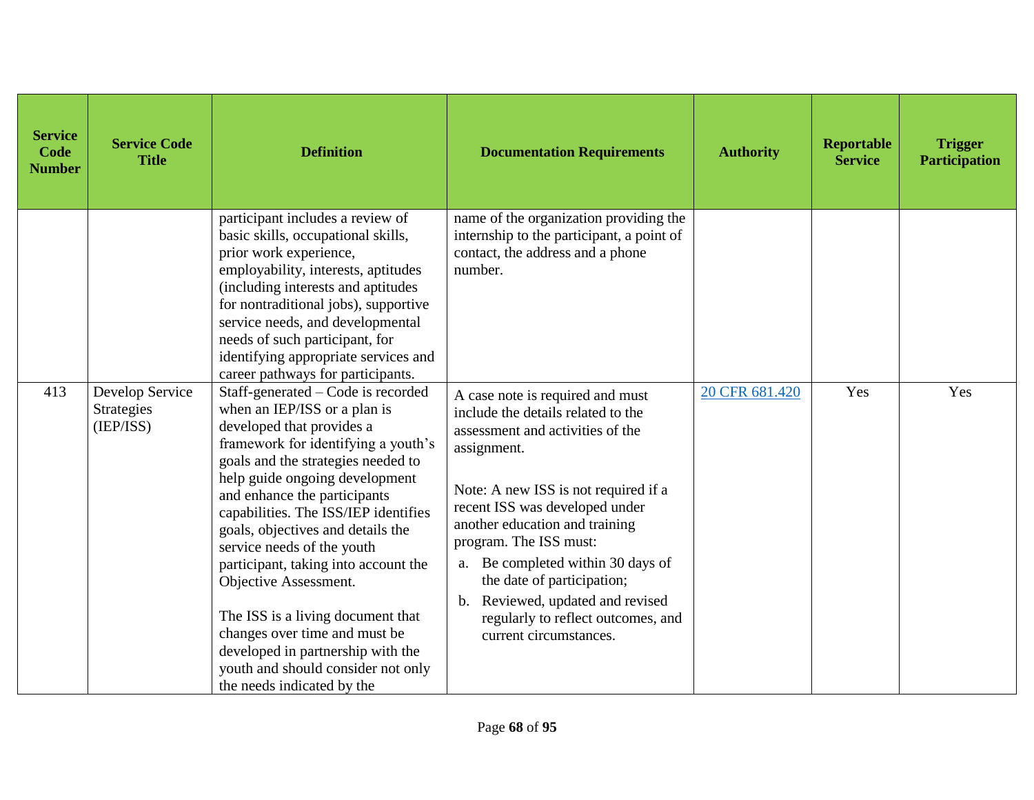| Service Code Number | Service Code Title | Definition | Documentation Requirements | Authority | Reportable Service | Trigger Participation |
|---|---|---|---|---|---|---|
| | | participant includes a review of basic skills, occupational skills, prior work experience, employability, interests, aptitudes (including interests and aptitudes for nontraditional jobs), supportive service needs, and developmental needs of such participant, for identifying appropriate services and career pathways for participants. | name of the organization providing the internship to the participant, a point of contact, the address and a phone number. | | | |
| 413 | Develop Service Strategies (IEP/ISS) | Staff-generated – Code is recorded when an IEP/ISS or a plan is developed that provides a framework for identifying a youth's goals and the strategies needed to help guide ongoing development and enhance the participants capabilities. The ISS/IEP identifies goals, objectives and details the service needs of the youth participant, taking into account the Objective Assessment.<br><br>The ISS is a living document that changes over time and must be developed in partnership with the youth and should consider not only the needs indicated by the | A case note is required and must include the details related to the assessment and activities of the assignment.<br><br>Note: A new ISS is not required if a recent ISS was developed under another education and training program. The ISS must:<br>a. Be completed within 30 days of the date of participation;<br>b. Reviewed, updated and revised regularly to reflect outcomes, and current circumstances. | 20 CFR 681.420 | Yes | Yes |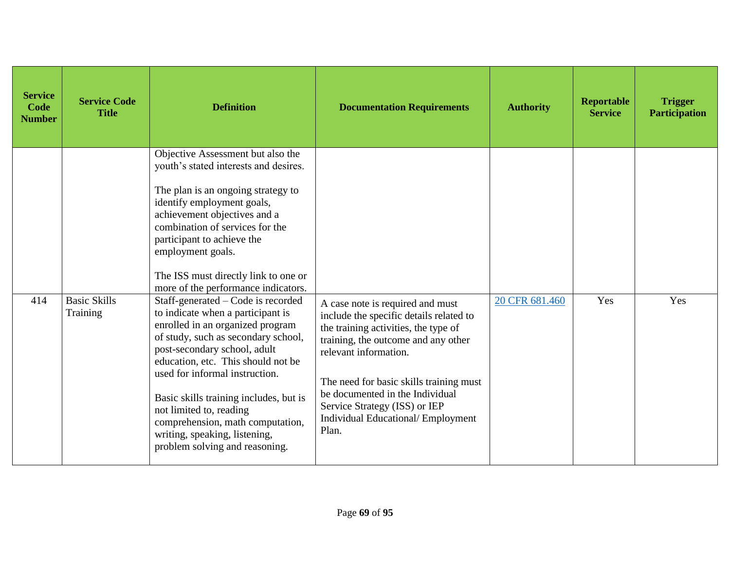| Service Code Number | Service Code Title | Definition | Documentation Requirements | Authority | Reportable Service | Trigger Participation |
|---|---|---|---|---|---|---|
| | | Objective Assessment but also the youth's stated interests and desires.<br><br>The plan is an ongoing strategy to identify employment goals, achievement objectives and a combination of services for the participant to achieve the employment goals.<br><br>The ISS must directly link to one or more of the performance indicators. | | | | |
| 414 | Basic Skills Training | Staff-generated – Code is recorded to indicate when a participant is enrolled in an organized program of study, such as secondary school, post-secondary school, adult education, etc. This should not be used for informal instruction.<br><br>Basic skills training includes, but is not limited to, reading comprehension, math computation, writing, speaking, listening, problem solving and reasoning. | A case note is required and must include the specific details related to the training activities, the type of training, the outcome and any other relevant information.<br><br>The need for basic skills training must be documented in the Individual Service Strategy (ISS) or IEP Individual Educational/ Employment Plan. | 20 CFR 681.460 | Yes | Yes |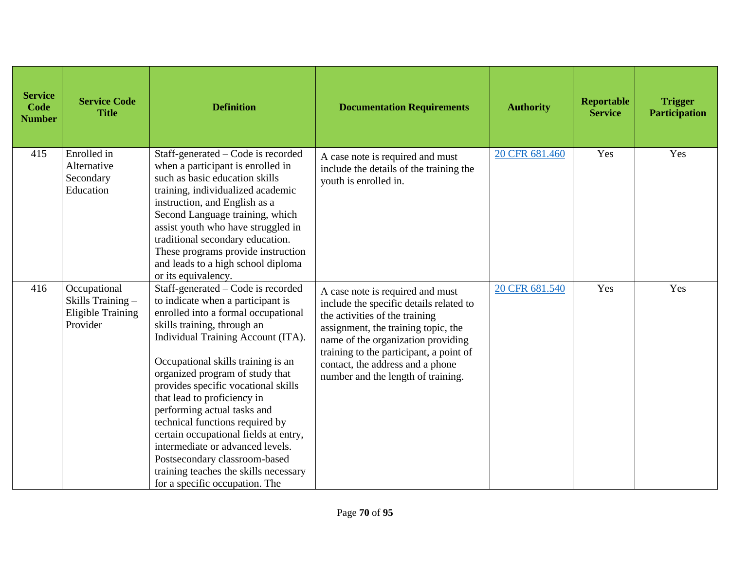| Service Code Number | Service Code Title | Definition | Documentation Requirements | Authority | Reportable Service | Trigger Participation |
|---|---|---|---|---|---|---|
| 415 | Enrolled in Alternative Secondary Education | Staff-generated – Code is recorded when a participant is enrolled in such as basic education skills training, individualized academic instruction, and English as a Second Language training, which assist youth who have struggled in traditional secondary education. These programs provide instruction and leads to a high school diploma or its equivalency. | A case note is required and must include the details of the training the youth is enrolled in. | [20 CFR 681.460]() | Yes | Yes |
| 416 | Occupational Skills Training – Eligible Training Provider | Staff-generated – Code is recorded to indicate when a participant is enrolled into a formal occupational skills training, through an Individual Training Account (ITA).<br><br>Occupational skills training is an organized program of study that provides specific vocational skills that lead to proficiency in performing actual tasks and technical functions required by certain occupational fields at entry, intermediate or advanced levels. Postsecondary classroom-based training teaches the skills necessary for a specific occupation. The | A case note is required and must include the specific details related to the activities of the training assignment, the training topic, the name of the organization providing training to the participant, a point of contact, the address and a phone number and the length of training. | [20 CFR 681.540]() | Yes | Yes |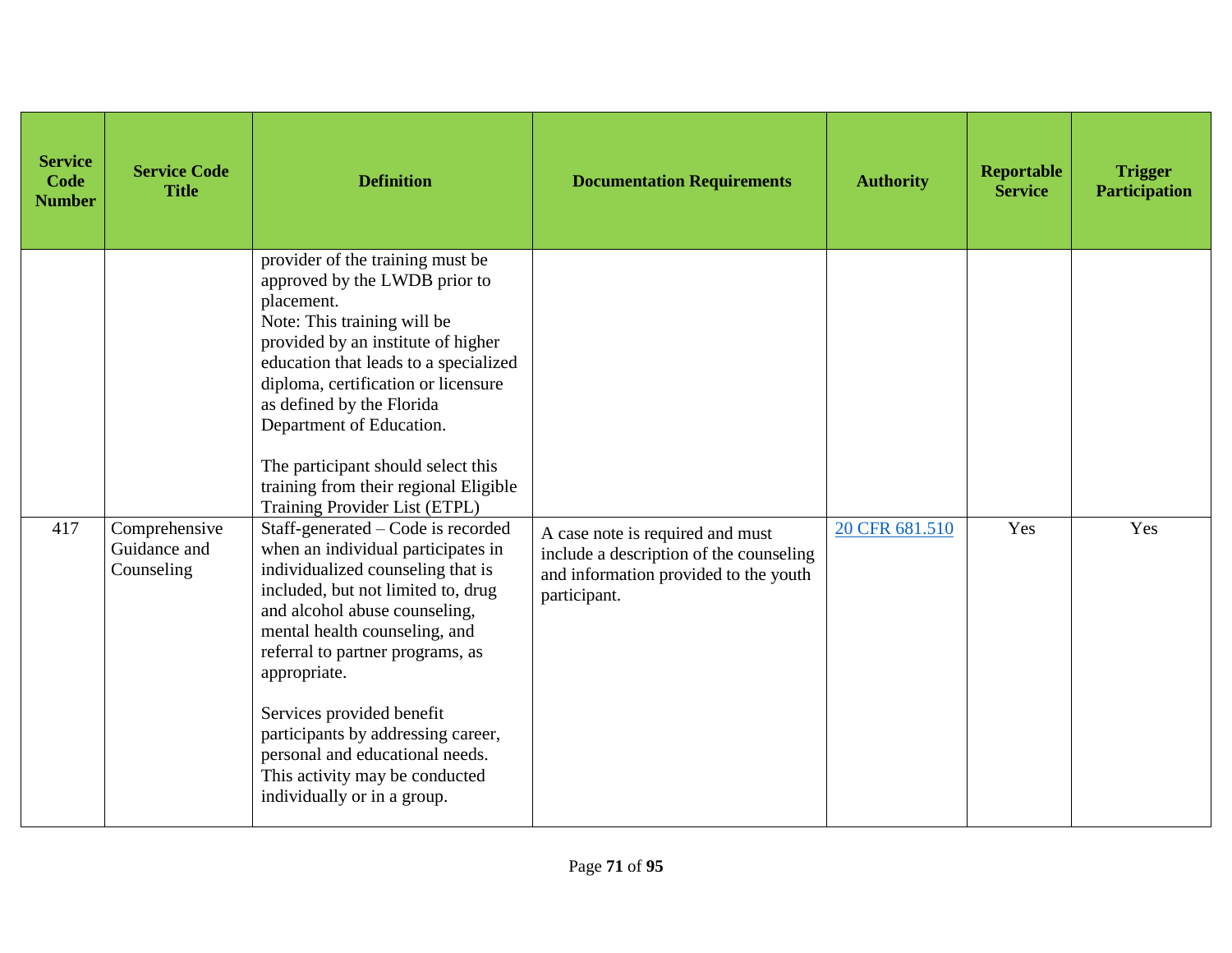| Service Code Number | Service Code Title | Definition | Documentation Requirements | Authority | Reportable Service | Trigger Participation |
|---|---|---|---|---|---|---|
| | | provider of the training must be approved by the LWDB prior to placement.<br>Note: This training will be provided by an institute of higher education that leads to a specialized diploma, certification or licensure as defined by the Florida Department of Education.<br><br>The participant should select this training from their regional Eligible Training Provider List (ETPL) | | | | |
| 417 | Comprehensive Guidance and Counseling | Staff-generated – Code is recorded when an individual participates in individualized counseling that is included, but not limited to, drug and alcohol abuse counseling, mental health counseling, and referral to partner programs, as appropriate.<br><br>Services provided benefit participants by addressing career, personal and educational needs. This activity may be conducted individually or in a group. | A case note is required and must include a description of the counseling and information provided to the youth participant. | 20 CFR 681.510 | Yes | Yes |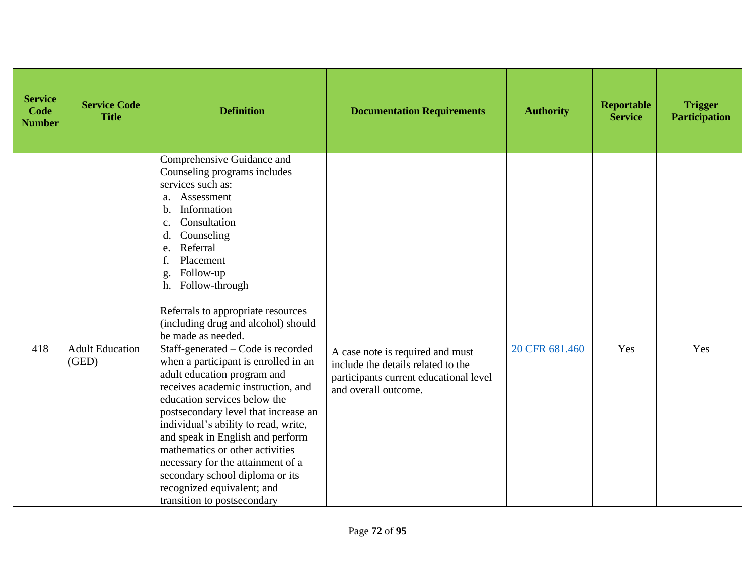| Service Code Number | Service Code Title | Definition | Documentation Requirements | Authority | Reportable Service | Trigger Participation |
|---|---|---|---|---|---|---|
| | | Comprehensive Guidance and Counseling programs includes services such as:<br>a. Assessment<br>b. Information<br>c. Consultation<br>d. Counseling<br>e. Referral<br>f. Placement<br>g. Follow-up<br>h. Follow-through<br><br>Referrals to appropriate resources (including drug and alcohol) should be made as needed. | | | | |
| 418 | Adult Education (GED) | Staff-generated – Code is recorded when a participant is enrolled in an adult education program and receives academic instruction, and education services below the postsecondary level that increase an individual's ability to read, write, and speak in English and perform mathematics or other activities necessary for the attainment of a secondary school diploma or its recognized equivalent; and transition to postsecondary | A case note is required and must include the details related to the participants current educational level and overall outcome. | 20 CFR 681.460 | Yes | Yes |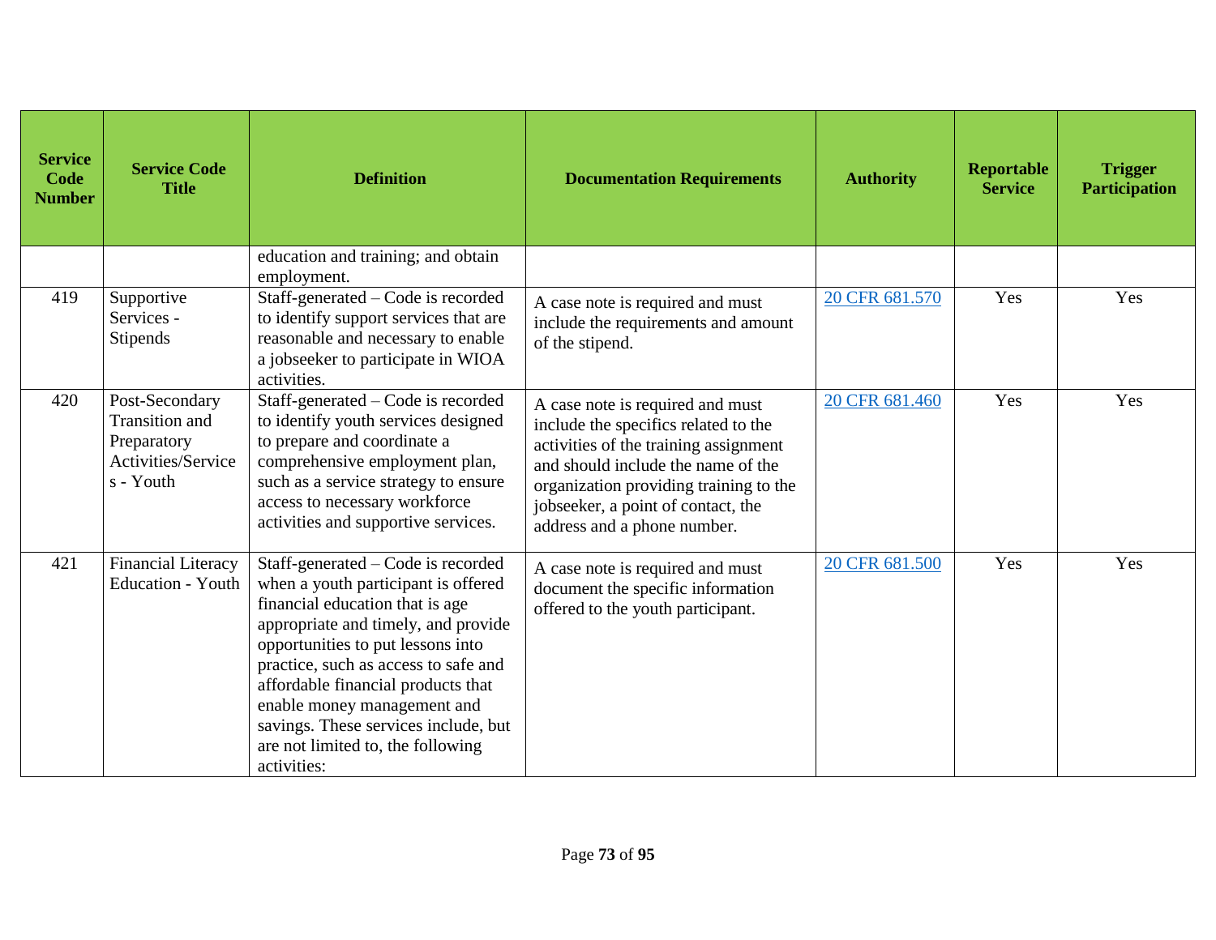| Service Code Number | Service Code Title | Definition | Documentation Requirements | Authority | Reportable Service | Trigger Participation |
|---|---|---|---|---|---|---|
| | | education and training; and obtain employment. | | | | |
| 419 | Supportive Services - Stipends | Staff-generated – Code is recorded to identify support services that are reasonable and necessary to enable a jobseeker to participate in WIOA activities. | A case note is required and must include the requirements and amount of the stipend. | 20 CFR 681.570 | Yes | Yes |
| 420 | Post-Secondary Transition and Preparatory Activities/Services - Youth | Staff-generated – Code is recorded to identify youth services designed to prepare and coordinate a comprehensive employment plan, such as a service strategy to ensure access to necessary workforce activities and supportive services. | A case note is required and must include the specifics related to the activities of the training assignment and should include the name of the organization providing training to the jobseeker, a point of contact, the address and a phone number. | 20 CFR 681.460 | Yes | Yes |
| 421 | Financial Literacy Education - Youth | Staff-generated – Code is recorded when a youth participant is offered financial education that is age appropriate and timely, and provide opportunities to put lessons into practice, such as access to safe and affordable financial products that enable money management and savings. These services include, but are not limited to, the following activities: | A case note is required and must document the specific information offered to the youth participant. | 20 CFR 681.500 | Yes | Yes |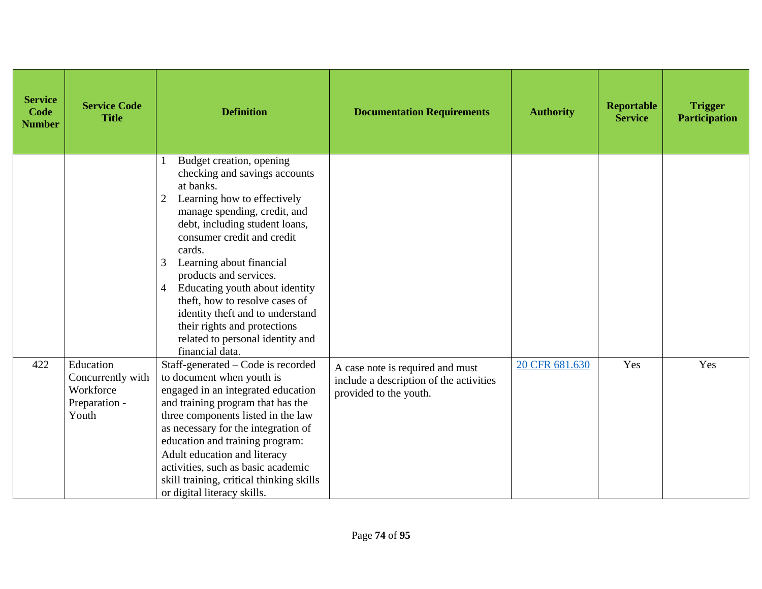| Service Code Number | Service Code Title | Definition | Documentation Requirements | Authority | Reportable Service | Trigger Participation |
|---|---|---|---|---|---|---|
| | | 1 Budget creation, opening checking and savings accounts at banks.<br>2 Learning how to effectively manage spending, credit, and debt, including student loans, consumer credit and credit cards.<br>3 Learning about financial products and services.<br>4 Educating youth about identity theft, how to resolve cases of identity theft and to understand their rights and protections related to personal identity and financial data. | | | | |
| 422 | Education Concurrently with Workforce Preparation - Youth | Staff-generated – Code is recorded to document when youth is engaged in an integrated education and training program that has the three components listed in the law as necessary for the integration of education and training program: Adult education and literacy activities, such as basic academic skill training, critical thinking skills or digital literacy skills. | A case note is required and must include a description of the activities provided to the youth. | 20 CFR 681.630 | Yes | Yes |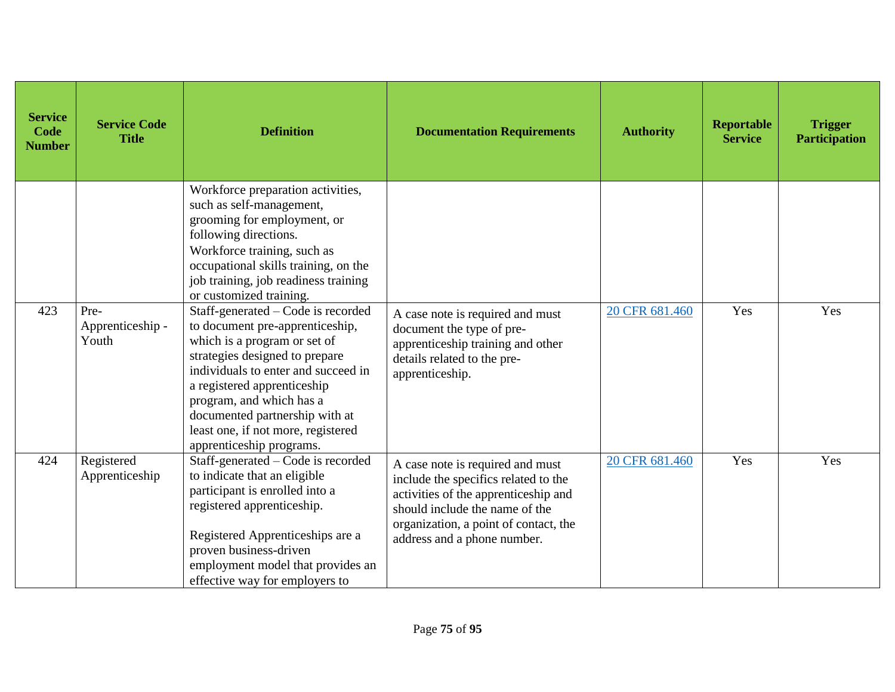| Service Code Number | Service Code Title | Definition | Documentation Requirements | Authority | Reportable Service | Trigger Participation |
|---|---|---|---|---|---|---|
| | | Workforce preparation activities, such as self-management, grooming for employment, or following directions.<br>Workforce training, such as occupational skills training, on the job training, job readiness training or customized training. | | | | |
| 423 | Pre-Apprenticeship - Youth | Staff-generated – Code is recorded to document pre-apprenticeship, which is a program or set of strategies designed to prepare individuals to enter and succeed in a registered apprenticeship program, and which has a documented partnership with at least one, if not more, registered apprenticeship programs. | A case note is required and must document the type of pre-apprenticeship training and other details related to the pre-apprenticeship. | [20 CFR 681.460] | Yes | Yes |
| 424 | Registered Apprenticeship | Staff-generated – Code is recorded to indicate that an eligible participant is enrolled into a registered apprenticeship.<br><br>Registered Apprenticeships are a proven business-driven employment model that provides an effective way for employers to | A case note is required and must include the specifics related to the activities of the apprenticeship and should include the name of the organization, a point of contact, the address and a phone number. | [20 CFR 681.460] | Yes | Yes |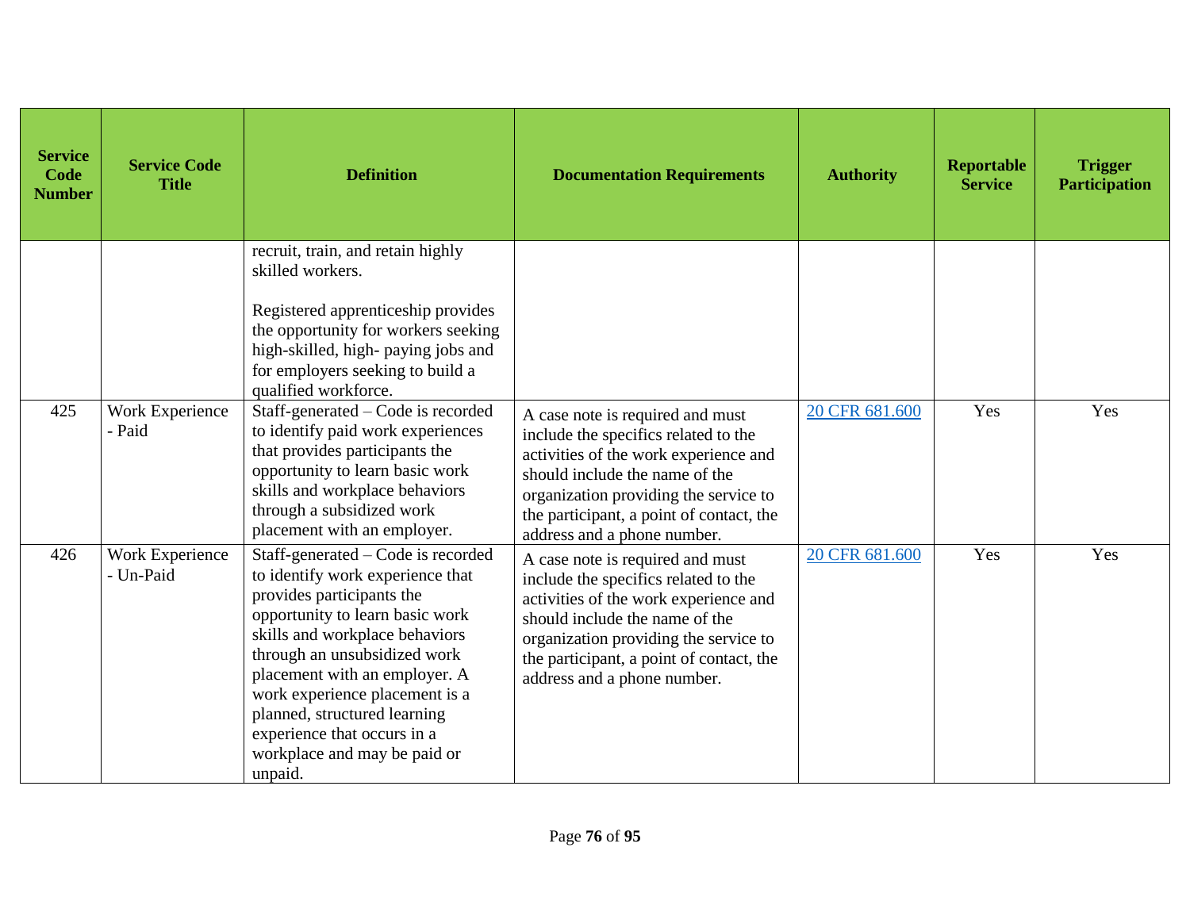| Service Code Number | Service Code Title | Definition | Documentation Requirements | Authority | Reportable Service | Trigger Participation |
|---|---|---|---|---|---|---|
| | | recruit, train, and retain highly skilled workers.<br><br>Registered apprenticeship provides the opportunity for workers seeking high-skilled, high- paying jobs and for employers seeking to build a qualified workforce. | | | | |
| 425 | Work Experience - Paid | Staff-generated – Code is recorded to identify paid work experiences that provides participants the opportunity to learn basic work skills and workplace behaviors through a subsidized work placement with an employer. | A case note is required and must include the specifics related to the activities of the work experience and should include the name of the organization providing the service to the participant, a point of contact, the address and a phone number. | [20 CFR 681.600]() | Yes | Yes |
| 426 | Work Experience - Un-Paid | Staff-generated – Code is recorded to identify work experience that provides participants the opportunity to learn basic work skills and workplace behaviors through an unsubsidized work placement with an employer. A work experience placement is a planned, structured learning experience that occurs in a workplace and may be paid or unpaid. | A case note is required and must include the specifics related to the activities of the work experience and should include the name of the organization providing the service to the participant, a point of contact, the address and a phone number. | [20 CFR 681.600]() | Yes | Yes |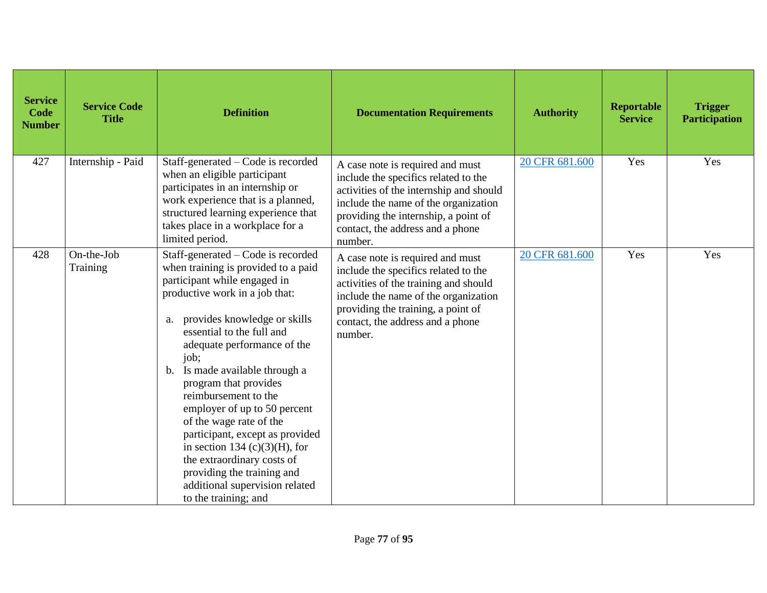| Service Code Number | Service Code Title | Definition | Documentation Requirements | Authority | Reportable Service | Trigger Participation |
|---|---|---|---|---|---|---|
| 427 | Internship - Paid | Staff-generated – Code is recorded when an eligible participant participates in an internship or work experience that is a planned, structured learning experience that takes place in a workplace for a limited period. | A case note is required and must include the specifics related to the activities of the internship and should include the name of the organization providing the internship, a point of contact, the address and a phone number. | [20 CFR 681.600]() | Yes | Yes |
| 428 | On-the-Job Training | Staff-generated – Code is recorded when training is provided to a paid participant while engaged in productive work in a job that:<br><br>a. provides knowledge or skills essential to the full and adequate performance of the job;<br>b. Is made available through a program that provides reimbursement to the employer of up to 50 percent of the wage rate of the participant, except as provided in section 134 (c)(3)(H), for the extraordinary costs of providing the training and additional supervision related to the training; and | A case note is required and must include the specifics related to the activities of the training and should include the name of the organization providing the training, a point of contact, the address and a phone number. | [20 CFR 681.600]() | Yes | Yes |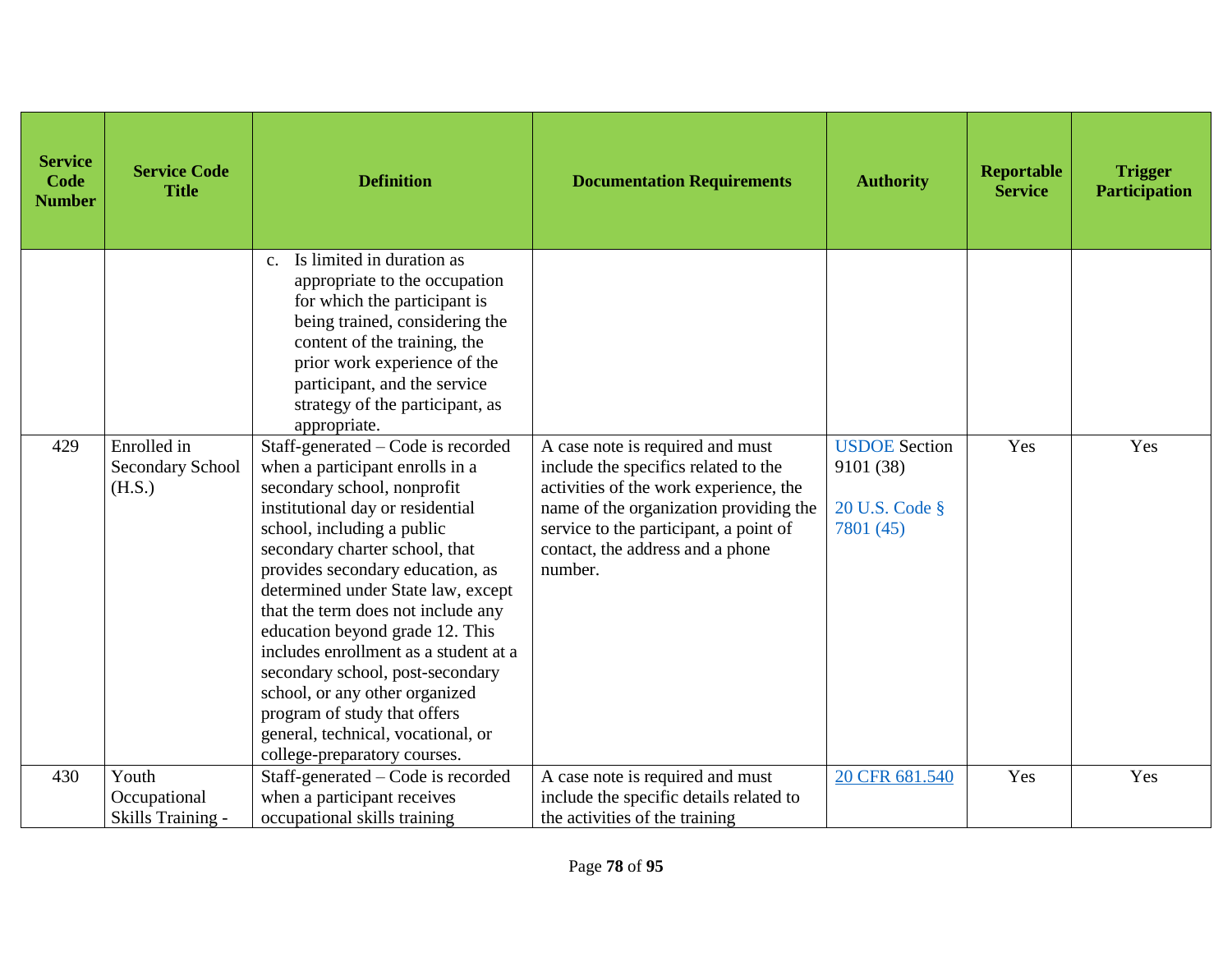| Service Code Number | Service Code Title | Definition | Documentation Requirements | Authority | Reportable Service | Trigger Participation |
|---|---|---|---|---|---|---|
| | | c. Is limited in duration as appropriate to the occupation for which the participant is being trained, considering the content of the training, the prior work experience of the participant, and the service strategy of the participant, as appropriate. | | | | |
| 429 | Enrolled in Secondary School (H.S.) | Staff-generated – Code is recorded when a participant enrolls in a secondary school, nonprofit institutional day or residential school, including a public secondary charter school, that provides secondary education, as determined under State law, except that the term does not include any education beyond grade 12. This includes enrollment as a student at a secondary school, post-secondary school, or any other organized program of study that offers general, technical, vocational, or college-preparatory courses. | A case note is required and must include the specifics related to the activities of the work experience, the name of the organization providing the service to the participant, a point of contact, the address and a phone number. | USDOE Section 9101 (38)<br><br>20 U.S. Code § 7801 (45) | Yes | Yes |
| 430 | Youth Occupational Skills Training - | Staff-generated – Code is recorded when a participant receives occupational skills training | A case note is required and must include the specific details related to the activities of the training | 20 CFR 681.540 | Yes | Yes |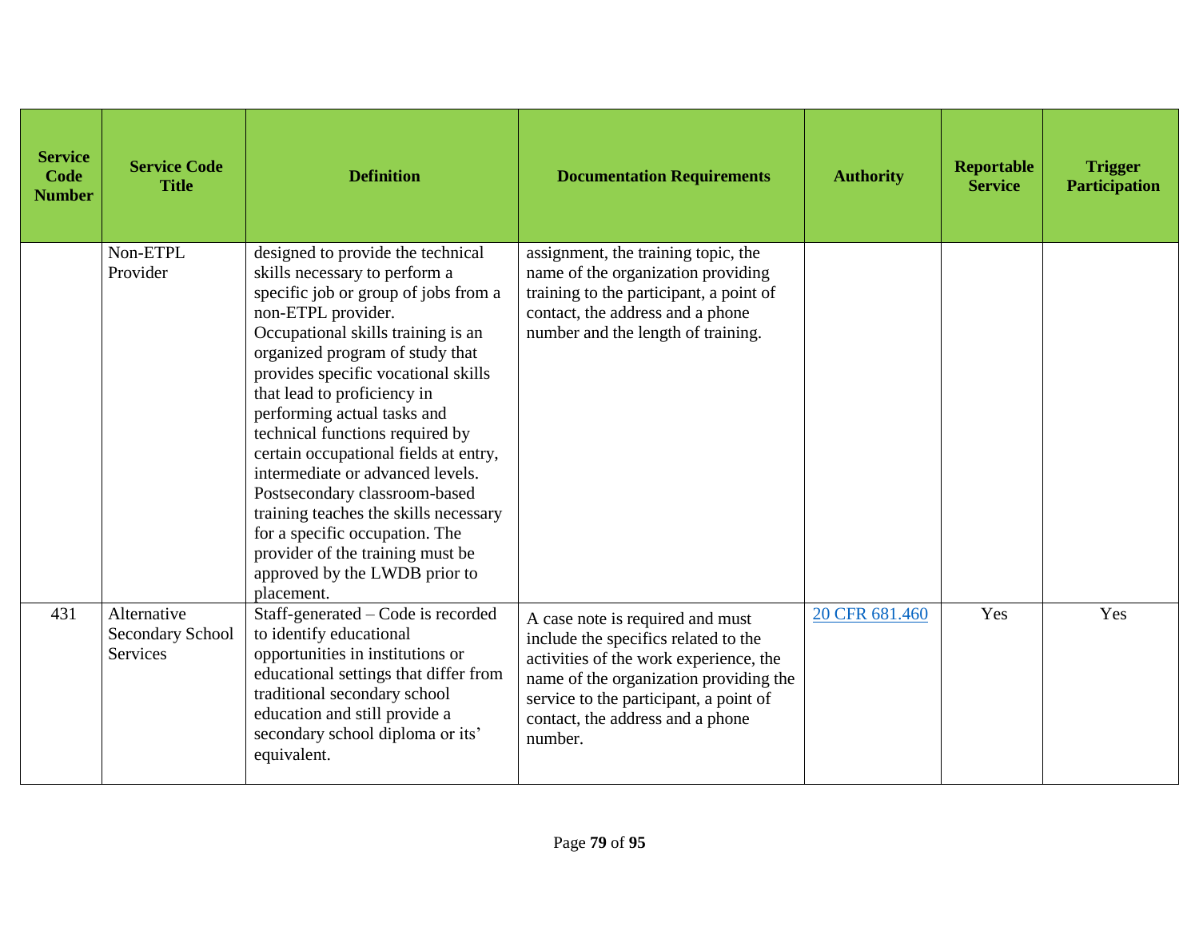| Service Code Number | Service Code Title | Definition | Documentation Requirements | Authority | Reportable Service | Trigger Participation |
|---|---|---|---|---|---|---|
| | Non-ETPL Provider | designed to provide the technical skills necessary to perform a specific job or group of jobs from a non-ETPL provider. Occupational skills training is an organized program of study that provides specific vocational skills that lead to proficiency in performing actual tasks and technical functions required by certain occupational fields at entry, intermediate or advanced levels. Postsecondary classroom-based training teaches the skills necessary for a specific occupation. The provider of the training must be approved by the LWDB prior to placement. | assignment, the training topic, the name of the organization providing training to the participant, a point of contact, the address and a phone number and the length of training. | | | |
| 431 | Alternative Secondary School Services | Staff-generated – Code is recorded to identify educational opportunities in institutions or educational settings that differ from traditional secondary school education and still provide a secondary school diploma or its' equivalent. | A case note is required and must include the specifics related to the activities of the work experience, the name of the organization providing the service to the participant, a point of contact, the address and a phone number. | [20 CFR 681.460] | Yes | Yes |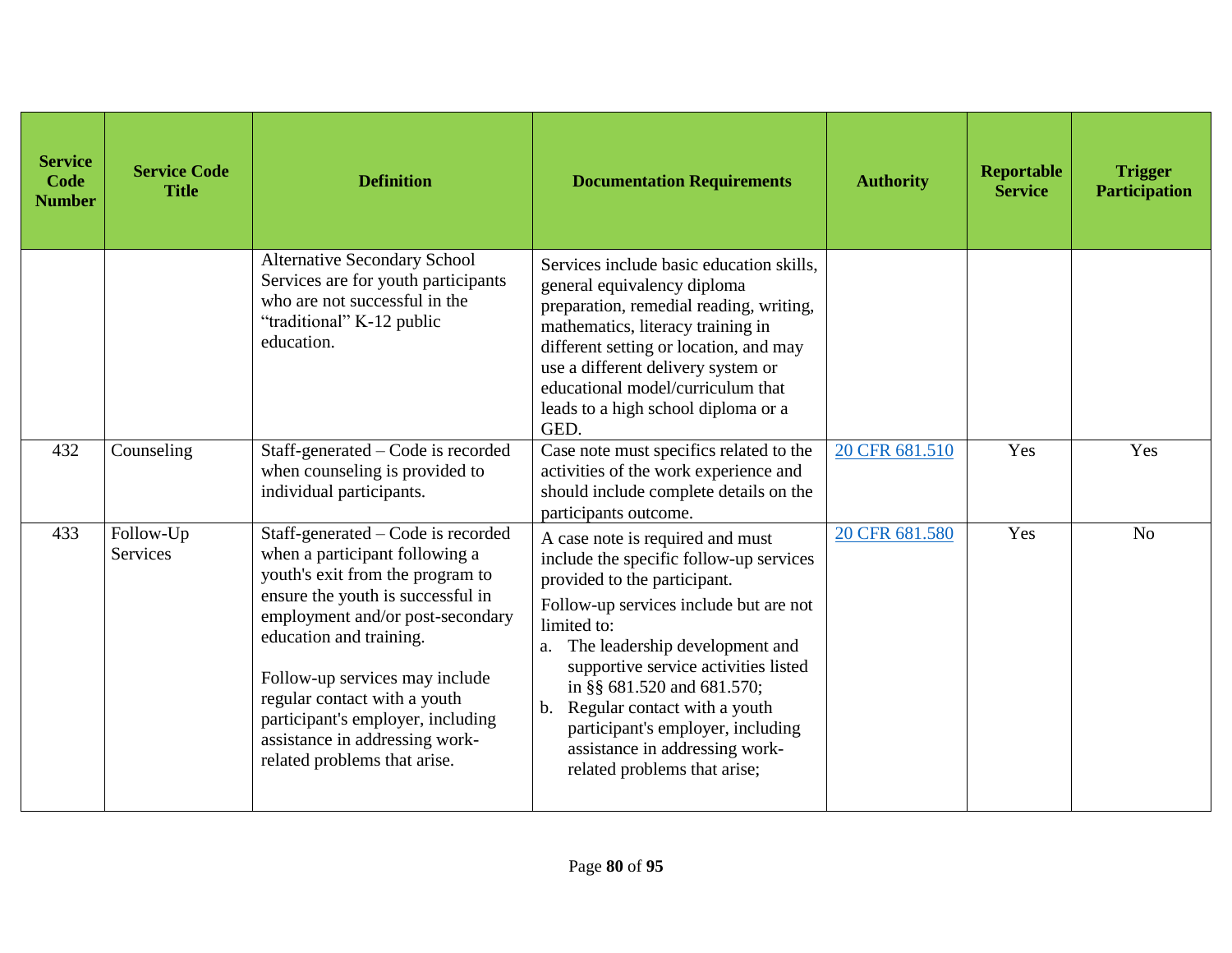| Service Code Number | Service Code Title | Definition | Documentation Requirements | Authority | Reportable Service | Trigger Participation |
|---|---|---|---|---|---|---|
| | | Alternative Secondary School Services are for youth participants who are not successful in the "traditional" K-12 public education. | Services include basic education skills, general equivalency diploma preparation, remedial reading, writing, mathematics, literacy training in different setting or location, and may use a different delivery system or educational model/curriculum that leads to a high school diploma or a GED. | | | |
| 432 | Counseling | Staff-generated – Code is recorded when counseling is provided to individual participants. | Case note must specifics related to the activities of the work experience and should include complete details on the participants outcome. | [20 CFR 681.510]() | Yes | Yes |
| 433 | Follow-Up Services | Staff-generated – Code is recorded when a participant following a youth's exit from the program to ensure the youth is successful in employment and/or post-secondary education and training.<br><br>Follow-up services may include regular contact with a youth participant's employer, including assistance in addressing work-related problems that arise. | A case note is required and must include the specific follow-up services provided to the participant.<br><br>Follow-up services include but are not limited to:<br>a. The leadership development and supportive service activities listed in §§ 681.520 and 681.570;<br>b. Regular contact with a youth participant's employer, including assistance in addressing work-related problems that arise; | [20 CFR 681.580]() | Yes | No |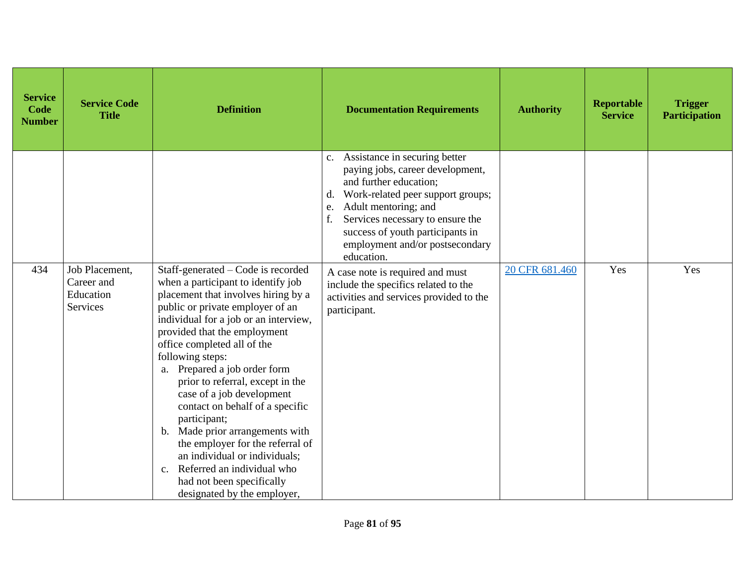| Service Code Number | Service Code Title | Definition | Documentation Requirements | Authority | Reportable Service | Trigger Participation |
|---|---|---|---|---|---|---|
| | | | c. Assistance in securing better paying jobs, career development, and further education;<br>d. Work-related peer support groups;<br>e. Adult mentoring; and<br>f. Services necessary to ensure the success of youth participants in employment and/or postsecondary education. | | | |
| 434 | Job Placement, Career and Education Services | Staff-generated – Code is recorded when a participant to identify job placement that involves hiring by a public or private employer of an individual for a job or an interview, provided that the employment office completed all of the following steps:<br>a. Prepared a job order form prior to referral, except in the case of a job development contact on behalf of a specific participant;<br>b. Made prior arrangements with the employer for the referral of an individual or individuals;<br>c. Referred an individual who had not been specifically designated by the employer, | A case note is required and must include the specifics related to the activities and services provided to the participant. | [20 CFR 681.460]() | Yes | Yes |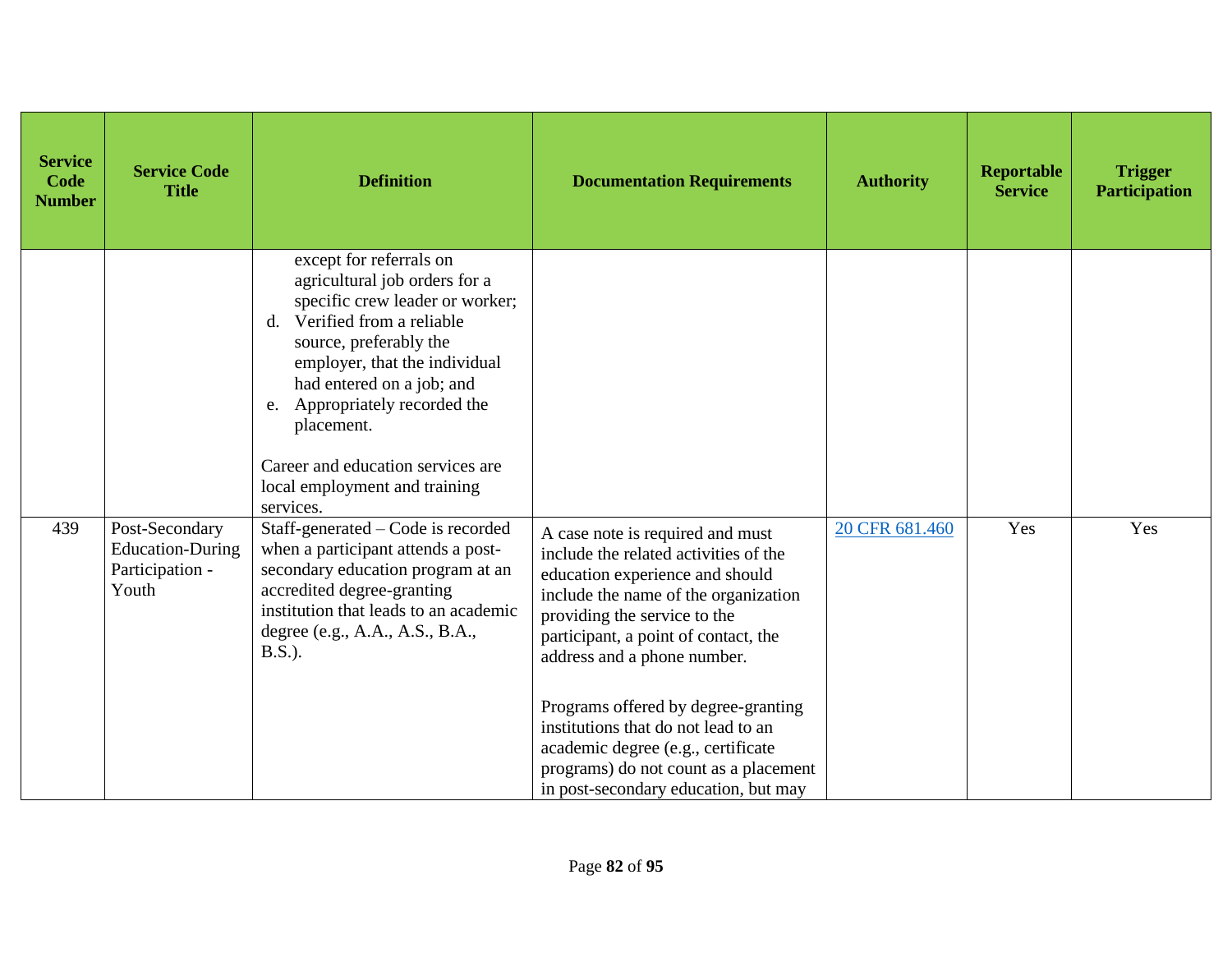| Service Code Number | Service Code Title | Definition | Documentation Requirements | Authority | Reportable Service | Trigger Participation |
|---|---|---|---|---|---|---|
| | | except for referrals on agricultural job orders for a specific crew leader or worker;<br>d. Verified from a reliable source, preferably the employer, that the individual had entered on a job; and<br>e. Appropriately recorded the placement.<br><br>Career and education services are local employment and training services. | | | | |
| 439 | Post-Secondary Education-During Participation - Youth | Staff-generated – Code is recorded when a participant attends a post-secondary education program at an accredited degree-granting institution that leads to an academic degree (e.g., A.A., A.S., B.A., B.S.). | A case note is required and must include the related activities of the education experience and should include the name of the organization providing the service to the participant, a point of contact, the address and a phone number.<br><br>Programs offered by degree-granting institutions that do not lead to an academic degree (e.g., certificate programs) do not count as a placement in post-secondary education, but may | [20 CFR 681.460]() | Yes | Yes |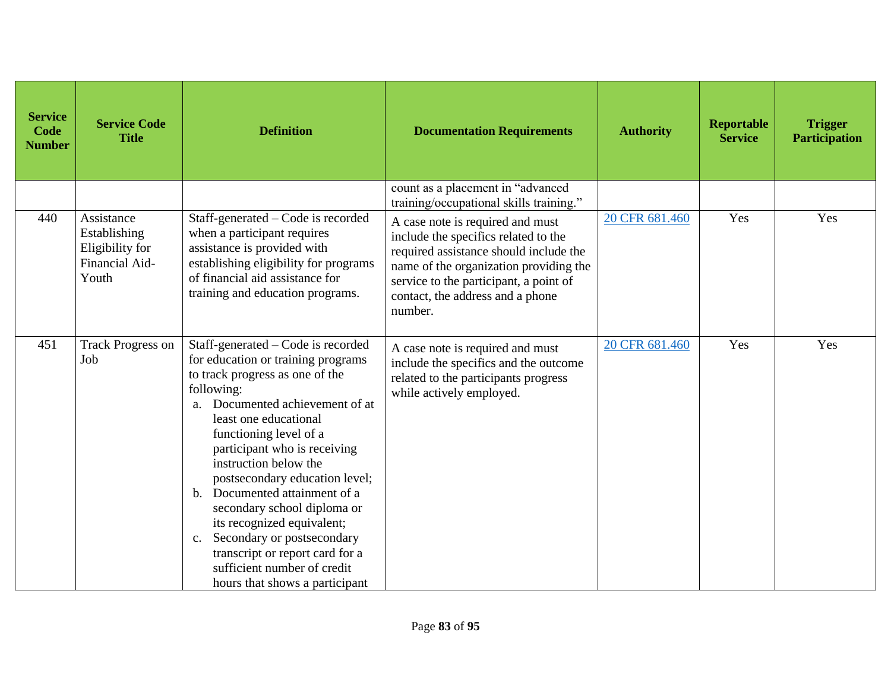| Service Code Number | Service Code Title | Definition | Documentation Requirements | Authority | Reportable Service | Trigger Participation |
|---|---|---|---|---|---|---|
| | | | count as a placement in "advanced training/occupational skills training." | | | |
| 440 | Assistance Establishing Eligibility for Financial Aid-Youth | Staff-generated – Code is recorded when a participant requires assistance is provided with establishing eligibility for programs of financial aid assistance for training and education programs. | A case note is required and must include the specifics related to the required assistance should include the name of the organization providing the service to the participant, a point of contact, the address and a phone number. | [20 CFR 681.460]() | Yes | Yes |
| 451 | Track Progress on Job | Staff-generated – Code is recorded for education or training programs to track progress as one of the following:<br>a. Documented achievement of at least one educational functioning level of a participant who is receiving instruction below the postsecondary education level;<br>b. Documented attainment of a secondary school diploma or its recognized equivalent;<br>c. Secondary or postsecondary transcript or report card for a sufficient number of credit hours that shows a participant | A case note is required and must include the specifics and the outcome related to the participants progress while actively employed. | [20 CFR 681.460]() | Yes | Yes |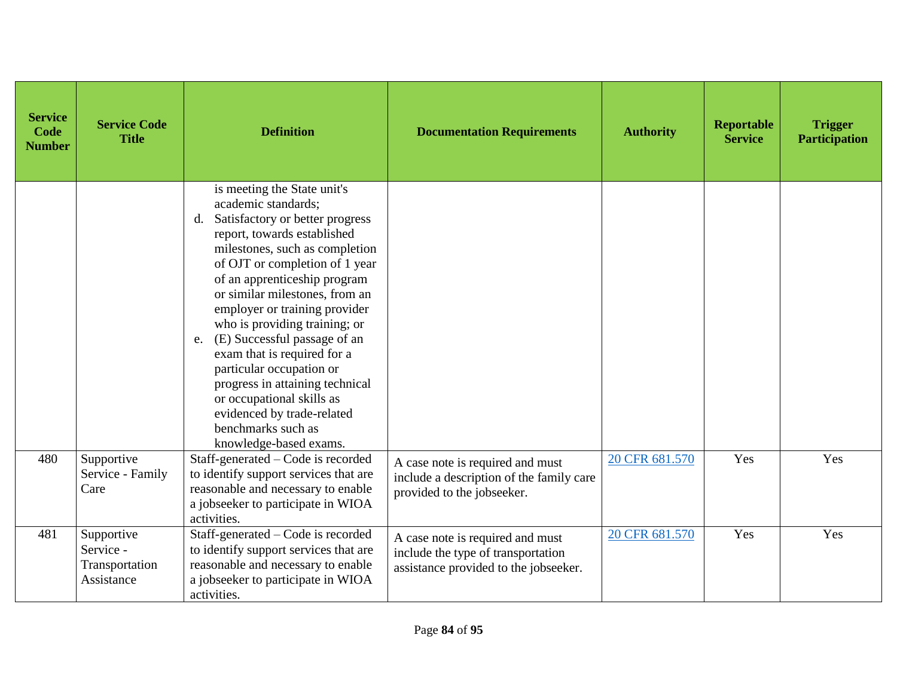| Service Code Number | Service Code Title | Definition | Documentation Requirements | Authority | Reportable Service | Trigger Participation |
|---|---|---|---|---|---|---|
| | | is meeting the State unit's academic standards;<br>d. Satisfactory or better progress report, towards established milestones, such as completion of OJT or completion of 1 year of an apprenticeship program or similar milestones, from an employer or training provider who is providing training; or<br>e. (E) Successful passage of an exam that is required for a particular occupation or progress in attaining technical or occupational skills as evidenced by trade-related benchmarks such as knowledge-based exams. | | | | |
| 480 | Supportive Service - Family Care | Staff-generated – Code is recorded to identify support services that are reasonable and necessary to enable a jobseeker to participate in WIOA activities. | A case note is required and must include a description of the family care provided to the jobseeker. | 20 CFR 681.570 | Yes | Yes |
| 481 | Supportive Service - Transportation Assistance | Staff-generated – Code is recorded to identify support services that are reasonable and necessary to enable a jobseeker to participate in WIOA activities. | A case note is required and must include the type of transportation assistance provided to the jobseeker. | 20 CFR 681.570 | Yes | Yes |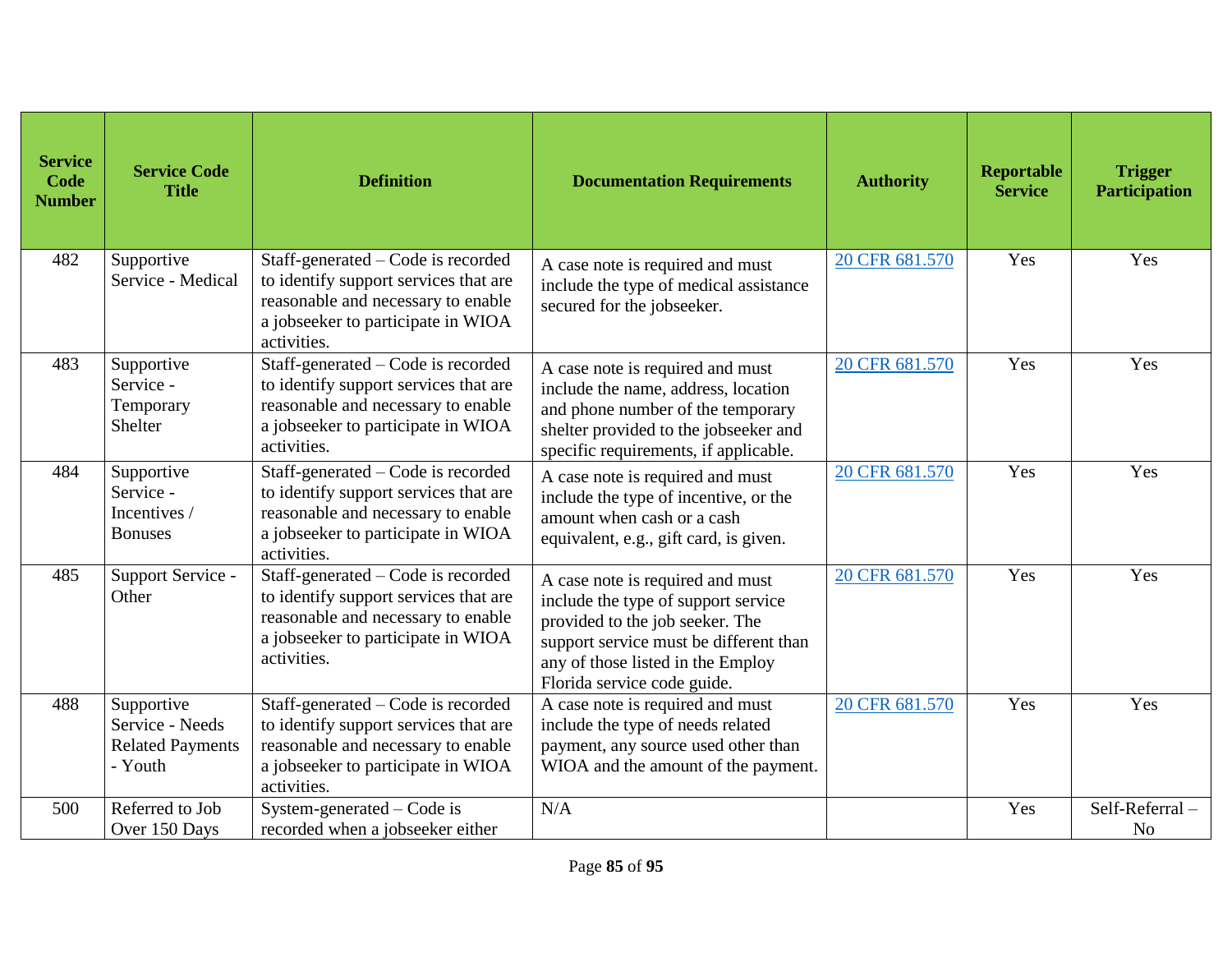| Service Code Number | Service Code Title | Definition | Documentation Requirements | Authority | Reportable Service | Trigger Participation |
|---|---|---|---|---|---|---|
| 482 | Supportive Service - Medical | Staff-generated – Code is recorded to identify support services that are reasonable and necessary to enable a jobseeker to participate in WIOA activities. | A case note is required and must include the type of medical assistance secured for the jobseeker. | 20 CFR 681.570 | Yes | Yes |
| 483 | Supportive Service - Temporary Shelter | Staff-generated – Code is recorded to identify support services that are reasonable and necessary to enable a jobseeker to participate in WIOA activities. | A case note is required and must include the name, address, location and phone number of the temporary shelter provided to the jobseeker and specific requirements, if applicable. | 20 CFR 681.570 | Yes | Yes |
| 484 | Supportive Service - Incentives / Bonuses | Staff-generated – Code is recorded to identify support services that are reasonable and necessary to enable a jobseeker to participate in WIOA activities. | A case note is required and must include the type of incentive, or the amount when cash or a cash equivalent, e.g., gift card, is given. | 20 CFR 681.570 | Yes | Yes |
| 485 | Support Service - Other | Staff-generated – Code is recorded to identify support services that are reasonable and necessary to enable a jobseeker to participate in WIOA activities. | A case note is required and must include the type of support service provided to the job seeker. The support service must be different than any of those listed in the Employ Florida service code guide. | 20 CFR 681.570 | Yes | Yes |
| 488 | Supportive Service - Needs Related Payments - Youth | Staff-generated – Code is recorded to identify support services that are reasonable and necessary to enable a jobseeker to participate in WIOA activities. | A case note is required and must include the type of needs related payment, any source used other than WIOA and the amount of the payment. | 20 CFR 681.570 | Yes | Yes |
| 500 | Referred to Job Over 150 Days | System-generated – Code is recorded when a jobseeker either | N/A | | Yes | Self-Referral – No |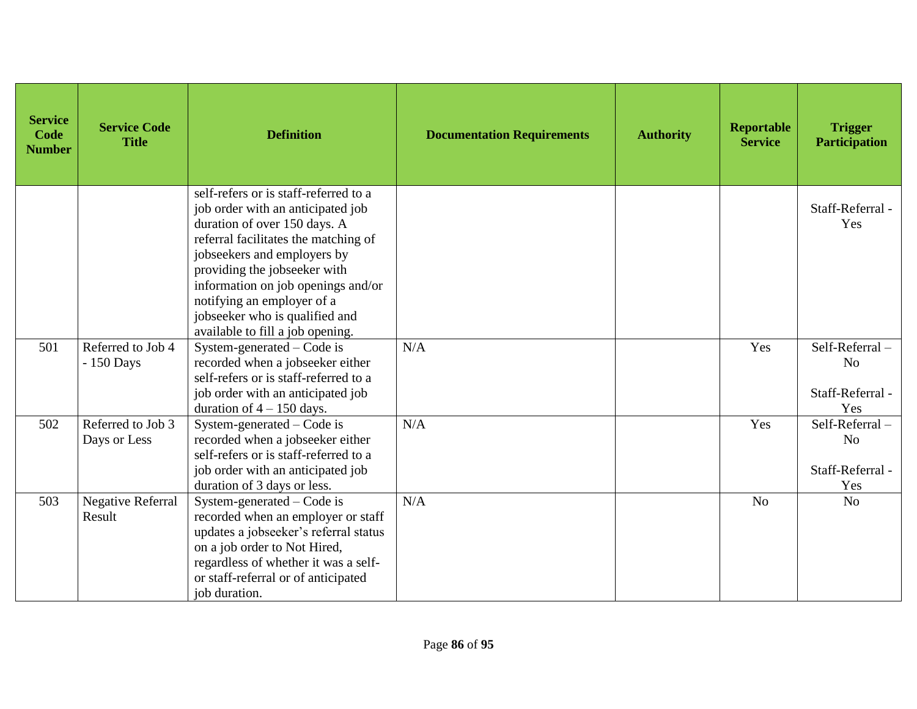| Service Code Number | Service Code Title | Definition | Documentation Requirements | Authority | Reportable Service | Trigger Participation |
|---|---|---|---|---|---|---|
| | | self-refers or is staff-referred to a job order with an anticipated job duration of over 150 days. A referral facilitates the matching of jobseekers and employers by providing the jobseeker with information on job openings and/or notifying an employer of a jobseeker who is qualified and available to fill a job opening. | | | | Staff-Referral - Yes |
| 501 | Referred to Job 4 - 150 Days | System-generated – Code is recorded when a jobseeker either self-refers or is staff-referred to a job order with an anticipated job duration of 4 – 150 days. | N/A | | Yes | Self-Referral – No<br><br>Staff-Referral - Yes |
| 502 | Referred to Job 3 Days or Less | System-generated – Code is recorded when a jobseeker either self-refers or is staff-referred to a job order with an anticipated job duration of 3 days or less. | N/A | | Yes | Self-Referral – No<br><br>Staff-Referral - Yes |
| 503 | Negative Referral Result | System-generated – Code is recorded when an employer or staff updates a jobseeker's referral status on a job order to Not Hired, regardless of whether it was a self- or staff-referral or of anticipated job duration. | N/A | | No | No |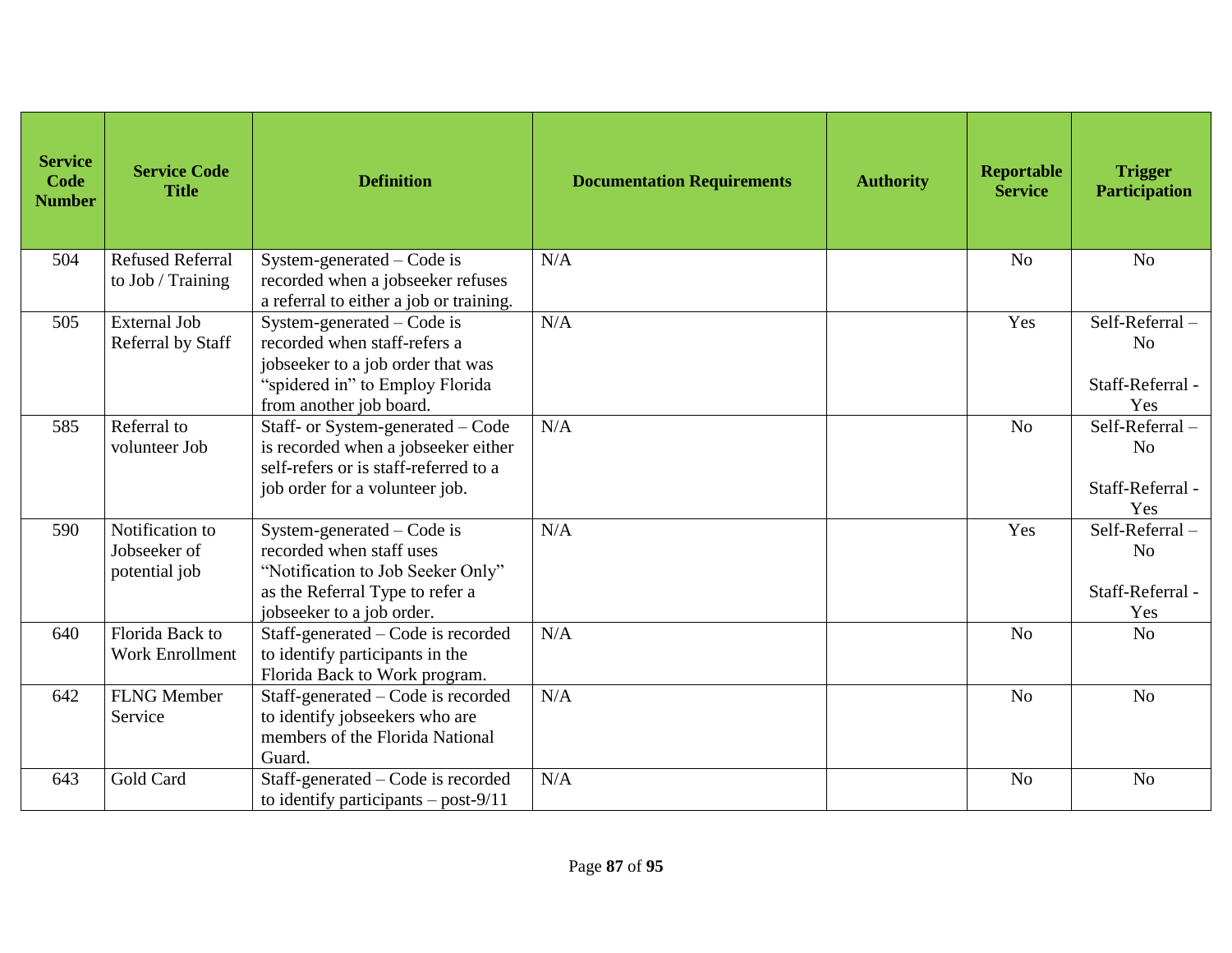| Service Code Number | Service Code Title | Definition | Documentation Requirements | Authority | Reportable Service | Trigger Participation |
|---|---|---|---|---|---|---|
| 504 | Refused Referral to Job / Training | System-generated – Code is recorded when a jobseeker refuses a referral to either a job or training. | N/A | | No | No |
| 505 | External Job Referral by Staff | System-generated – Code is recorded when staff-refers a jobseeker to a job order that was "spidered in" to Employ Florida from another job board. | N/A | | Yes | Self-Referral – No<br><br>Staff-Referral - Yes |
| 585 | Referral to volunteer Job | Staff- or System-generated – Code is recorded when a jobseeker either self-refers or is staff-referred to a job order for a volunteer job. | N/A | | No | Self-Referral – No<br><br>Staff-Referral - Yes |
| 590 | Notification to Jobseeker of potential job | System-generated – Code is recorded when staff uses "Notification to Job Seeker Only" as the Referral Type to refer a jobseeker to a job order. | N/A | | Yes | Self-Referral – No<br><br>Staff-Referral - Yes |
| 640 | Florida Back to Work Enrollment | Staff-generated – Code is recorded to identify participants in the Florida Back to Work program. | N/A | | No | No |
| 642 | FLNG Member Service | Staff-generated – Code is recorded to identify jobseekers who are members of the Florida National Guard. | N/A | | No | No |
| 643 | Gold Card | Staff-generated – Code is recorded to identify participants – post-9/11 | N/A | | No | No |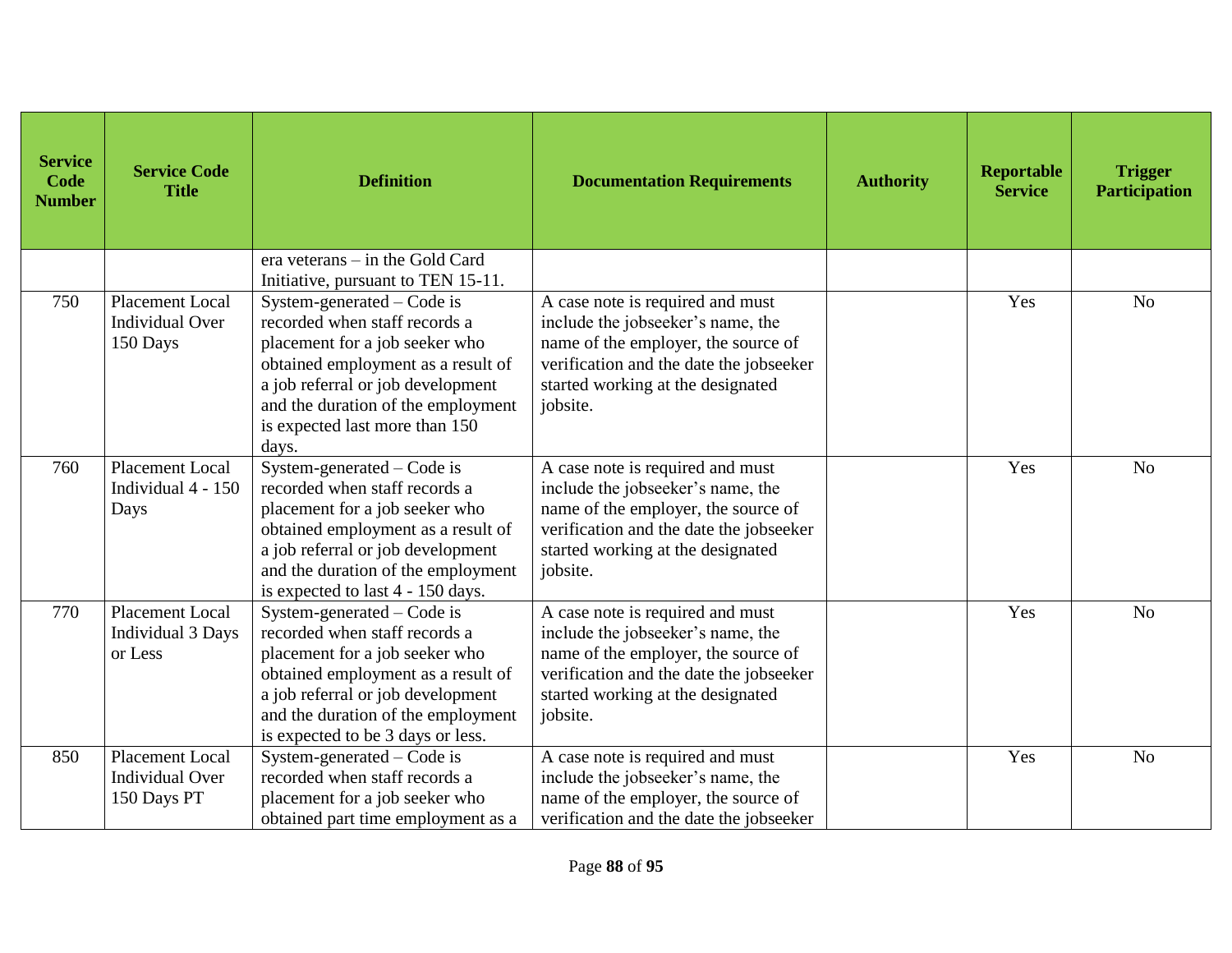| Service Code Number | Service Code Title | Definition | Documentation Requirements | Authority | Reportable Service | Trigger Participation |
|---|---|---|---|---|---|---|
| | | era veterans – in the Gold Card Initiative, pursuant to TEN 15-11. | | | | |
| 750 | Placement Local Individual Over 150 Days | System-generated – Code is recorded when staff records a placement for a job seeker who obtained employment as a result of a job referral or job development and the duration of the employment is expected last more than 150 days. | A case note is required and must include the jobseeker's name, the name of the employer, the source of verification and the date the jobseeker started working at the designated jobsite. | | Yes | No |
| 760 | Placement Local Individual 4 - 150 Days | System-generated – Code is recorded when staff records a placement for a job seeker who obtained employment as a result of a job referral or job development and the duration of the employment is expected to last 4 - 150 days. | A case note is required and must include the jobseeker's name, the name of the employer, the source of verification and the date the jobseeker started working at the designated jobsite. | | Yes | No |
| 770 | Placement Local Individual 3 Days or Less | System-generated – Code is recorded when staff records a placement for a job seeker who obtained employment as a result of a job referral or job development and the duration of the employment is expected to be 3 days or less. | A case note is required and must include the jobseeker's name, the name of the employer, the source of verification and the date the jobseeker started working at the designated jobsite. | | Yes | No |
| 850 | Placement Local Individual Over 150 Days PT | System-generated – Code is recorded when staff records a placement for a job seeker who obtained part time employment as a | A case note is required and must include the jobseeker's name, the name of the employer, the source of verification and the date the jobseeker | | Yes | No |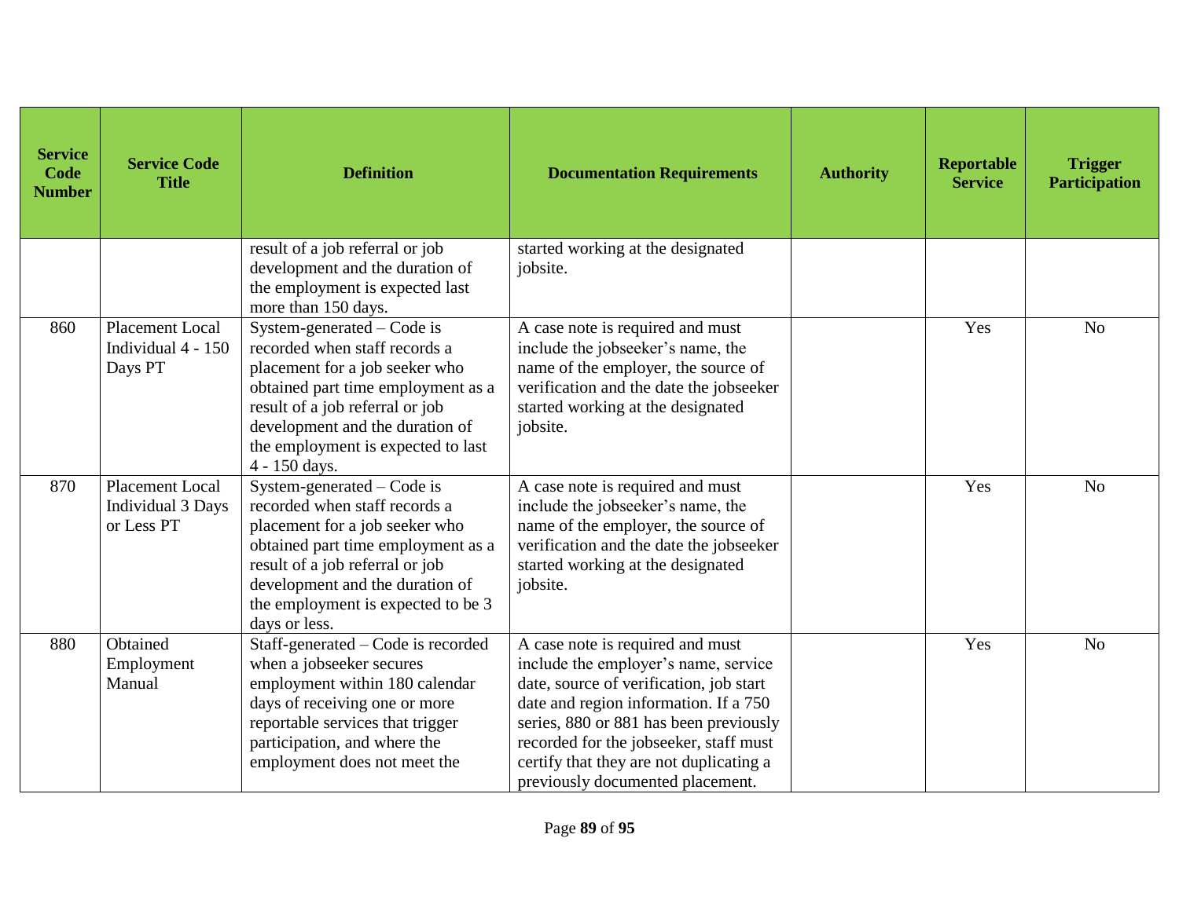| Service Code Number | Service Code Title | Definition | Documentation Requirements | Authority | Reportable Service | Trigger Participation |
|---|---|---|---|---|---|---|
| | | result of a job referral or job development and the duration of the employment is expected last more than 150 days. | started working at the designated jobsite. | | | |
| 860 | Placement Local Individual 4 - 150 Days PT | System-generated – Code is recorded when staff records a placement for a job seeker who obtained part time employment as a result of a job referral or job development and the duration of the employment is expected to last 4 - 150 days. | A case note is required and must include the jobseeker's name, the name of the employer, the source of verification and the date the jobseeker started working at the designated jobsite. | | Yes | No |
| 870 | Placement Local Individual 3 Days or Less PT | System-generated – Code is recorded when staff records a placement for a job seeker who obtained part time employment as a result of a job referral or job development and the duration of the employment is expected to be 3 days or less. | A case note is required and must include the jobseeker's name, the name of the employer, the source of verification and the date the jobseeker started working at the designated jobsite. | | Yes | No |
| 880 | Obtained Employment Manual | Staff-generated – Code is recorded when a jobseeker secures employment within 180 calendar days of receiving one or more reportable services that trigger participation, and where the employment does not meet the | A case note is required and must include the employer's name, service date, source of verification, job start date and region information. If a 750 series, 880 or 881 has been previously recorded for the jobseeker, staff must certify that they are not duplicating a previously documented placement. | | Yes | No |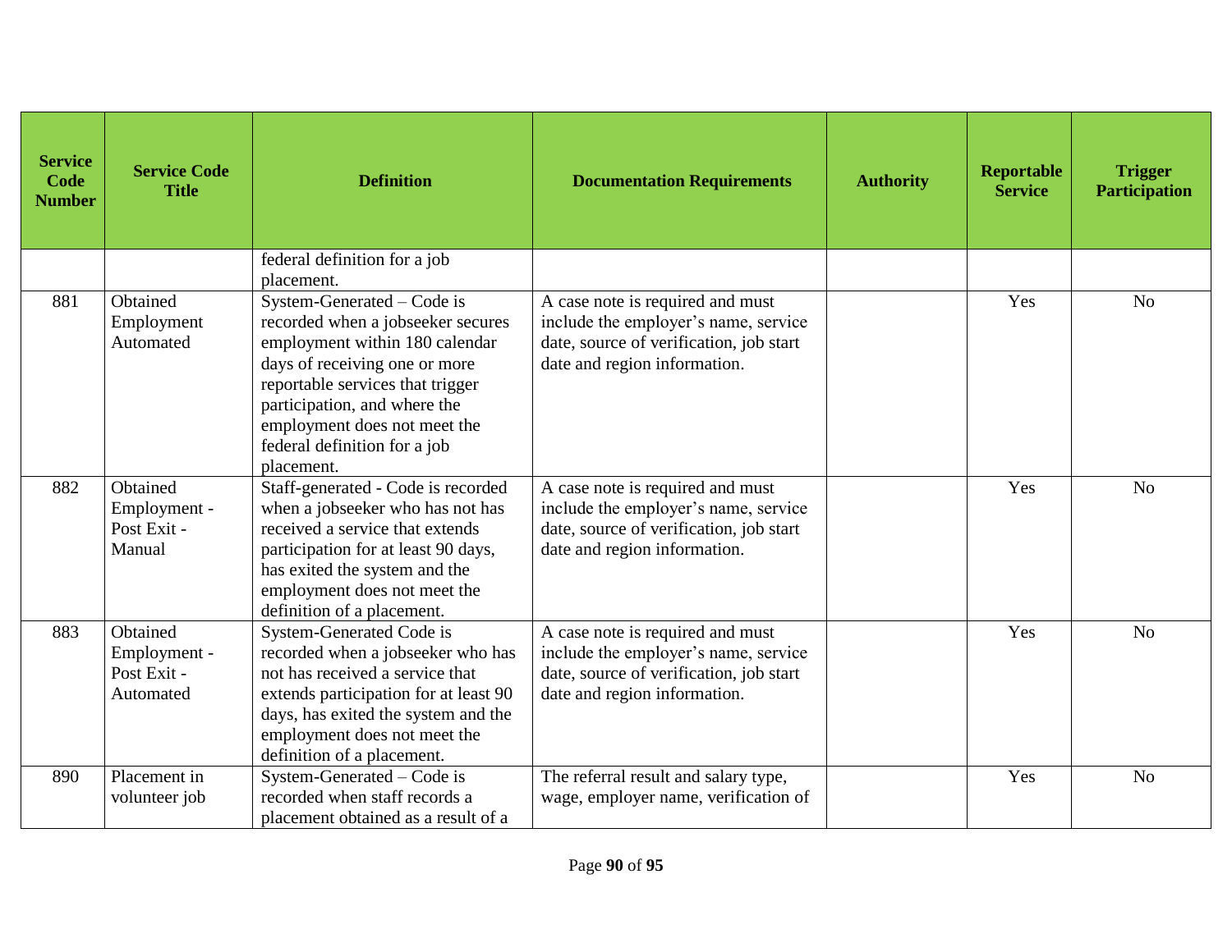| Service Code Number | Service Code Title | Definition | Documentation Requirements | Authority | Reportable Service | Trigger Participation |
|---|---|---|---|---|---|---|
| | | federal definition for a job placement. | | | | |
| 881 | Obtained Employment Automated | System-Generated – Code is recorded when a jobseeker secures employment within 180 calendar days of receiving one or more reportable services that trigger participation, and where the employment does not meet the federal definition for a job placement. | A case note is required and must include the employer's name, service date, source of verification, job start date and region information. | | Yes | No |
| 882 | Obtained Employment - Post Exit - Manual | Staff-generated - Code is recorded when a jobseeker who has not has received a service that extends participation for at least 90 days, has exited the system and the employment does not meet the definition of a placement. | A case note is required and must include the employer's name, service date, source of verification, job start date and region information. | | Yes | No |
| 883 | Obtained Employment - Post Exit - Automated | System-Generated Code is recorded when a jobseeker who has not has received a service that extends participation for at least 90 days, has exited the system and the employment does not meet the definition of a placement. | A case note is required and must include the employer's name, service date, source of verification, job start date and region information. | | Yes | No |
| 890 | Placement in volunteer job | System-Generated – Code is recorded when staff records a placement obtained as a result of a | The referral result and salary type, wage, employer name, verification of | | Yes | No |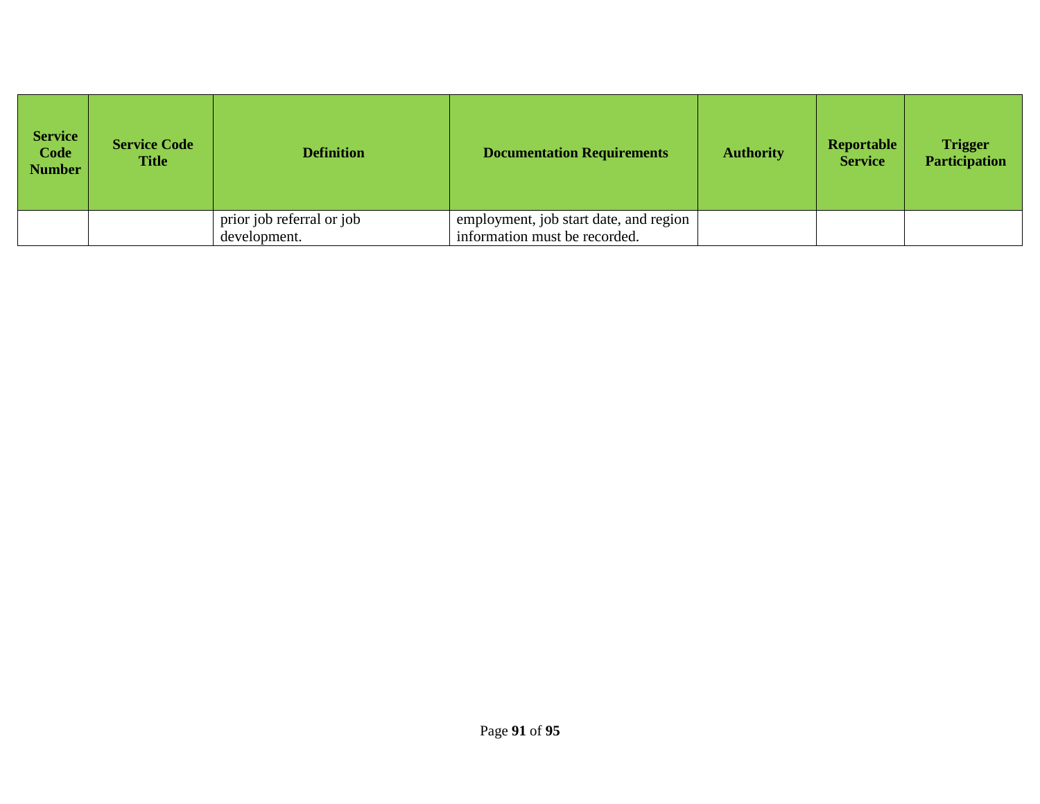| Service Code Number | Service Code Title | Definition | Documentation Requirements | Authority | Reportable Service | Trigger Participation |
|---|---|---|---|---|---|---|
| | | prior job referral or job development. | employment, job start date, and region information must be recorded. | | | |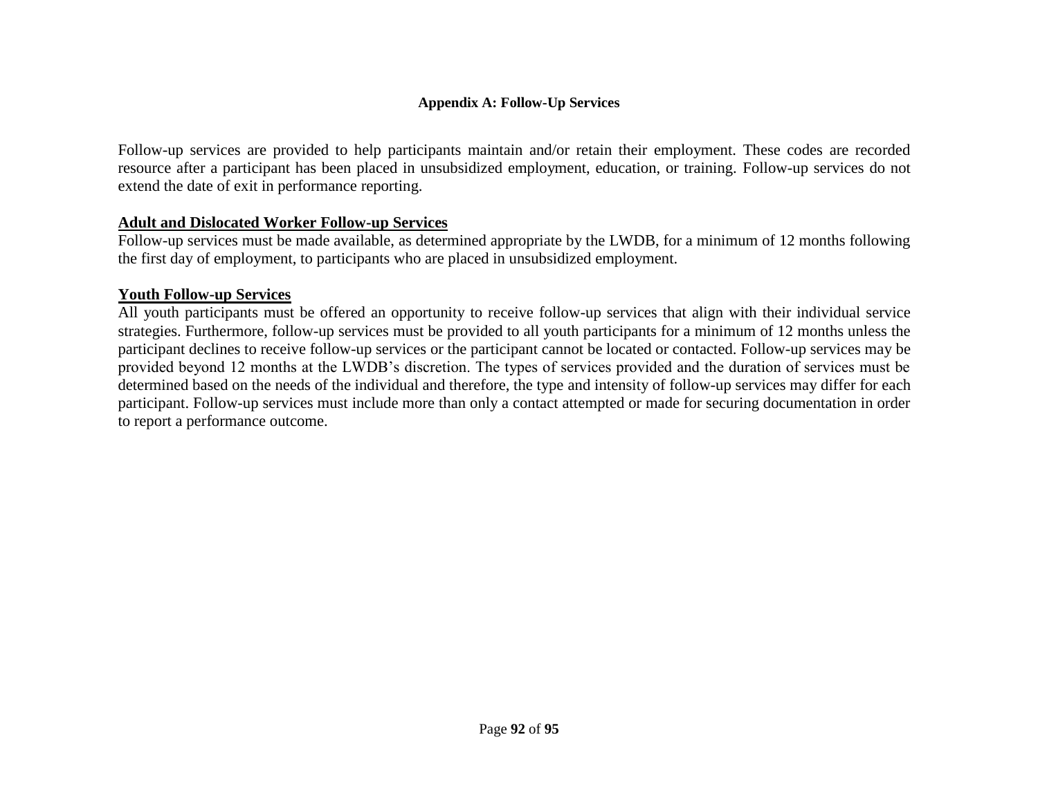## Appendix A: Follow-Up Services

Follow-up services are provided to help participants maintain and/or retain their employment. These codes are recorded resource after a participant has been placed in unsubsidized employment, education, or training. Follow-up services do not extend the date of exit in performance reporting.

### Adult and Dislocated Worker Follow-up Services

Follow-up services must be made available, as determined appropriate by the LWDB, for a minimum of 12 months following the first day of employment, to participants who are placed in unsubsidized employment.

### Youth Follow-up Services

All youth participants must be offered an opportunity to receive follow-up services that align with their individual service strategies. Furthermore, follow-up services must be provided to all youth participants for a minimum of 12 months unless the participant declines to receive follow-up services or the participant cannot be located or contacted. Follow-up services may be provided beyond 12 months at the LWDB's discretion. The types of services provided and the duration of services must be determined based on the needs of the individual and therefore, the type and intensity of follow-up services may differ for each participant. Follow-up services must include more than only a contact attempted or made for securing documentation in order to report a performance outcome.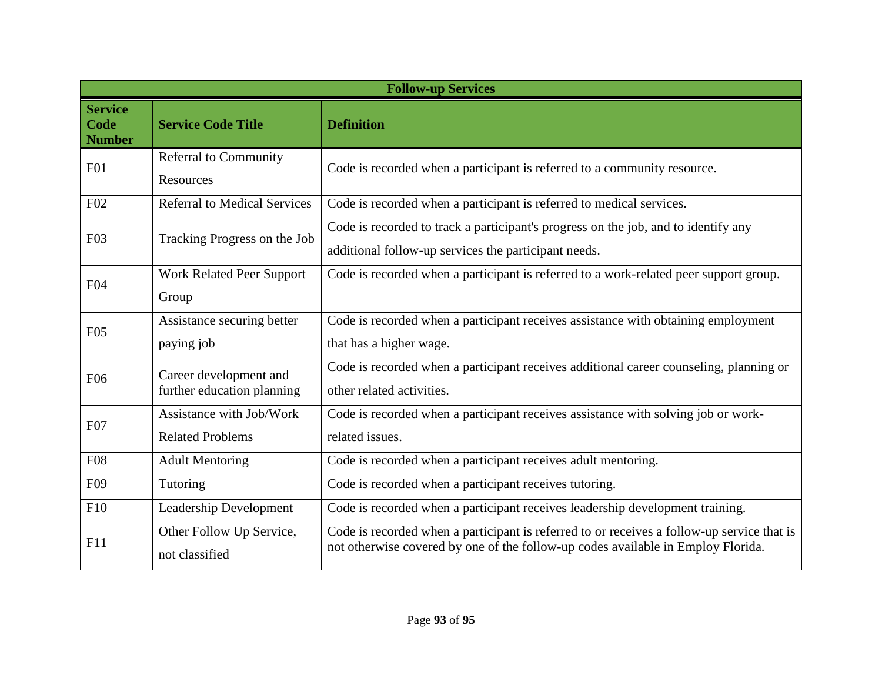| Follow-up Services | | |
|---|---|---|
| **Service Code Number** | **Service Code Title** | **Definition** |
| F01 | Referral to Community Resources | Code is recorded when a participant is referred to a community resource. |
| F02 | Referral to Medical Services | Code is recorded when a participant is referred to medical services. |
| F03 | Tracking Progress on the Job | Code is recorded to track a participant's progress on the job, and to identify any additional follow-up services the participant needs. |
| F04 | Work Related Peer Support Group | Code is recorded when a participant is referred to a work-related peer support group. |
| F05 | Assistance securing better paying job | Code is recorded when a participant receives assistance with obtaining employment that has a higher wage. |
| F06 | Career development and further education planning | Code is recorded when a participant receives additional career counseling, planning or other related activities. |
| F07 | Assistance with Job/Work Related Problems | Code is recorded when a participant receives assistance with solving job or work-related issues. |
| F08 | Adult Mentoring | Code is recorded when a participant receives adult mentoring. |
| F09 | Tutoring | Code is recorded when a participant receives tutoring. |
| F10 | Leadership Development | Code is recorded when a participant receives leadership development training. |
| F11 | Other Follow Up Service, not classified | Code is recorded when a participant is referred to or receives a follow-up service that is not otherwise covered by one of the follow-up codes available in Employ Florida. |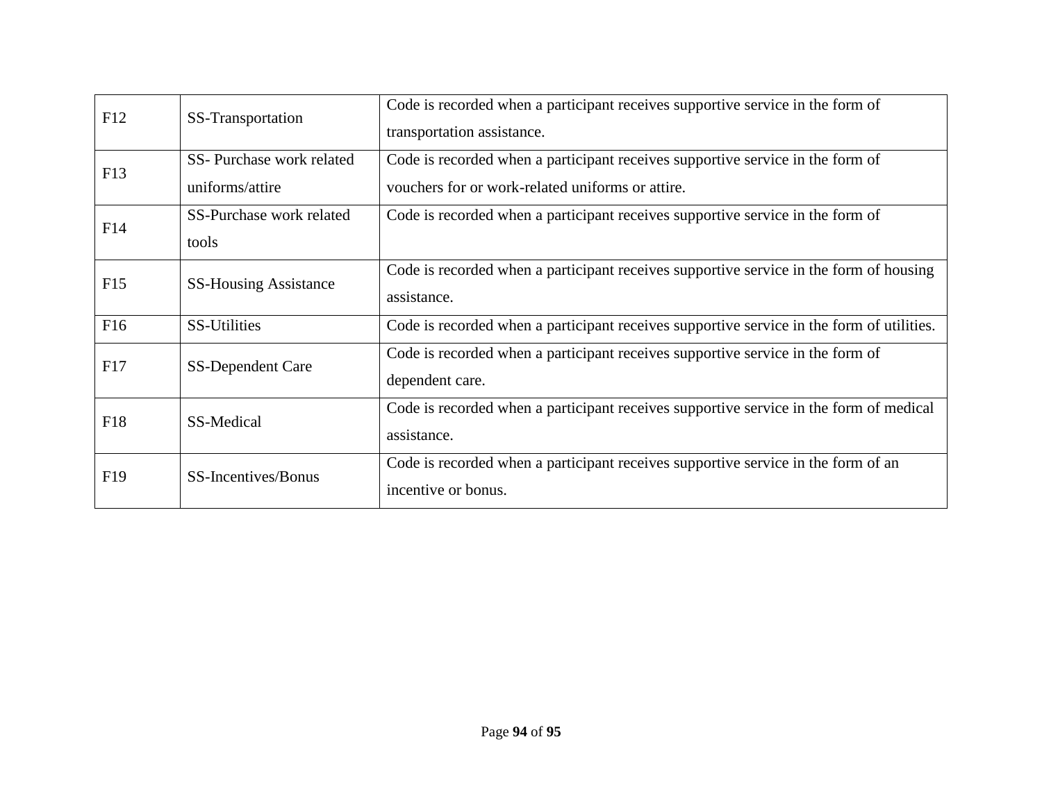| | | |
|---|---|---|
| F12 | SS-Transportation | Code is recorded when a participant receives supportive service in the form of transportation assistance. |
| F13 | SS- Purchase work related uniforms/attire | Code is recorded when a participant receives supportive service in the form of vouchers for or work-related uniforms or attire. |
| F14 | SS-Purchase work related tools | Code is recorded when a participant receives supportive service in the form of |
| F15 | SS-Housing Assistance | Code is recorded when a participant receives supportive service in the form of housing assistance. |
| F16 | SS-Utilities | Code is recorded when a participant receives supportive service in the form of utilities. |
| F17 | SS-Dependent Care | Code is recorded when a participant receives supportive service in the form of dependent care. |
| F18 | SS-Medical | Code is recorded when a participant receives supportive service in the form of medical assistance. |
| F19 | SS-Incentives/Bonus | Code is recorded when a participant receives supportive service in the form of an incentive or bonus. |